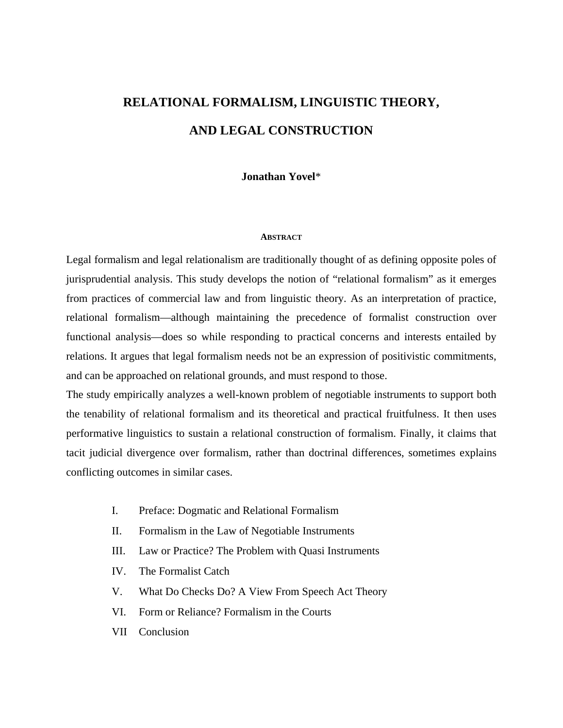# RELATIONAL FORMALISM, LINGUISTIC THEORY, AND LEGAL CONSTRUCTION

**Jonathan Yovel***

## ABSTRACT

Legal formalism and legal relationalism are traditionally thought of as defining opposite poles of jurisprudential analysis. This study develops the notion of "relational formalism" as it emerges from practices of commercial law and from linguistic theory. As an interpretation of practice, relational formalism—although maintaining the precedence of formalist construction over functional analysis—does so while responding to practical concerns and interests entailed by relations. It argues that legal formalism needs not be an expression of positivistic commitments, and can be approached on relational grounds, and must respond to those.

The study empirically analyzes a well-known problem of negotiable instruments to support both the tenability of relational formalism and its theoretical and practical fruitfulness. It then uses performative linguistics to sustain a relational construction of formalism. Finally, it claims that tacit judicial divergence over formalism, rather than doctrinal differences, sometimes explains conflicting outcomes in similar cases.

I. Preface: Dogmatic and Relational Formalism

II. Formalism in the Law of Negotiable Instruments

III. Law or Practice? The Problem with Quasi Instruments

IV. The Formalist Catch

V. What Do Checks Do? A View From Speech Act Theory

VI. Form or Reliance? Formalism in the Courts

VII Conclusion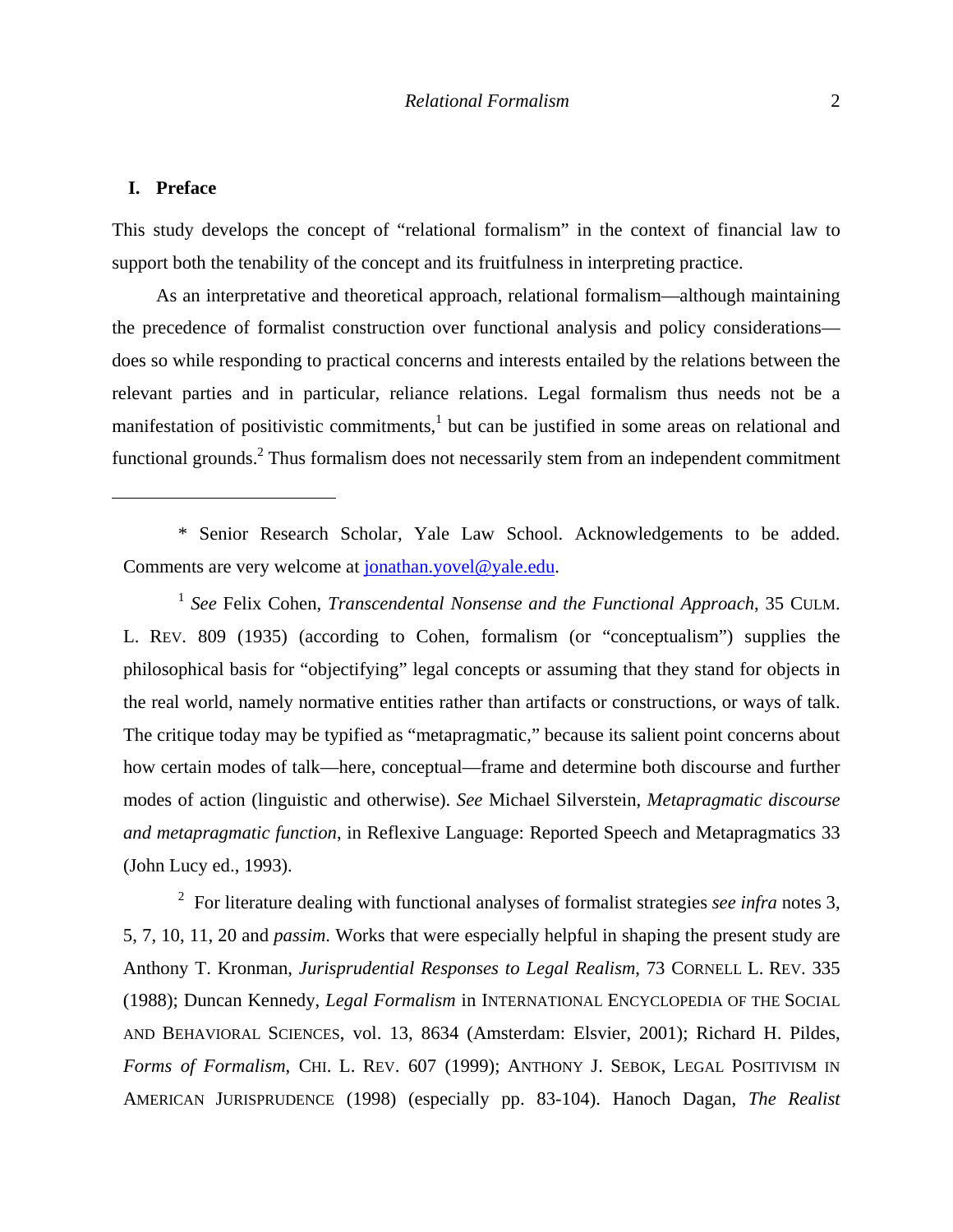## I. Preface

This study develops the concept of "relational formalism" in the context of financial law to support both the tenability of the concept and its fruitfulness in interpreting practice.

As an interpretative and theoretical approach, relational formalism—although maintaining the precedence of formalist construction over functional analysis and policy considerations—does so while responding to practical concerns and interests entailed by the relations between the relevant parties and in particular, reliance relations. Legal formalism thus needs not be a manifestation of positivistic commitments,[1] but can be justified in some areas on relational and functional grounds.[2] Thus formalism does not necessarily stem from an independent commitment

---

\* Senior Research Scholar, Yale Law School. Acknowledgements to be added. Comments are very welcome at jonathan.yovel@yale.edu.

[1] *See* Felix Cohen, *Transcendental Nonsense and the Functional Approach*, 35 CULM. L. REV. 809 (1935) (according to Cohen, formalism (or "conceptualism") supplies the philosophical basis for "objectifying" legal concepts or assuming that they stand for objects in the real world, namely normative entities rather than artifacts or constructions, or ways of talk. The critique today may be typified as "metapragmatic," because its salient point concerns about how certain modes of talk—here, conceptual—frame and determine both discourse and further modes of action (linguistic and otherwise). *See* Michael Silverstein, *Metapragmatic discourse and metapragmatic function*, in Reflexive Language: Reported Speech and Metapragmatics 33 (John Lucy ed., 1993).

[2] For literature dealing with functional analyses of formalist strategies *see infra* notes 3, 5, 7, 10, 11, 20 and *passim*. Works that were especially helpful in shaping the present study are Anthony T. Kronman, *Jurisprudential Responses to Legal Realism*, 73 CORNELL L. REV. 335 (1988); Duncan Kennedy, *Legal Formalism* in INTERNATIONAL ENCYCLOPEDIA OF THE SOCIAL AND BEHAVIORAL SCIENCES, vol. 13, 8634 (Amsterdam: Elsvier, 2001); Richard H. Pildes, *Forms of Formalism*, CHI. L. REV. 607 (1999); ANTHONY J. SEBOK, LEGAL POSITIVISM IN AMERICAN JURISPRUDENCE (1998) (especially pp. 83-104). Hanoch Dagan, *The Realist*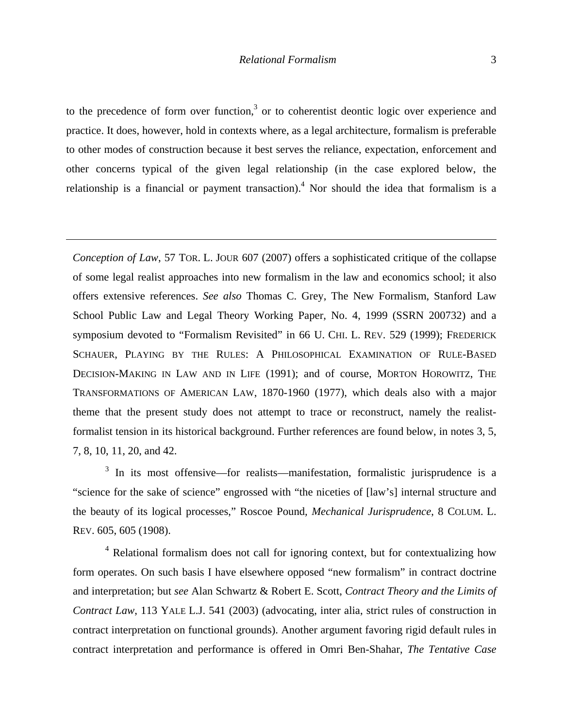to the precedence of form over function,[3] or to coherentist deontic logic over experience and practice. It does, however, hold in contexts where, as a legal architecture, formalism is preferable to other modes of construction because it best serves the reliance, expectation, enforcement and other concerns typical of the given legal relationship (in the case explored below, the relationship is a financial or payment transaction).[4] Nor should the idea that formalism is a

---

*Conception of Law*, 57 TOR. L. JOUR 607 (2007) offers a sophisticated critique of the collapse of some legal realist approaches into new formalism in the law and economics school; it also offers extensive references. *See also* Thomas C. Grey, The New Formalism, Stanford Law School Public Law and Legal Theory Working Paper, No. 4, 1999 (SSRN 200732) and a symposium devoted to "Formalism Revisited" in 66 U. CHI. L. REV. 529 (1999); FREDERICK SCHAUER, PLAYING BY THE RULES: A PHILOSOPHICAL EXAMINATION OF RULE-BASED DECISION-MAKING IN LAW AND IN LIFE (1991); and of course, MORTON HOROWITZ, THE TRANSFORMATIONS OF AMERICAN LAW, 1870-1960 (1977), which deals also with a major theme that the present study does not attempt to trace or reconstruct, namely the realist-formalist tension in its historical background. Further references are found below, in notes 3, 5, 7, 8, 10, 11, 20, and 42.

[3] In its most offensive—for realists—manifestation, formalistic jurisprudence is a "science for the sake of science" engrossed with "the niceties of [law's] internal structure and the beauty of its logical processes," Roscoe Pound, *Mechanical Jurisprudence*, 8 COLUM. L. REV. 605, 605 (1908).

[4] Relational formalism does not call for ignoring context, but for contextualizing how form operates. On such basis I have elsewhere opposed "new formalism" in contract doctrine and interpretation; but *see* Alan Schwartz & Robert E. Scott, *Contract Theory and the Limits of Contract Law*, 113 YALE L.J. 541 (2003) (advocating, inter alia, strict rules of construction in contract interpretation on functional grounds). Another argument favoring rigid default rules in contract interpretation and performance is offered in Omri Ben-Shahar, *The Tentative Case*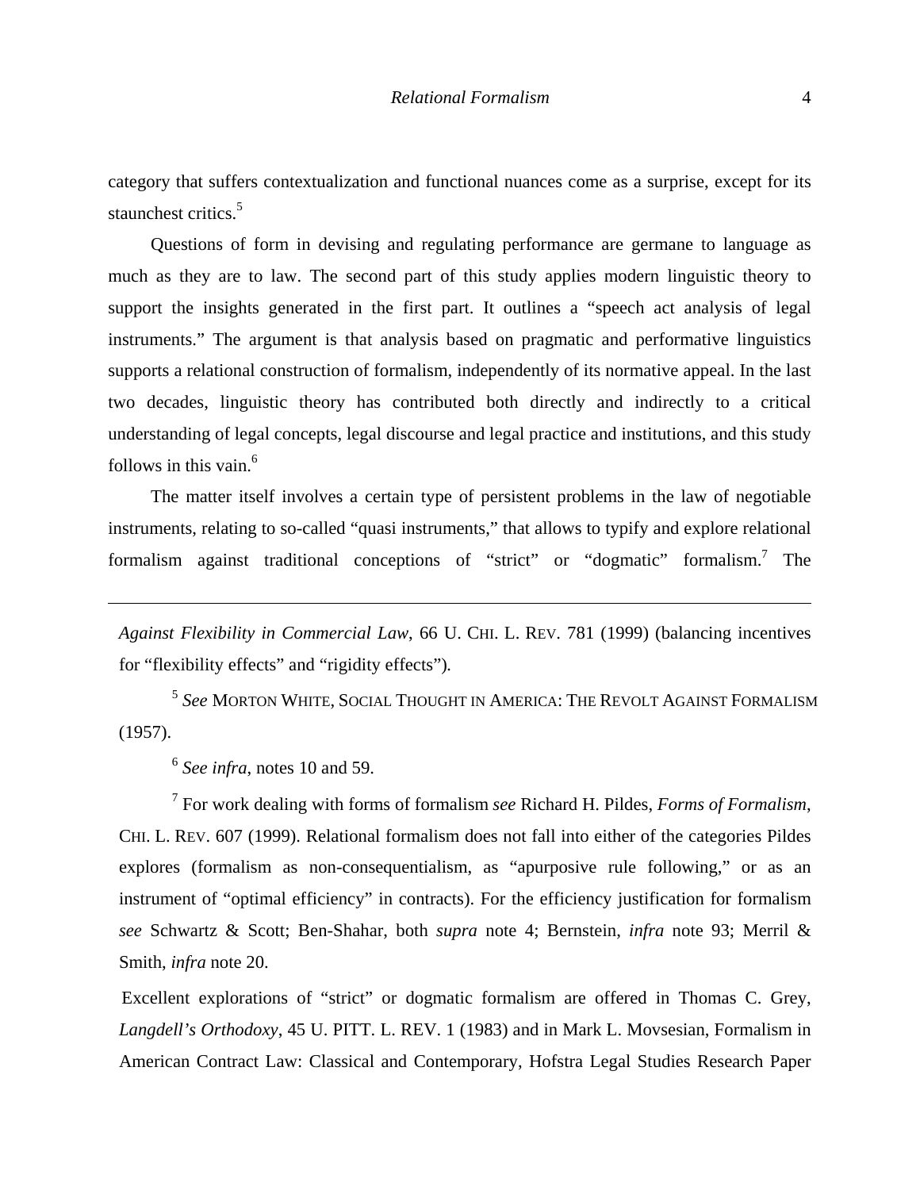category that suffers contextualization and functional nuances come as a surprise, except for its staunchest critics.[5]

Questions of form in devising and regulating performance are germane to language as much as they are to law. The second part of this study applies modern linguistic theory to support the insights generated in the first part. It outlines a "speech act analysis of legal instruments." The argument is that analysis based on pragmatic and performative linguistics supports a relational construction of formalism, independently of its normative appeal. In the last two decades, linguistic theory has contributed both directly and indirectly to a critical understanding of legal concepts, legal discourse and legal practice and institutions, and this study follows in this vain.[6]

The matter itself involves a certain type of persistent problems in the law of negotiable instruments, relating to so-called "quasi instruments," that allows to typify and explore relational formalism against traditional conceptions of "strict" or "dogmatic" formalism.[7] The

---

*Against Flexibility in Commercial Law*, 66 U. CHI. L. REV. 781 (1999) (balancing incentives for "flexibility effects" and "rigidity effects").

[5] *See* MORTON WHITE, SOCIAL THOUGHT IN AMERICA: THE REVOLT AGAINST FORMALISM (1957).

[6] *See infra*, notes 10 and 59.

[7] For work dealing with forms of formalism *see* Richard H. Pildes, *Forms of Formalism*, CHI. L. REV. 607 (1999). Relational formalism does not fall into either of the categories Pildes explores (formalism as non-consequentialism, as "apurposive rule following," or as an instrument of "optimal efficiency" in contracts). For the efficiency justification for formalism *see* Schwartz & Scott; Ben-Shahar, both *supra* note 4; Bernstein, *infra* note 93; Merril & Smith, *infra* note 20.

Excellent explorations of "strict" or dogmatic formalism are offered in Thomas C. Grey, *Langdell's Orthodoxy*, 45 U. PITT. L. REV. 1 (1983) and in Mark L. Movsesian, Formalism in American Contract Law: Classical and Contemporary, Hofstra Legal Studies Research Paper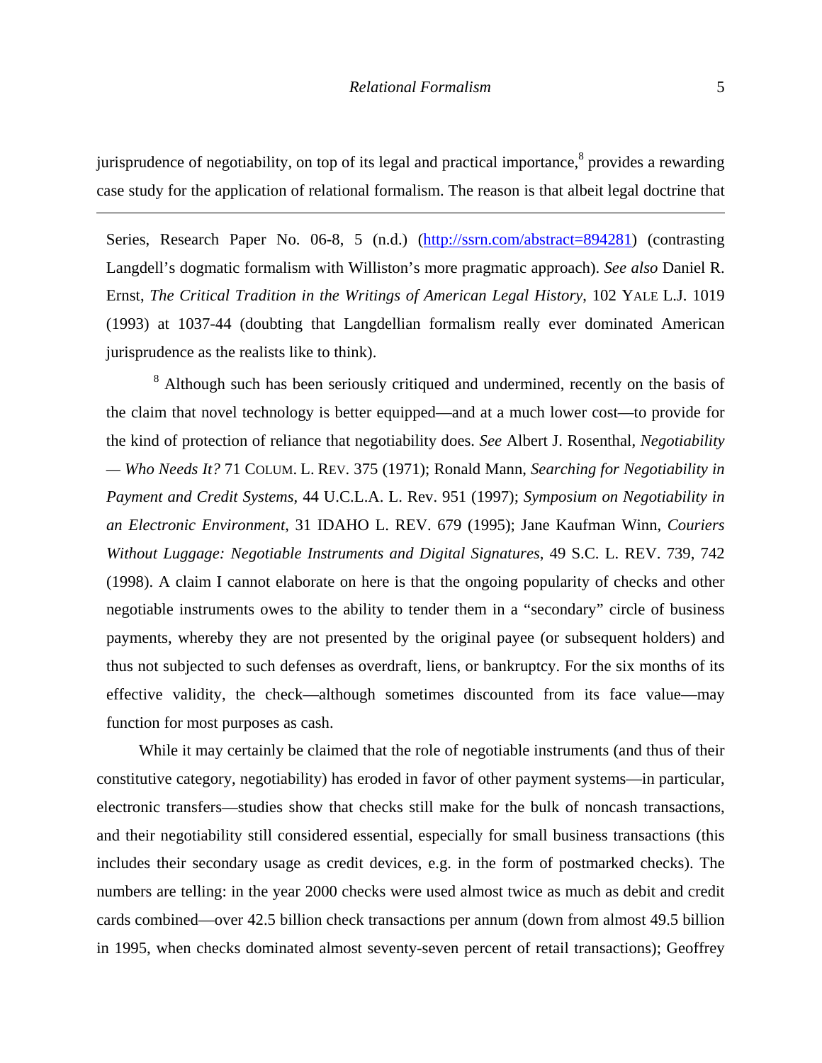jurisprudence of negotiability, on top of its legal and practical importance,[8] provides a rewarding case study for the application of relational formalism. The reason is that albeit legal doctrine that

---

Series, Research Paper No. 06-8, 5 (n.d.) (http://ssrn.com/abstract=894281) (contrasting Langdell's dogmatic formalism with Williston's more pragmatic approach). *See also* Daniel R. Ernst, *The Critical Tradition in the Writings of American Legal History*, 102 YALE L.J. 1019 (1993) at 1037-44 (doubting that Langdellian formalism really ever dominated American jurisprudence as the realists like to think).

[8] Although such has been seriously critiqued and undermined, recently on the basis of the claim that novel technology is better equipped—and at a much lower cost—to provide for the kind of protection of reliance that negotiability does. *See* Albert J. Rosenthal, *Negotiability — Who Needs It?* 71 COLUM. L. REV. 375 (1971); Ronald Mann, *Searching for Negotiability in Payment and Credit Systems*, 44 U.C.L.A. L. Rev. 951 (1997); *Symposium on Negotiability in an Electronic Environment*, 31 IDAHO L. REV. 679 (1995); Jane Kaufman Winn, *Couriers Without Luggage: Negotiable Instruments and Digital Signatures*, 49 S.C. L. REV. 739, 742 (1998). A claim I cannot elaborate on here is that the ongoing popularity of checks and other negotiable instruments owes to the ability to tender them in a "secondary" circle of business payments, whereby they are not presented by the original payee (or subsequent holders) and thus not subjected to such defenses as overdraft, liens, or bankruptcy. For the six months of its effective validity, the check—although sometimes discounted from its face value—may function for most purposes as cash.

While it may certainly be claimed that the role of negotiable instruments (and thus of their constitutive category, negotiability) has eroded in favor of other payment systems—in particular, electronic transfers—studies show that checks still make for the bulk of noncash transactions, and their negotiability still considered essential, especially for small business transactions (this includes their secondary usage as credit devices, e.g. in the form of postmarked checks). The numbers are telling: in the year 2000 checks were used almost twice as much as debit and credit cards combined—over 42.5 billion check transactions per annum (down from almost 49.5 billion in 1995, when checks dominated almost seventy-seven percent of retail transactions); Geoffrey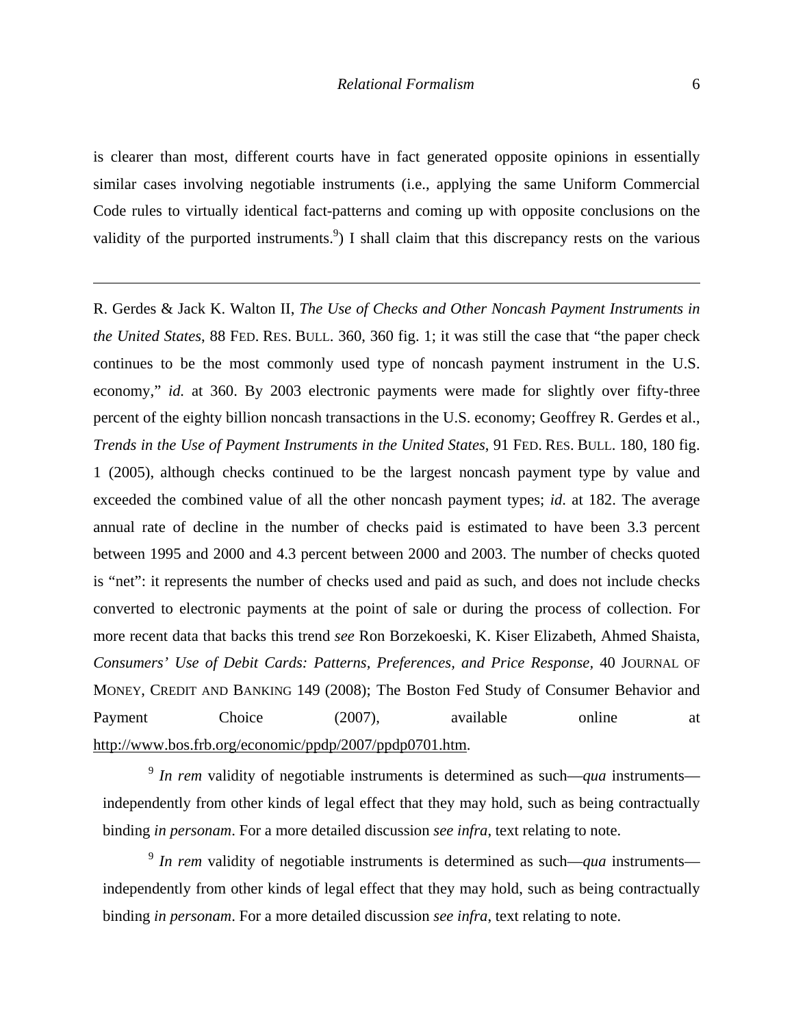is clearer than most, different courts have in fact generated opposite opinions in essentially similar cases involving negotiable instruments (i.e., applying the same Uniform Commercial Code rules to virtually identical fact-patterns and coming up with opposite conclusions on the validity of the purported instruments.[9]) I shall claim that this discrepancy rests on the various

---

R. Gerdes & Jack K. Walton II, *The Use of Checks and Other Noncash Payment Instruments in the United States*, 88 FED. RES. BULL. 360, 360 fig. 1; it was still the case that "the paper check continues to be the most commonly used type of noncash payment instrument in the U.S. economy," *id.* at 360. By 2003 electronic payments were made for slightly over fifty-three percent of the eighty billion noncash transactions in the U.S. economy; Geoffrey R. Gerdes et al., *Trends in the Use of Payment Instruments in the United States*, 91 FED. RES. BULL. 180, 180 fig. 1 (2005), although checks continued to be the largest noncash payment type by value and exceeded the combined value of all the other noncash payment types; *id.* at 182. The average annual rate of decline in the number of checks paid is estimated to have been 3.3 percent between 1995 and 2000 and 4.3 percent between 2000 and 2003. The number of checks quoted is "net": it represents the number of checks used and paid as such, and does not include checks converted to electronic payments at the point of sale or during the process of collection. For more recent data that backs this trend *see* Ron Borzekoeski, K. Kiser Elizabeth, Ahmed Shaista, *Consumers' Use of Debit Cards: Patterns, Preferences, and Price Response*, 40 JOURNAL OF MONEY, CREDIT AND BANKING 149 (2008); The Boston Fed Study of Consumer Behavior and Payment Choice (2007), available online at http://www.bos.frb.org/economic/ppdp/2007/ppdp0701.htm.

[9] *In rem* validity of negotiable instruments is determined as such—*qua* instruments—independently from other kinds of legal effect that they may hold, such as being contractually binding *in personam*. For a more detailed discussion *see infra*, text relating to note.

[9] *In rem* validity of negotiable instruments is determined as such—*qua* instruments—independently from other kinds of legal effect that they may hold, such as being contractually binding *in personam*. For a more detailed discussion *see infra*, text relating to note.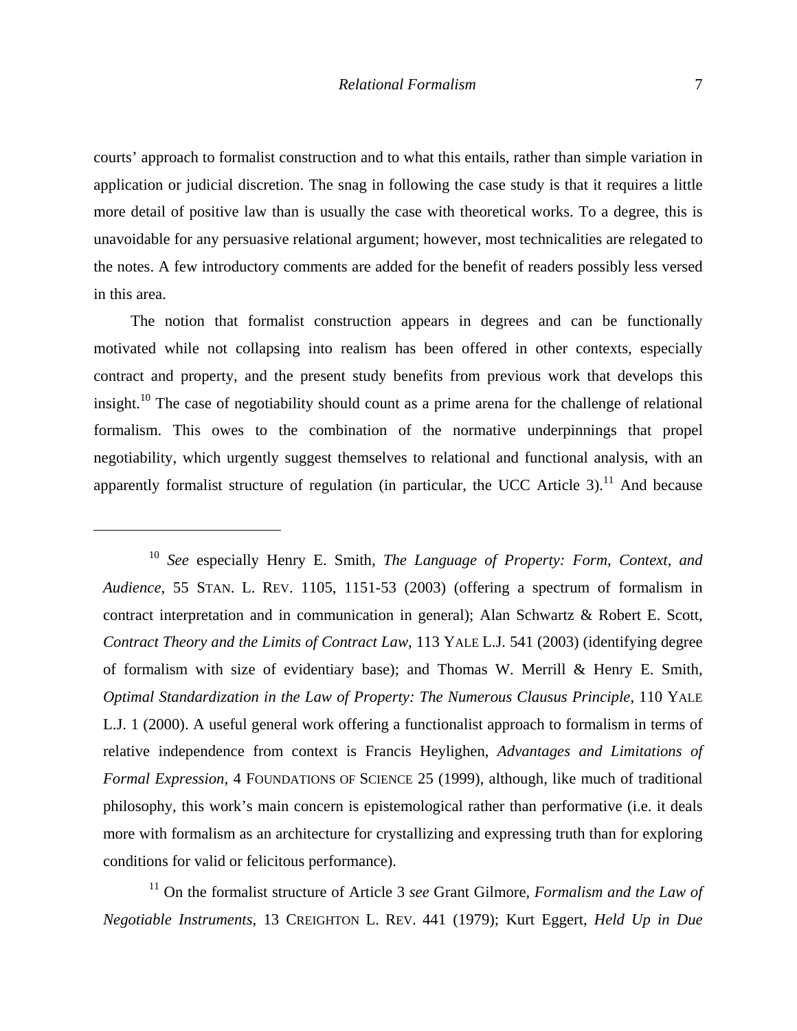courts' approach to formalist construction and to what this entails, rather than simple variation in application or judicial discretion. The snag in following the case study is that it requires a little more detail of positive law than is usually the case with theoretical works. To a degree, this is unavoidable for any persuasive relational argument; however, most technicalities are relegated to the notes. A few introductory comments are added for the benefit of readers possibly less versed in this area.

The notion that formalist construction appears in degrees and can be functionally motivated while not collapsing into realism has been offered in other contexts, especially contract and property, and the present study benefits from previous work that develops this insight.[10] The case of negotiability should count as a prime arena for the challenge of relational formalism. This owes to the combination of the normative underpinnings that propel negotiability, which urgently suggest themselves to relational and functional analysis, with an apparently formalist structure of regulation (in particular, the UCC Article 3).[11] And because

---

[10] *See* especially Henry E. Smith, *The Language of Property: Form, Context, and Audience*, 55 STAN. L. REV. 1105, 1151-53 (2003) (offering a spectrum of formalism in contract interpretation and in communication in general); Alan Schwartz & Robert E. Scott, *Contract Theory and the Limits of Contract Law*, 113 YALE L.J. 541 (2003) (identifying degree of formalism with size of evidentiary base); and Thomas W. Merrill & Henry E. Smith, *Optimal Standardization in the Law of Property: The Numerous Clausus Principle*, 110 YALE L.J. 1 (2000). A useful general work offering a functionalist approach to formalism in terms of relative independence from context is Francis Heylighen, *Advantages and Limitations of Formal Expression*, 4 FOUNDATIONS OF SCIENCE 25 (1999), although, like much of traditional philosophy, this work's main concern is epistemological rather than performative (i.e. it deals more with formalism as an architecture for crystallizing and expressing truth than for exploring conditions for valid or felicitous performance).

[11] On the formalist structure of Article 3 *see* Grant Gilmore, *Formalism and the Law of Negotiable Instruments*, 13 CREIGHTON L. REV. 441 (1979); Kurt Eggert, *Held Up in Due*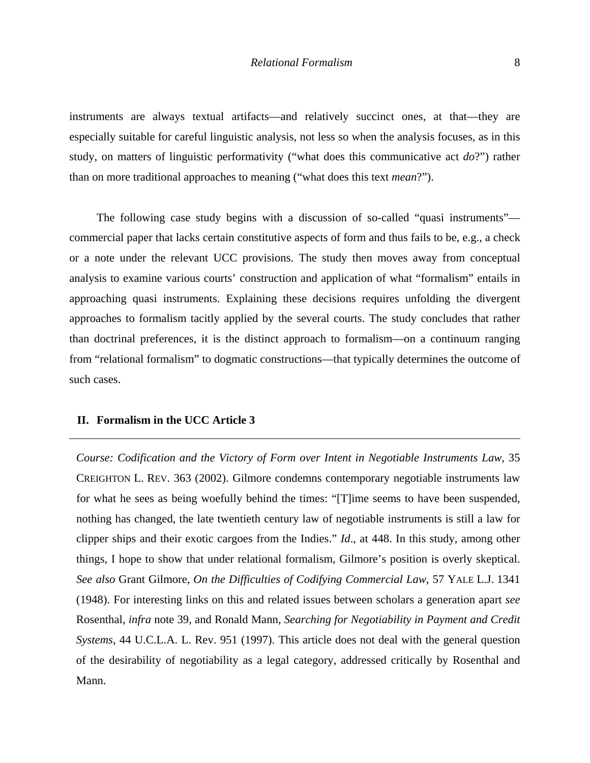instruments are always textual artifacts—and relatively succinct ones, at that—they are especially suitable for careful linguistic analysis, not less so when the analysis focuses, as in this study, on matters of linguistic performativity ("what does this communicative act *do*?") rather than on more traditional approaches to meaning ("what does this text *mean*?").

The following case study begins with a discussion of so-called "quasi instruments"—commercial paper that lacks certain constitutive aspects of form and thus fails to be, e.g., a check or a note under the relevant UCC provisions. The study then moves away from conceptual analysis to examine various courts' construction and application of what "formalism" entails in approaching quasi instruments. Explaining these decisions requires unfolding the divergent approaches to formalism tacitly applied by the several courts. The study concludes that rather than doctrinal preferences, it is the distinct approach to formalism—on a continuum ranging from "relational formalism" to dogmatic constructions—that typically determines the outcome of such cases.

## II. Formalism in the UCC Article 3

---

*Course: Codification and the Victory of Form over Intent in Negotiable Instruments Law*, 35 CREIGHTON L. REV. 363 (2002). Gilmore condemns contemporary negotiable instruments law for what he sees as being woefully behind the times: "[T]ime seems to have been suspended, nothing has changed, the late twentieth century law of negotiable instruments is still a law for clipper ships and their exotic cargoes from the Indies." *Id*., at 448. In this study, among other things, I hope to show that under relational formalism, Gilmore's position is overly skeptical. *See also* Grant Gilmore, *On the Difficulties of Codifying Commercial Law*, 57 YALE L.J. 1341 (1948). For interesting links on this and related issues between scholars a generation apart *see* Rosenthal, *infra* note 39, and Ronald Mann, *Searching for Negotiability in Payment and Credit Systems*, 44 U.C.L.A. L. Rev. 951 (1997). This article does not deal with the general question of the desirability of negotiability as a legal category, addressed critically by Rosenthal and Mann.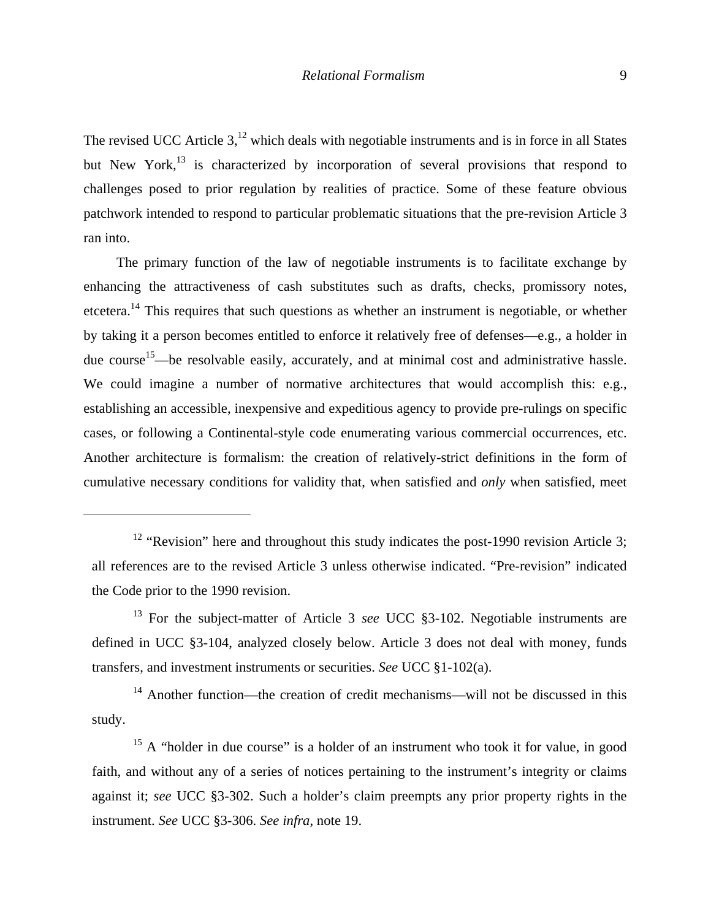The revised UCC Article 3,[12] which deals with negotiable instruments and is in force in all States but New York,[13] is characterized by incorporation of several provisions that respond to challenges posed to prior regulation by realities of practice. Some of these feature obvious patchwork intended to respond to particular problematic situations that the pre-revision Article 3 ran into.

The primary function of the law of negotiable instruments is to facilitate exchange by enhancing the attractiveness of cash substitutes such as drafts, checks, promissory notes, etcetera.[14] This requires that such questions as whether an instrument is negotiable, or whether by taking it a person becomes entitled to enforce it relatively free of defenses—e.g., a holder in due course[15]—be resolvable easily, accurately, and at minimal cost and administrative hassle. We could imagine a number of normative architectures that would accomplish this: e.g., establishing an accessible, inexpensive and expeditious agency to provide pre-rulings on specific cases, or following a Continental-style code enumerating various commercial occurrences, etc. Another architecture is formalism: the creation of relatively-strict definitions in the form of cumulative necessary conditions for validity that, when satisfied and *only* when satisfied, meet

---

[12] "Revision" here and throughout this study indicates the post-1990 revision Article 3; all references are to the revised Article 3 unless otherwise indicated. "Pre-revision" indicated the Code prior to the 1990 revision.

[13] For the subject-matter of Article 3 *see* UCC §3-102. Negotiable instruments are defined in UCC §3-104, analyzed closely below. Article 3 does not deal with money, funds transfers, and investment instruments or securities. *See* UCC §1-102(a).

[14] Another function—the creation of credit mechanisms—will not be discussed in this study.

[15] A "holder in due course" is a holder of an instrument who took it for value, in good faith, and without any of a series of notices pertaining to the instrument's integrity or claims against it; *see* UCC §3-302. Such a holder's claim preempts any prior property rights in the instrument. *See* UCC §3-306. *See infra*, note 19.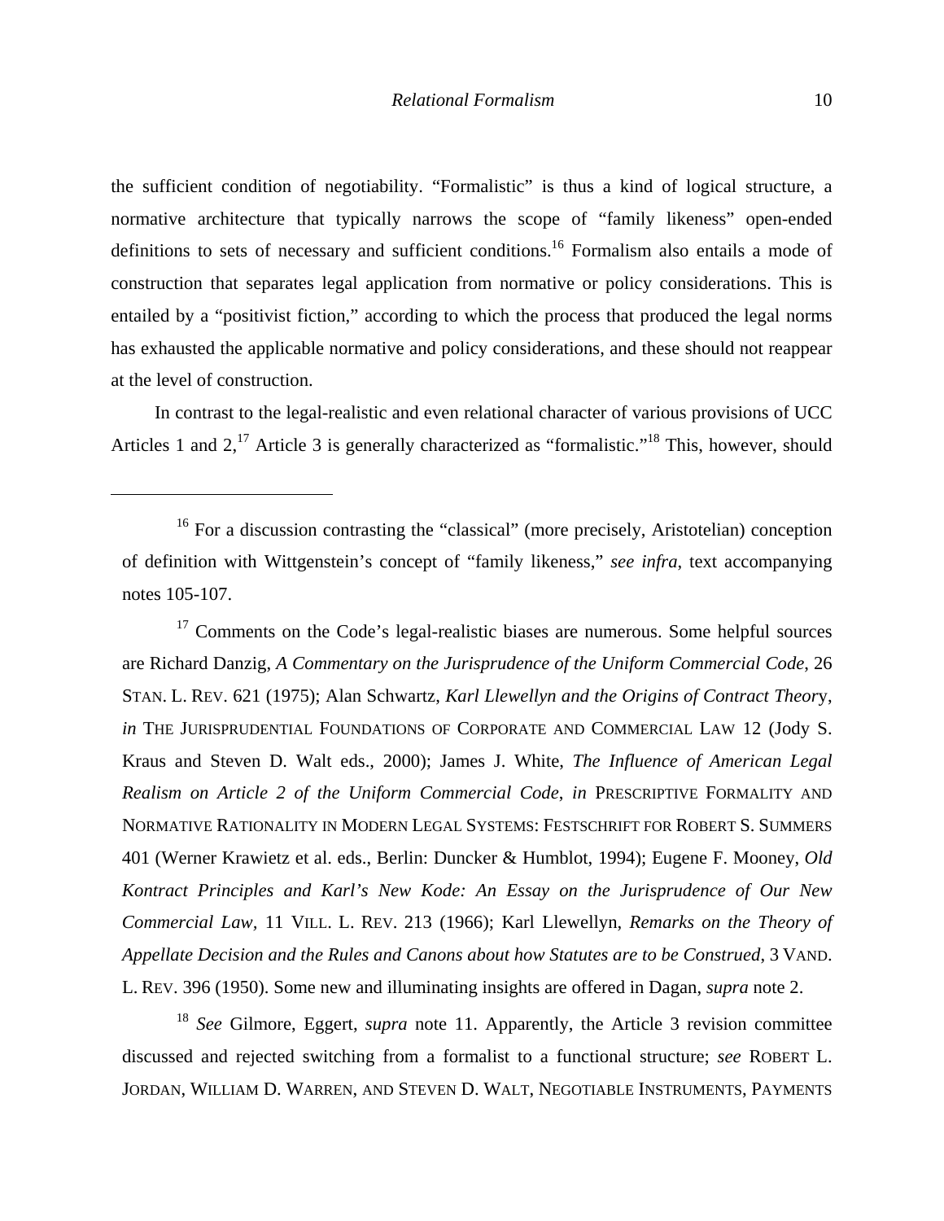the sufficient condition of negotiability. "Formalistic" is thus a kind of logical structure, a normative architecture that typically narrows the scope of "family likeness" open-ended definitions to sets of necessary and sufficient conditions.[16] Formalism also entails a mode of construction that separates legal application from normative or policy considerations. This is entailed by a "positivist fiction," according to which the process that produced the legal norms has exhausted the applicable normative and policy considerations, and these should not reappear at the level of construction.

In contrast to the legal-realistic and even relational character of various provisions of UCC Articles 1 and 2,[17] Article 3 is generally characterized as "formalistic."[18] This, however, should

---

[16] For a discussion contrasting the "classical" (more precisely, Aristotelian) conception of definition with Wittgenstein's concept of "family likeness," *see infra*, text accompanying notes 105-107.

[17] Comments on the Code's legal-realistic biases are numerous. Some helpful sources are Richard Danzig, *A Commentary on the Jurisprudence of the Uniform Commercial Code*, 26 STAN. L. REV. 621 (1975); Alan Schwartz, *Karl Llewellyn and the Origins of Contract Theory*, *in* THE JURISPRUDENTIAL FOUNDATIONS OF CORPORATE AND COMMERCIAL LAW 12 (Jody S. Kraus and Steven D. Walt eds., 2000); James J. White, *The Influence of American Legal Realism on Article 2 of the Uniform Commercial Code*, *in* PRESCRIPTIVE FORMALITY AND NORMATIVE RATIONALITY IN MODERN LEGAL SYSTEMS: FESTSCHRIFT FOR ROBERT S. SUMMERS 401 (Werner Krawietz et al. eds., Berlin: Duncker & Humblot, 1994); Eugene F. Mooney, *Old Kontract Principles and Karl's New Kode: An Essay on the Jurisprudence of Our New Commercial Law*, 11 VILL. L. REV. 213 (1966); Karl Llewellyn, *Remarks on the Theory of Appellate Decision and the Rules and Canons about how Statutes are to be Construed*, 3 VAND. L. REV. 396 (1950). Some new and illuminating insights are offered in Dagan, *supra* note 2.

[18] *See* Gilmore, Eggert, *supra* note 11. Apparently, the Article 3 revision committee discussed and rejected switching from a formalist to a functional structure; *see* ROBERT L. JORDAN, WILLIAM D. WARREN, AND STEVEN D. WALT, NEGOTIABLE INSTRUMENTS, PAYMENTS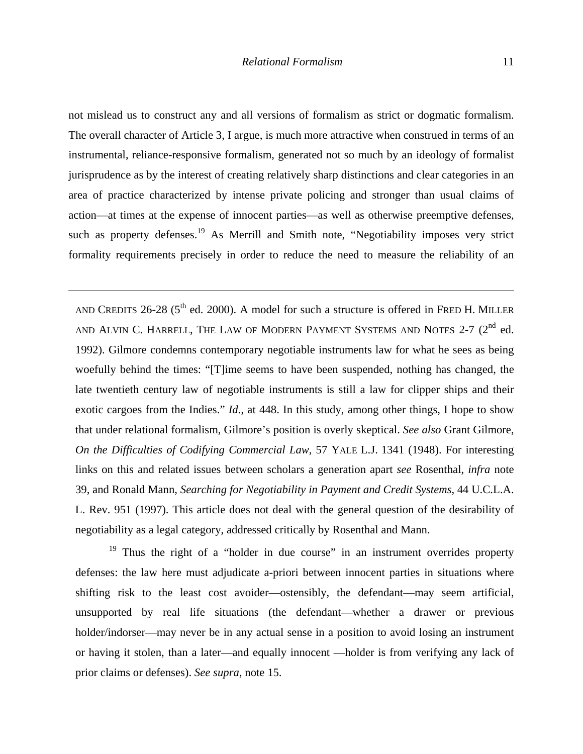not mislead us to construct any and all versions of formalism as strict or dogmatic formalism. The overall character of Article 3, I argue, is much more attractive when construed in terms of an instrumental, reliance-responsive formalism, generated not so much by an ideology of formalist jurisprudence as by the interest of creating relatively sharp distinctions and clear categories in an area of practice characterized by intense private policing and stronger than usual claims of action—at times at the expense of innocent parties—as well as otherwise preemptive defenses, such as property defenses.[19] As Merrill and Smith note, "Negotiability imposes very strict formality requirements precisely in order to reduce the need to measure the reliability of an

---

AND CREDITS 26-28 (5th ed. 2000). A model for such a structure is offered in FRED H. MILLER AND ALVIN C. HARRELL, THE LAW OF MODERN PAYMENT SYSTEMS AND NOTES 2-7 (2nd ed. 1992). Gilmore condemns contemporary negotiable instruments law for what he sees as being woefully behind the times: "[T]ime seems to have been suspended, nothing has changed, the late twentieth century law of negotiable instruments is still a law for clipper ships and their exotic cargoes from the Indies." *Id*., at 448. In this study, among other things, I hope to show that under relational formalism, Gilmore's position is overly skeptical. *See also* Grant Gilmore, *On the Difficulties of Codifying Commercial Law*, 57 YALE L.J. 1341 (1948). For interesting links on this and related issues between scholars a generation apart *see* Rosenthal, *infra* note 39, and Ronald Mann, *Searching for Negotiability in Payment and Credit Systems*, 44 U.C.L.A. L. Rev. 951 (1997). This article does not deal with the general question of the desirability of negotiability as a legal category, addressed critically by Rosenthal and Mann.

[19] Thus the right of a "holder in due course" in an instrument overrides property defenses: the law here must adjudicate a-priori between innocent parties in situations where shifting risk to the least cost avoider—ostensibly, the defendant—may seem artificial, unsupported by real life situations (the defendant—whether a drawer or previous holder/indorser—may never be in any actual sense in a position to avoid losing an instrument or having it stolen, than a later—and equally innocent —holder is from verifying any lack of prior claims or defenses). *See supra*, note 15.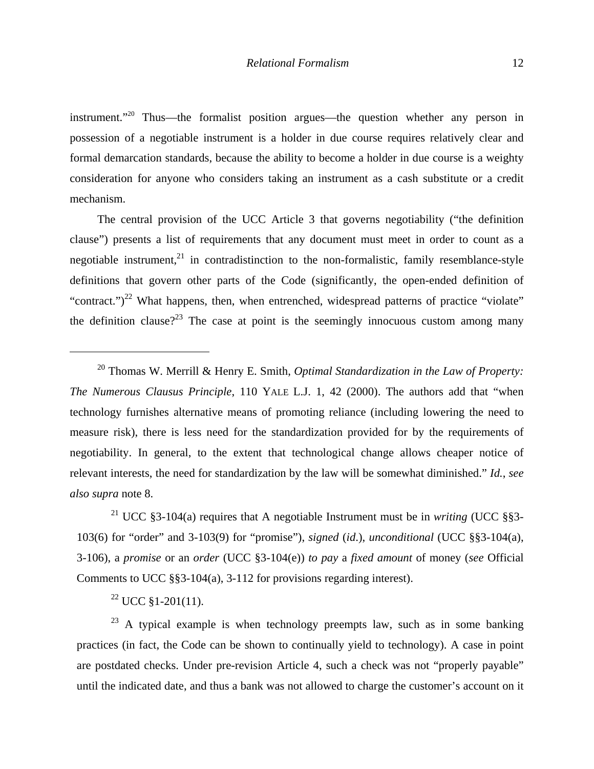instrument."[20] Thus—the formalist position argues—the question whether any person in possession of a negotiable instrument is a holder in due course requires relatively clear and formal demarcation standards, because the ability to become a holder in due course is a weighty consideration for anyone who considers taking an instrument as a cash substitute or a credit mechanism.

The central provision of the UCC Article 3 that governs negotiability ("the definition clause") presents a list of requirements that any document must meet in order to count as a negotiable instrument,[21] in contradistinction to the non-formalistic, family resemblance-style definitions that govern other parts of the Code (significantly, the open-ended definition of "contract.")[22] What happens, then, when entrenched, widespread patterns of practice "violate" the definition clause?[23] The case at point is the seemingly innocuous custom among many

---

[20] Thomas W. Merrill & Henry E. Smith, *Optimal Standardization in the Law of Property: The Numerous Clausus Principle*, 110 YALE L.J. 1, 42 (2000). The authors add that "when technology furnishes alternative means of promoting reliance (including lowering the need to measure risk), there is less need for the standardization provided for by the requirements of negotiability. In general, to the extent that technological change allows cheaper notice of relevant interests, the need for standardization by the law will be somewhat diminished." *Id.*, *see also supra* note 8.

[21] UCC §3-104(a) requires that A negotiable Instrument must be in *writing* (UCC §§3-103(6) for "order" and 3-103(9) for "promise"), *signed* (*id.*), *unconditional* (UCC §§3-104(a), 3-106), a *promise* or an *order* (UCC §3-104(e)) *to pay* a *fixed amount* of money (*see* Official Comments to UCC §§3-104(a), 3-112 for provisions regarding interest).

[22] UCC §1-201(11).

[23] A typical example is when technology preempts law, such as in some banking practices (in fact, the Code can be shown to continually yield to technology). A case in point are postdated checks. Under pre-revision Article 4, such a check was not "properly payable" until the indicated date, and thus a bank was not allowed to charge the customer's account on it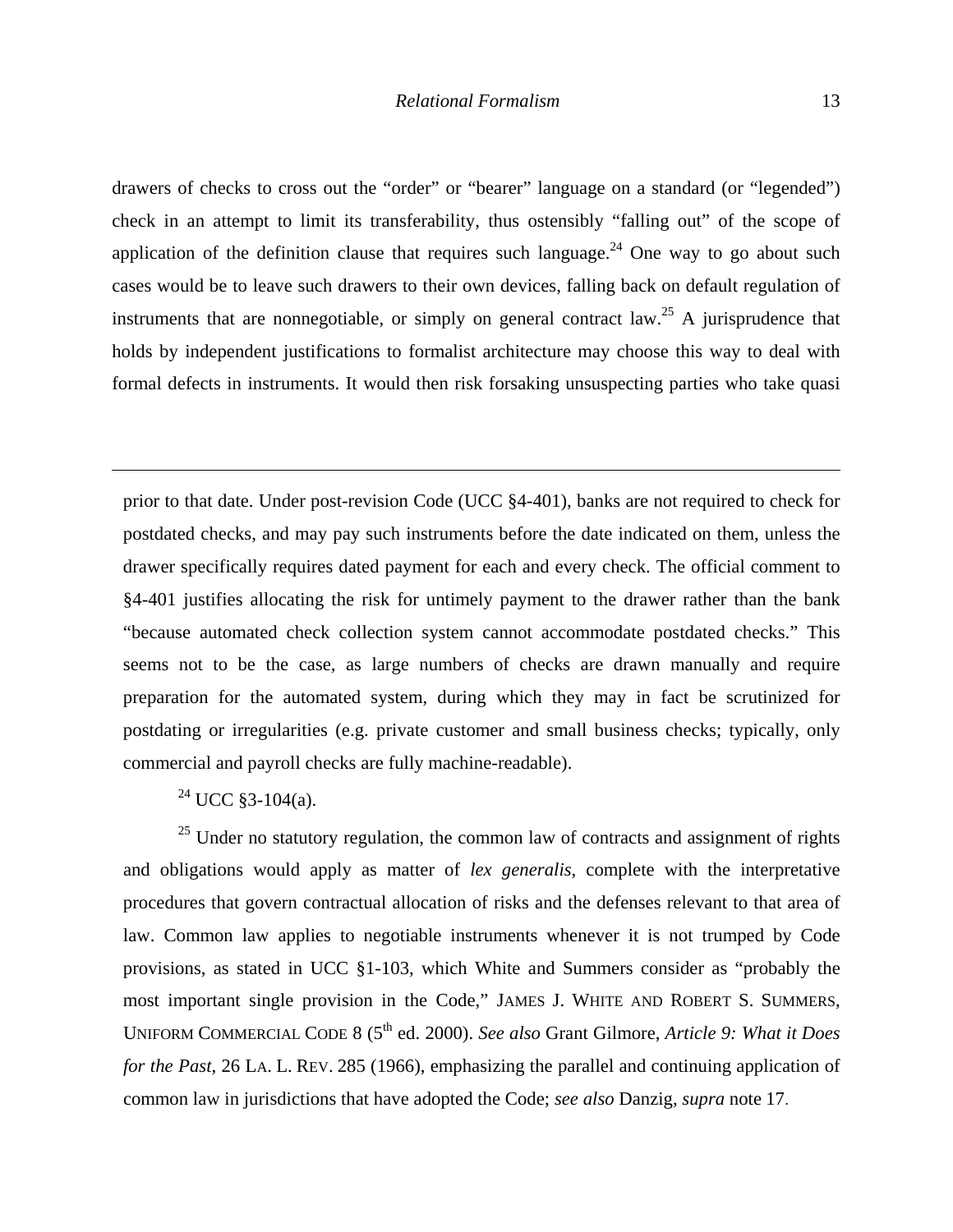drawers of checks to cross out the "order" or "bearer" language on a standard (or "legended") check in an attempt to limit its transferability, thus ostensibly "falling out" of the scope of application of the definition clause that requires such language.[24] One way to go about such cases would be to leave such drawers to their own devices, falling back on default regulation of instruments that are nonnegotiable, or simply on general contract law.[25] A jurisprudence that holds by independent justifications to formalist architecture may choose this way to deal with formal defects in instruments. It would then risk forsaking unsuspecting parties who take quasi

---

prior to that date. Under post-revision Code (UCC §4-401), banks are not required to check for postdated checks, and may pay such instruments before the date indicated on them, unless the drawer specifically requires dated payment for each and every check. The official comment to §4-401 justifies allocating the risk for untimely payment to the drawer rather than the bank "because automated check collection system cannot accommodate postdated checks." This seems not to be the case, as large numbers of checks are drawn manually and require preparation for the automated system, during which they may in fact be scrutinized for postdating or irregularities (e.g. private customer and small business checks; typically, only commercial and payroll checks are fully machine-readable).

[24] UCC §3-104(a).

[25] Under no statutory regulation, the common law of contracts and assignment of rights and obligations would apply as matter of *lex generalis*, complete with the interpretative procedures that govern contractual allocation of risks and the defenses relevant to that area of law. Common law applies to negotiable instruments whenever it is not trumped by Code provisions, as stated in UCC §1-103, which White and Summers consider as "probably the most important single provision in the Code," JAMES J. WHITE AND ROBERT S. SUMMERS, UNIFORM COMMERCIAL CODE 8 (5th ed. 2000). *See also* Grant Gilmore, *Article 9: What it Does for the Past*, 26 LA. L. REV. 285 (1966), emphasizing the parallel and continuing application of common law in jurisdictions that have adopted the Code; *see also* Danzig, *supra* note 17.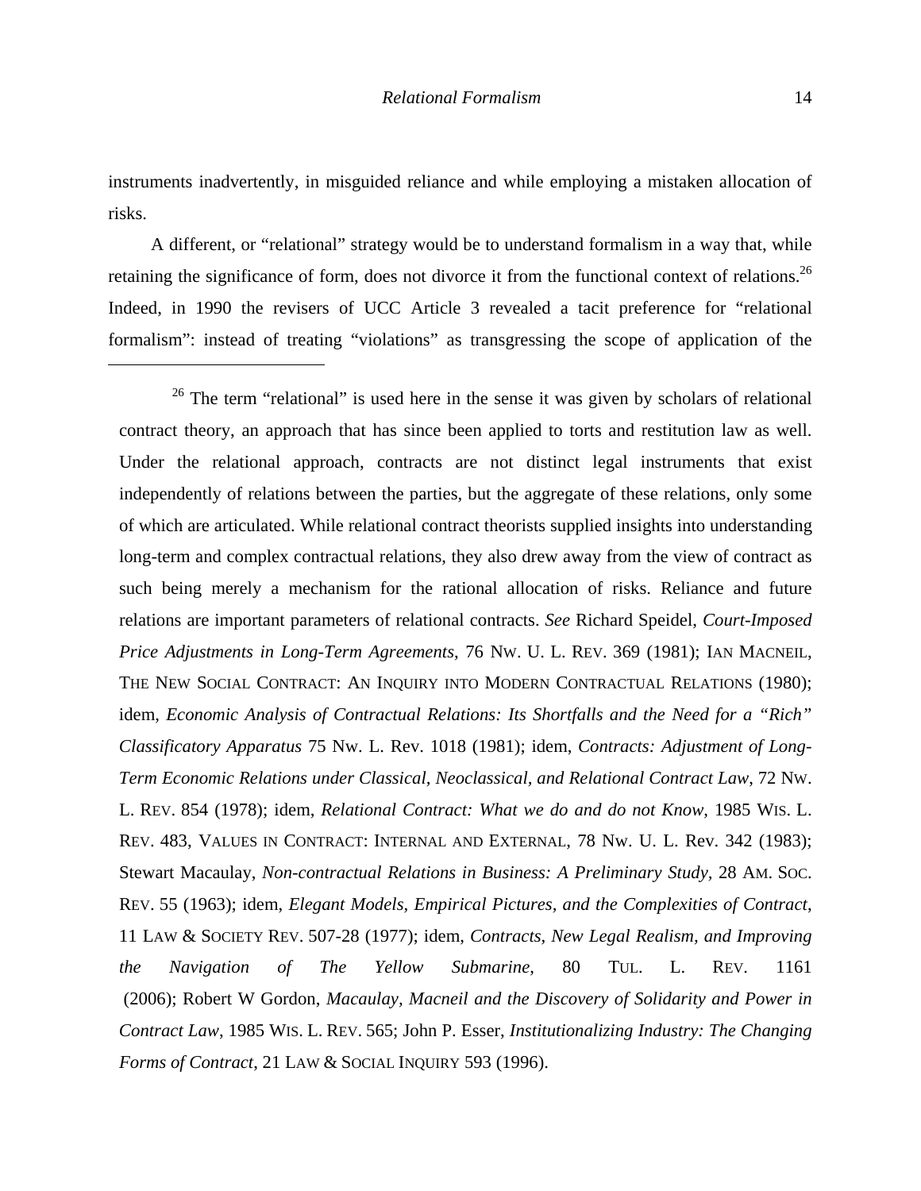instruments inadvertently, in misguided reliance and while employing a mistaken allocation of risks.

A different, or "relational" strategy would be to understand formalism in a way that, while retaining the significance of form, does not divorce it from the functional context of relations.[26] Indeed, in 1990 the revisers of UCC Article 3 revealed a tacit preference for "relational formalism": instead of treating "violations" as transgressing the scope of application of the

---

[26] The term "relational" is used here in the sense it was given by scholars of relational contract theory, an approach that has since been applied to torts and restitution law as well. Under the relational approach, contracts are not distinct legal instruments that exist independently of relations between the parties, but the aggregate of these relations, only some of which are articulated. While relational contract theorists supplied insights into understanding long-term and complex contractual relations, they also drew away from the view of contract as such being merely a mechanism for the rational allocation of risks. Reliance and future relations are important parameters of relational contracts. *See* Richard Speidel, *Court-Imposed Price Adjustments in Long-Term Agreements*, 76 NW. U. L. REV. 369 (1981); IAN MACNEIL, THE NEW SOCIAL CONTRACT: AN INQUIRY INTO MODERN CONTRACTUAL RELATIONS (1980); idem, *Economic Analysis of Contractual Relations: Its Shortfalls and the Need for a "Rich" Classificatory Apparatus* 75 Nw. L. Rev. 1018 (1981); idem, *Contracts: Adjustment of Long-Term Economic Relations under Classical, Neoclassical, and Relational Contract Law*, 72 NW. L. REV. 854 (1978); idem, *Relational Contract: What we do and do not Know*, 1985 WIS. L. REV. 483, VALUES IN CONTRACT: INTERNAL AND EXTERNAL, 78 Nw. U. L. Rev. 342 (1983); Stewart Macaulay, *Non-contractual Relations in Business: A Preliminary Study*, 28 AM. SOC. REV. 55 (1963); idem, *Elegant Models, Empirical Pictures, and the Complexities of Contract*, 11 LAW & SOCIETY REV. 507-28 (1977); idem, *Contracts, New Legal Realism, and Improving the Navigation of The Yellow Submarine*, 80 TUL. L. REV. 1161 (2006); Robert W Gordon, *Macaulay, Macneil and the Discovery of Solidarity and Power in Contract Law*, 1985 WIS. L. REV. 565; John P. Esser, *Institutionalizing Industry: The Changing Forms of Contract*, 21 LAW & SOCIAL INQUIRY 593 (1996).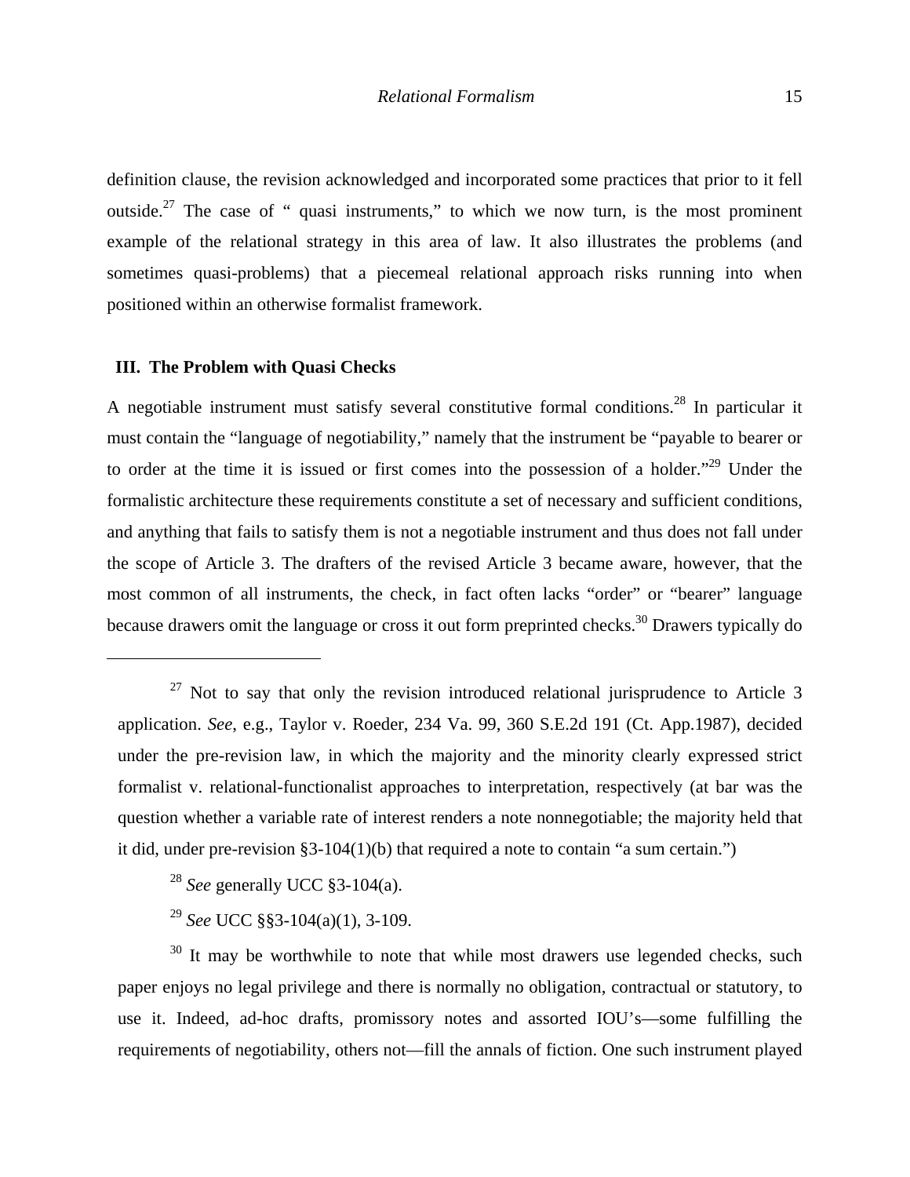definition clause, the revision acknowledged and incorporated some practices that prior to it fell outside.[27] The case of " quasi instruments," to which we now turn, is the most prominent example of the relational strategy in this area of law. It also illustrates the problems (and sometimes quasi-problems) that a piecemeal relational approach risks running into when positioned within an otherwise formalist framework.

## III. The Problem with Quasi Checks

A negotiable instrument must satisfy several constitutive formal conditions.[28] In particular it must contain the "language of negotiability," namely that the instrument be "payable to bearer or to order at the time it is issued or first comes into the possession of a holder."[29] Under the formalistic architecture these requirements constitute a set of necessary and sufficient conditions, and anything that fails to satisfy them is not a negotiable instrument and thus does not fall under the scope of Article 3. The drafters of the revised Article 3 became aware, however, that the most common of all instruments, the check, in fact often lacks "order" or "bearer" language because drawers omit the language or cross it out form preprinted checks.[30] Drawers typically do

---

[27] Not to say that only the revision introduced relational jurisprudence to Article 3 application. *See*, e.g., Taylor v. Roeder, 234 Va. 99, 360 S.E.2d 191 (Ct. App.1987), decided under the pre-revision law, in which the majority and the minority clearly expressed strict formalist v. relational-functionalist approaches to interpretation, respectively (at bar was the question whether a variable rate of interest renders a note nonnegotiable; the majority held that it did, under pre-revision §3-104(1)(b) that required a note to contain "a sum certain.")

[28] *See* generally UCC §3-104(a).

[29] *See* UCC §§3-104(a)(1), 3-109.

[30] It may be worthwhile to note that while most drawers use legended checks, such paper enjoys no legal privilege and there is normally no obligation, contractual or statutory, to use it. Indeed, ad-hoc drafts, promissory notes and assorted IOU's—some fulfilling the requirements of negotiability, others not—fill the annals of fiction. One such instrument played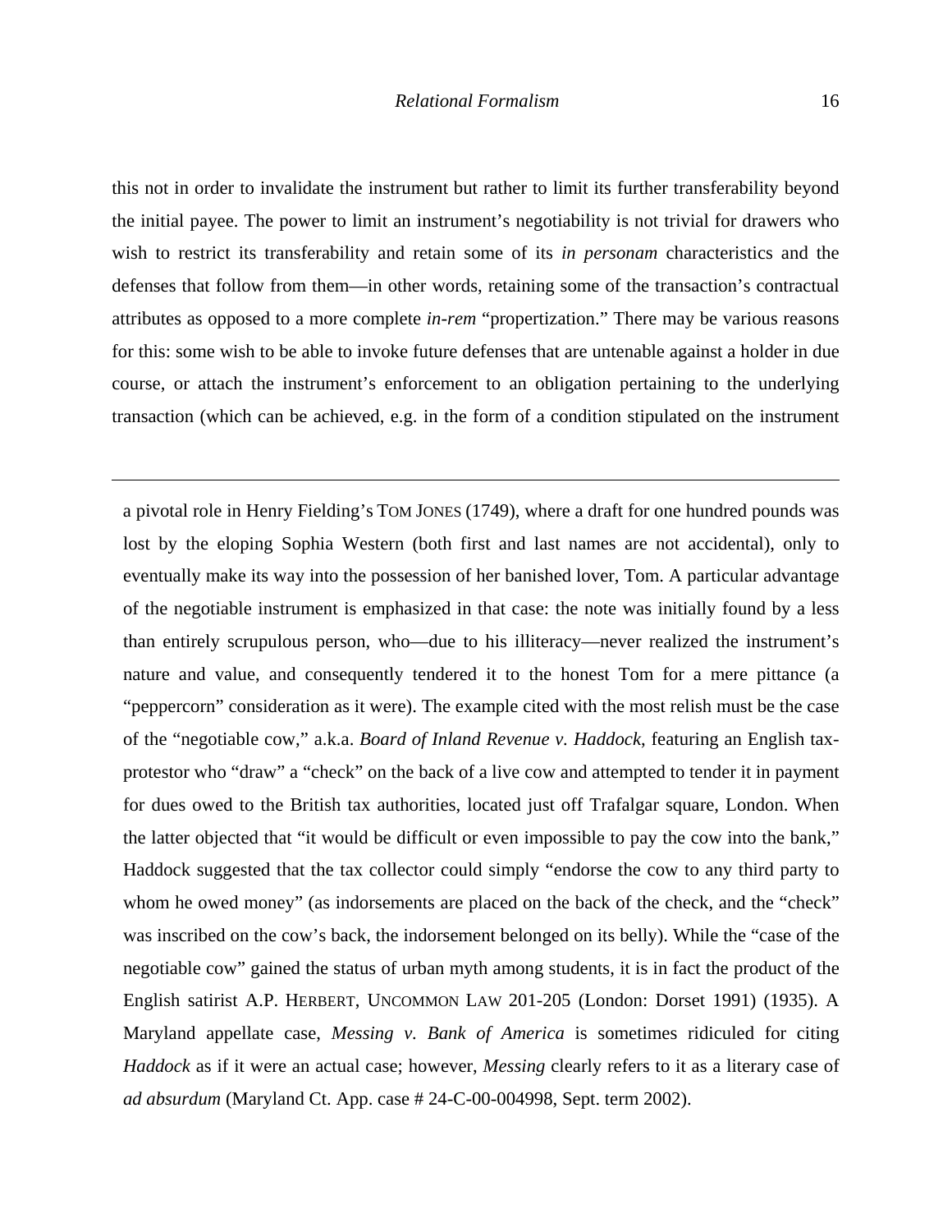this not in order to invalidate the instrument but rather to limit its further transferability beyond the initial payee. The power to limit an instrument's negotiability is not trivial for drawers who wish to restrict its transferability and retain some of its *in personam* characteristics and the defenses that follow from them—in other words, retaining some of the transaction's contractual attributes as opposed to a more complete *in-rem* "propertization." There may be various reasons for this: some wish to be able to invoke future defenses that are untenable against a holder in due course, or attach the instrument's enforcement to an obligation pertaining to the underlying transaction (which can be achieved, e.g. in the form of a condition stipulated on the instrument

---

a pivotal role in Henry Fielding's TOM JONES (1749), where a draft for one hundred pounds was lost by the eloping Sophia Western (both first and last names are not accidental), only to eventually make its way into the possession of her banished lover, Tom. A particular advantage of the negotiable instrument is emphasized in that case: the note was initially found by a less than entirely scrupulous person, who—due to his illiteracy—never realized the instrument's nature and value, and consequently tendered it to the honest Tom for a mere pittance (a "peppercorn" consideration as it were). The example cited with the most relish must be the case of the "negotiable cow," a.k.a. *Board of Inland Revenue v. Haddock*, featuring an English tax-protestor who "draw" a "check" on the back of a live cow and attempted to tender it in payment for dues owed to the British tax authorities, located just off Trafalgar square, London. When the latter objected that "it would be difficult or even impossible to pay the cow into the bank," Haddock suggested that the tax collector could simply "endorse the cow to any third party to whom he owed money" (as indorsements are placed on the back of the check, and the "check" was inscribed on the cow's back, the indorsement belonged on its belly). While the "case of the negotiable cow" gained the status of urban myth among students, it is in fact the product of the English satirist A.P. HERBERT, UNCOMMON LAW 201-205 (London: Dorset 1991) (1935). A Maryland appellate case, *Messing v. Bank of America* is sometimes ridiculed for citing *Haddock* as if it were an actual case; however, *Messing* clearly refers to it as a literary case of *ad absurdum* (Maryland Ct. App. case # 24-C-00-004998, Sept. term 2002).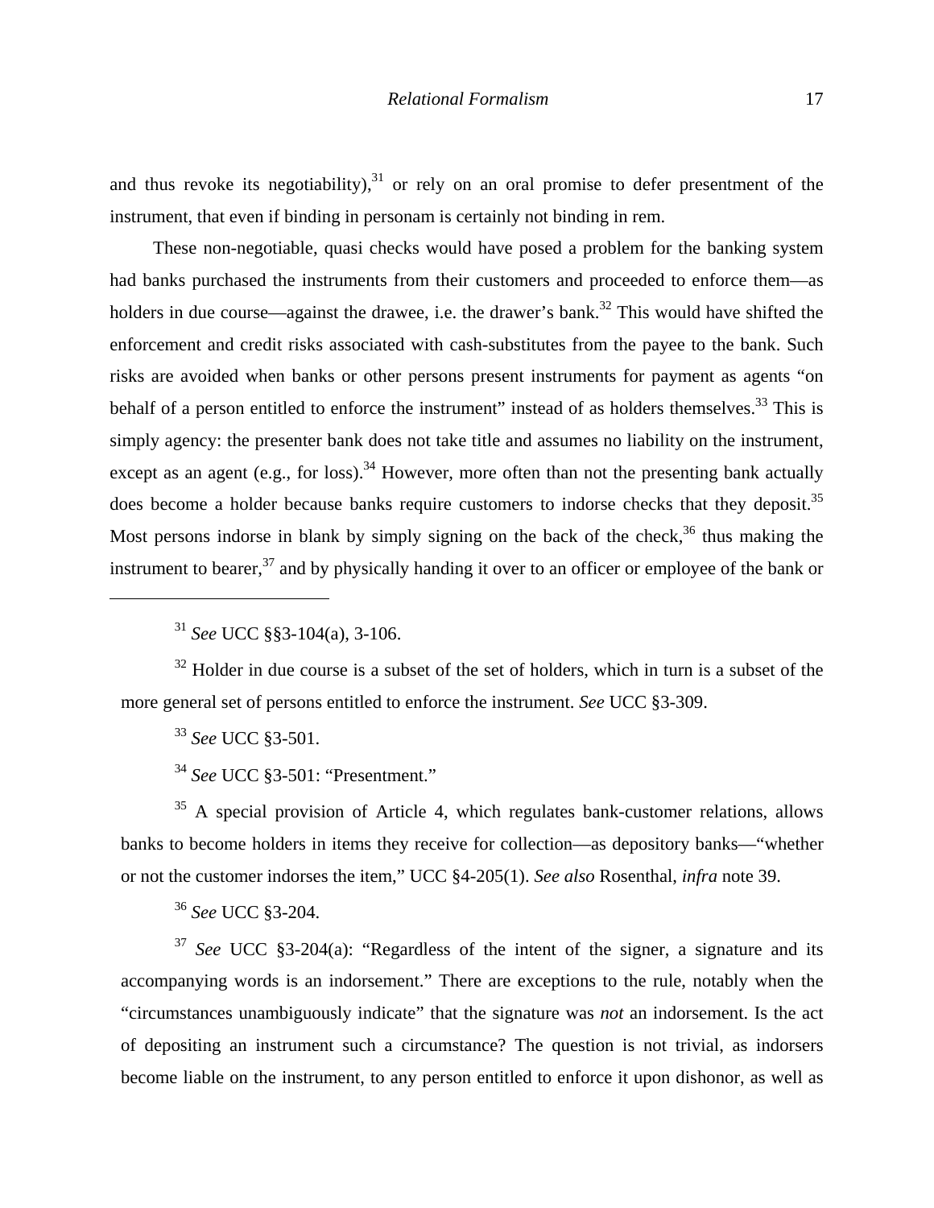and thus revoke its negotiability),[31] or rely on an oral promise to defer presentment of the instrument, that even if binding in personam is certainly not binding in rem.

These non-negotiable, quasi checks would have posed a problem for the banking system had banks purchased the instruments from their customers and proceeded to enforce them—as holders in due course—against the drawee, i.e. the drawer's bank.[32] This would have shifted the enforcement and credit risks associated with cash-substitutes from the payee to the bank. Such risks are avoided when banks or other persons present instruments for payment as agents "on behalf of a person entitled to enforce the instrument" instead of as holders themselves.[33] This is simply agency: the presenter bank does not take title and assumes no liability on the instrument, except as an agent (e.g., for loss).[34] However, more often than not the presenting bank actually does become a holder because banks require customers to indorse checks that they deposit.[35] Most persons indorse in blank by simply signing on the back of the check,[36] thus making the instrument to bearer,[37] and by physically handing it over to an officer or employee of the bank or

---

[31] *See* UCC §§3-104(a), 3-106.

[32] Holder in due course is a subset of the set of holders, which in turn is a subset of the more general set of persons entitled to enforce the instrument. *See* UCC §3-309.

[33] *See* UCC §3-501.

[34] *See* UCC §3-501: "Presentment."

[35] A special provision of Article 4, which regulates bank-customer relations, allows banks to become holders in items they receive for collection—as depository banks—"whether or not the customer indorses the item," UCC §4-205(1). *See also* Rosenthal, *infra* note 39.

[36] *See* UCC §3-204.

[37] *See* UCC §3-204(a): "Regardless of the intent of the signer, a signature and its accompanying words is an indorsement." There are exceptions to the rule, notably when the "circumstances unambiguously indicate" that the signature was *not* an indorsement. Is the act of depositing an instrument such a circumstance? The question is not trivial, as indorsers become liable on the instrument, to any person entitled to enforce it upon dishonor, as well as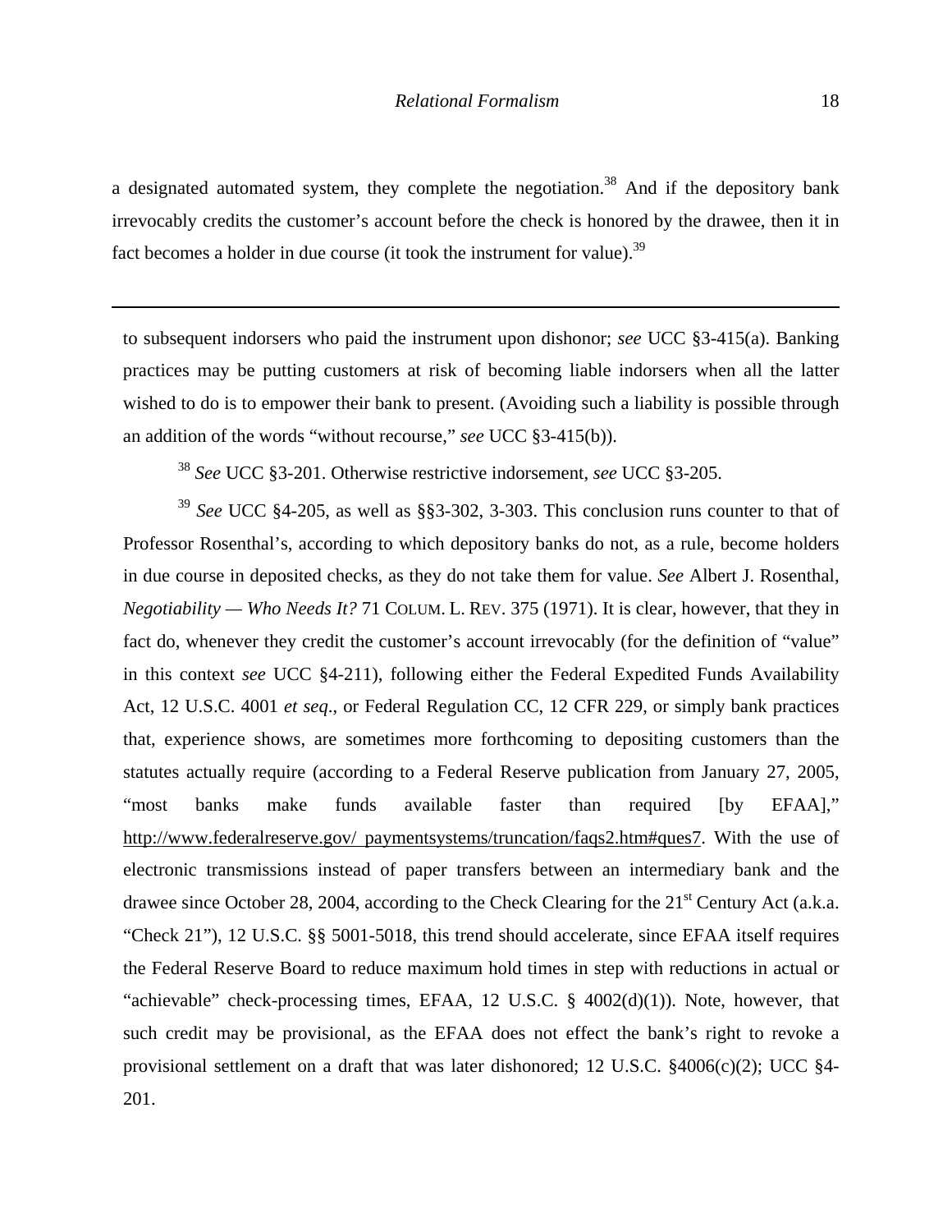a designated automated system, they complete the negotiation.[38] And if the depository bank irrevocably credits the customer's account before the check is honored by the drawee, then it in fact becomes a holder in due course (it took the instrument for value).[39]

---

to subsequent indorsers who paid the instrument upon dishonor; *see* UCC §3-415(a). Banking practices may be putting customers at risk of becoming liable indorsers when all the latter wished to do is to empower their bank to present. (Avoiding such a liability is possible through an addition of the words "without recourse," *see* UCC §3-415(b)).

[38] *See* UCC §3-201. Otherwise restrictive indorsement, *see* UCC §3-205.

[39] *See* UCC §4-205, as well as §§3-302, 3-303. This conclusion runs counter to that of Professor Rosenthal's, according to which depository banks do not, as a rule, become holders in due course in deposited checks, as they do not take them for value. *See* Albert J. Rosenthal, *Negotiability — Who Needs It?* 71 COLUM. L. REV. 375 (1971). It is clear, however, that they in fact do, whenever they credit the customer's account irrevocably (for the definition of "value" in this context *see* UCC §4-211), following either the Federal Expedited Funds Availability Act, 12 U.S.C. 4001 *et seq*., or Federal Regulation CC, 12 CFR 229, or simply bank practices that, experience shows, are sometimes more forthcoming to depositing customers than the statutes actually require (according to a Federal Reserve publication from January 27, 2005, "most banks make funds available faster than required [by EFAA]," http://www.federalreserve.gov/ paymentsystems/truncation/faqs2.htm#ques7. With the use of electronic transmissions instead of paper transfers between an intermediary bank and the drawee since October 28, 2004, according to the Check Clearing for the 21st Century Act (a.k.a. "Check 21"), 12 U.S.C. §§ 5001-5018, this trend should accelerate, since EFAA itself requires the Federal Reserve Board to reduce maximum hold times in step with reductions in actual or "achievable" check-processing times, EFAA, 12 U.S.C. § 4002(d)(1)). Note, however, that such credit may be provisional, as the EFAA does not effect the bank's right to revoke a provisional settlement on a draft that was later dishonored; 12 U.S.C. §4006(c)(2); UCC §4-201.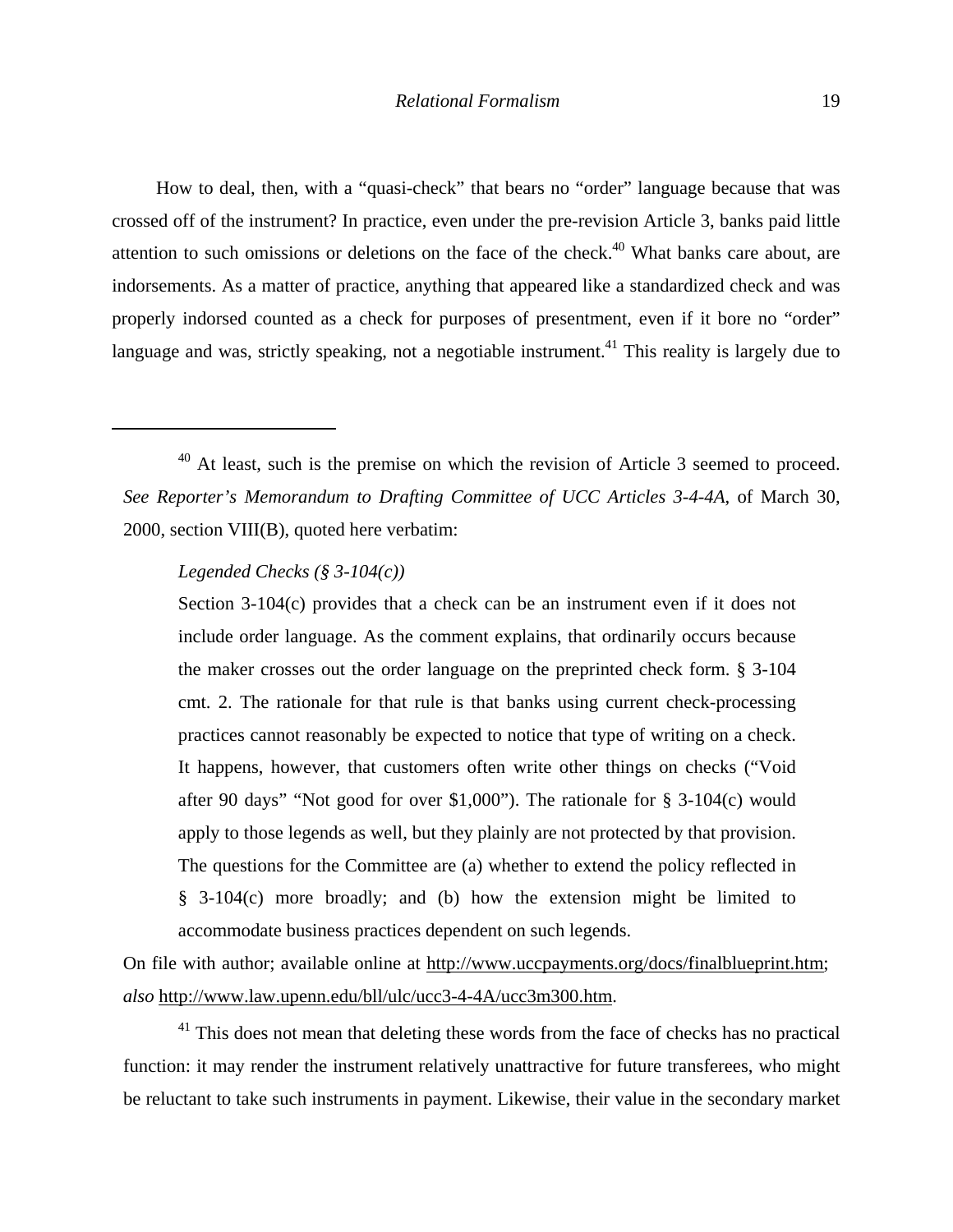How to deal, then, with a "quasi-check" that bears no "order" language because that was crossed off of the instrument? In practice, even under the pre-revision Article 3, banks paid little attention to such omissions or deletions on the face of the check.[40] What banks care about, are indorsements. As a matter of practice, anything that appeared like a standardized check and was properly indorsed counted as a check for purposes of presentment, even if it bore no "order" language and was, strictly speaking, not a negotiable instrument.[41] This reality is largely due to

---

[40] At least, such is the premise on which the revision of Article 3 seemed to proceed. *See Reporter's Memorandum to Drafting Committee of UCC Articles 3-4-4A*, of March 30, 2000, section VIII(B), quoted here verbatim:

> *Legended Checks (§ 3-104(c))*
>
> Section 3-104(c) provides that a check can be an instrument even if it does not include order language. As the comment explains, that ordinarily occurs because the maker crosses out the order language on the preprinted check form. § 3-104 cmt. 2. The rationale for that rule is that banks using current check-processing practices cannot reasonably be expected to notice that type of writing on a check. It happens, however, that customers often write other things on checks ("Void after 90 days" "Not good for over $1,000"). The rationale for § 3-104(c) would apply to those legends as well, but they plainly are not protected by that provision. The questions for the Committee are (a) whether to extend the policy reflected in § 3-104(c) more broadly; and (b) how the extension might be limited to accommodate business practices dependent on such legends.

On file with author; available online at http://www.uccpayments.org/docs/finalblueprint.htm; *also* http://www.law.upenn.edu/bll/ulc/ucc3-4-4A/ucc3m300.htm.

[41] This does not mean that deleting these words from the face of checks has no practical function: it may render the instrument relatively unattractive for future transferees, who might be reluctant to take such instruments in payment. Likewise, their value in the secondary market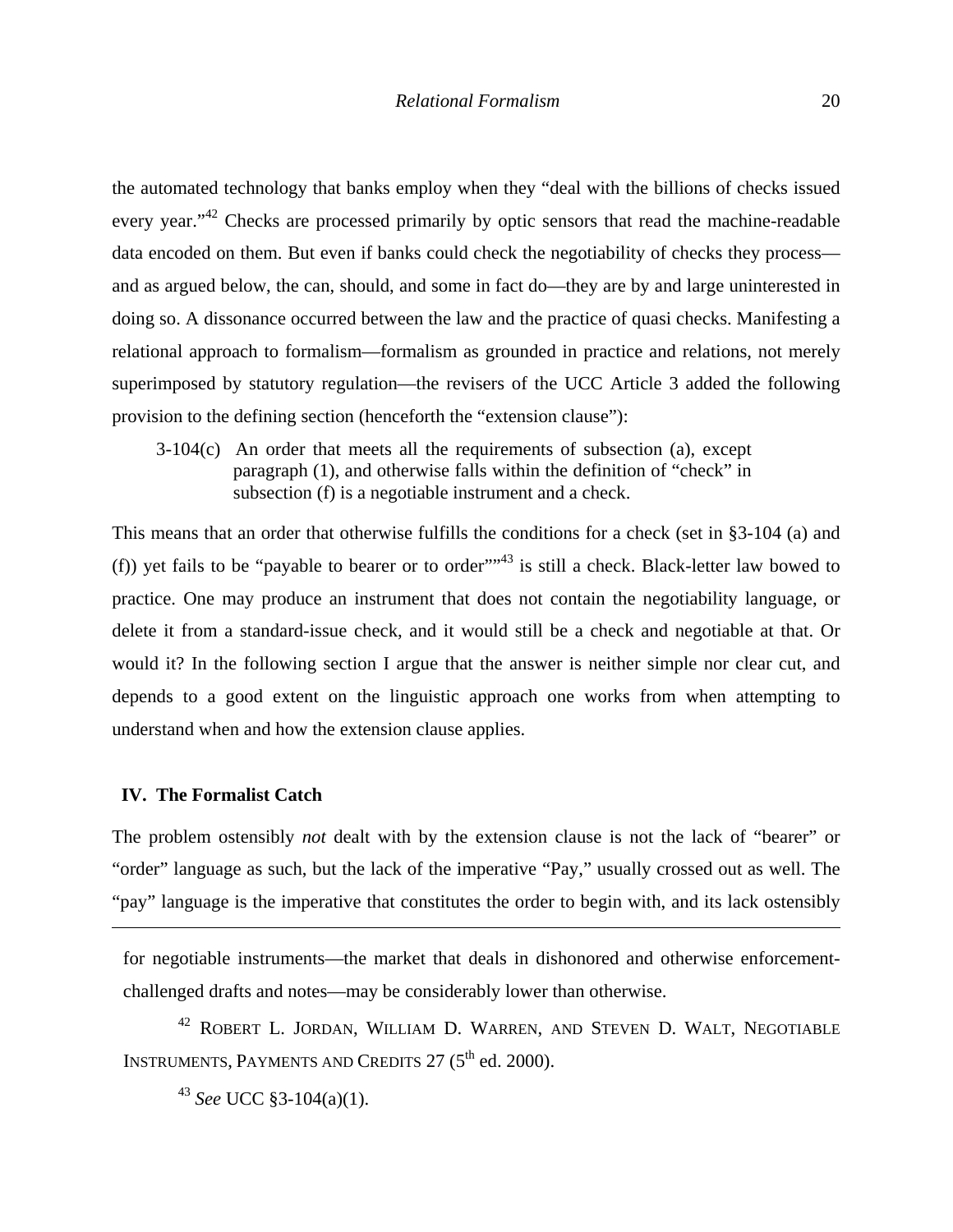the automated technology that banks employ when they "deal with the billions of checks issued every year."[42] Checks are processed primarily by optic sensors that read the machine-readable data encoded on them. But even if banks could check the negotiability of checks they process—and as argued below, the can, should, and some in fact do—they are by and large uninterested in doing so. A dissonance occurred between the law and the practice of quasi checks. Manifesting a relational approach to formalism—formalism as grounded in practice and relations, not merely superimposed by statutory regulation—the revisers of the UCC Article 3 added the following provision to the defining section (henceforth the "extension clause"):

> 3-104(c) An order that meets all the requirements of subsection (a), except paragraph (1), and otherwise falls within the definition of "check" in subsection (f) is a negotiable instrument and a check.

This means that an order that otherwise fulfills the conditions for a check (set in §3-104 (a) and (f)) yet fails to be "payable to bearer or to order""[43] is still a check. Black-letter law bowed to practice. One may produce an instrument that does not contain the negotiability language, or delete it from a standard-issue check, and it would still be a check and negotiable at that. Or would it? In the following section I argue that the answer is neither simple nor clear cut, and depends to a good extent on the linguistic approach one works from when attempting to understand when and how the extension clause applies.

## IV. The Formalist Catch

The problem ostensibly *not* dealt with by the extension clause is not the lack of "bearer" or "order" language as such, but the lack of the imperative "Pay," usually crossed out as well. The "pay" language is the imperative that constitutes the order to begin with, and its lack ostensibly

---

for negotiable instruments—the market that deals in dishonored and otherwise enforcement-challenged drafts and notes—may be considerably lower than otherwise.

[42] ROBERT L. JORDAN, WILLIAM D. WARREN, AND STEVEN D. WALT, NEGOTIABLE INSTRUMENTS, PAYMENTS AND CREDITS 27 (5th ed. 2000).

[43] *See* UCC §3-104(a)(1).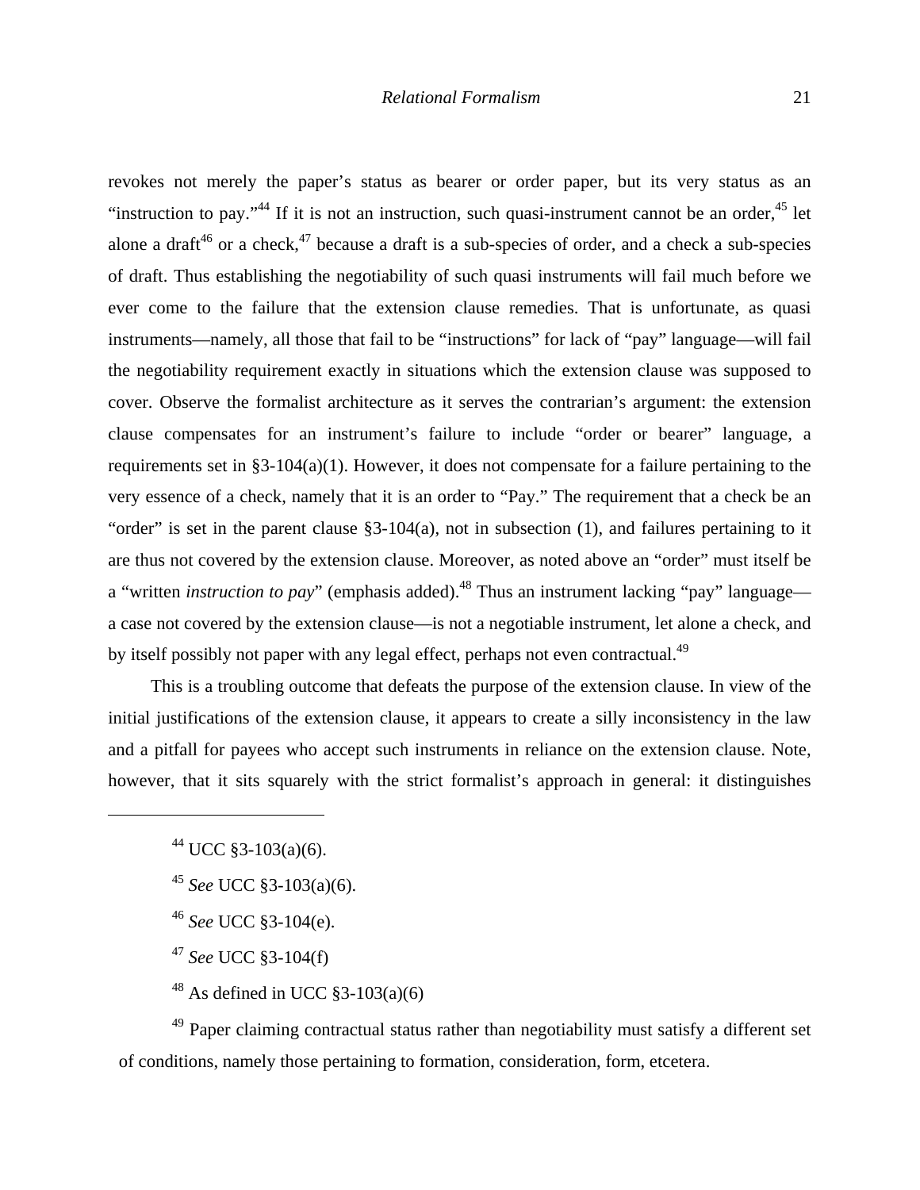revokes not merely the paper's status as bearer or order paper, but its very status as an "instruction to pay."[44] If it is not an instruction, such quasi-instrument cannot be an order,[45] let alone a draft[46] or a check,[47] because a draft is a sub-species of order, and a check a sub-species of draft. Thus establishing the negotiability of such quasi instruments will fail much before we ever come to the failure that the extension clause remedies. That is unfortunate, as quasi instruments—namely, all those that fail to be "instructions" for lack of "pay" language—will fail the negotiability requirement exactly in situations which the extension clause was supposed to cover. Observe the formalist architecture as it serves the contrarian's argument: the extension clause compensates for an instrument's failure to include "order or bearer" language, a requirements set in §3-104(a)(1). However, it does not compensate for a failure pertaining to the very essence of a check, namely that it is an order to "Pay." The requirement that a check be an "order" is set in the parent clause §3-104(a), not in subsection (1), and failures pertaining to it are thus not covered by the extension clause. Moreover, as noted above an "order" must itself be a "written *instruction to pay*" (emphasis added).[48] Thus an instrument lacking "pay" language—a case not covered by the extension clause—is not a negotiable instrument, let alone a check, and by itself possibly not paper with any legal effect, perhaps not even contractual.[49]

This is a troubling outcome that defeats the purpose of the extension clause. In view of the initial justifications of the extension clause, it appears to create a silly inconsistency in the law and a pitfall for payees who accept such instruments in reliance on the extension clause. Note, however, that it sits squarely with the strict formalist's approach in general: it distinguishes

---

[44] UCC §3-103(a)(6).

[45] *See* UCC §3-103(a)(6).

[46] *See* UCC §3-104(e).

[47] *See* UCC §3-104(f)

[48] As defined in UCC §3-103(a)(6)

[49] Paper claiming contractual status rather than negotiability must satisfy a different set of conditions, namely those pertaining to formation, consideration, form, etcetera.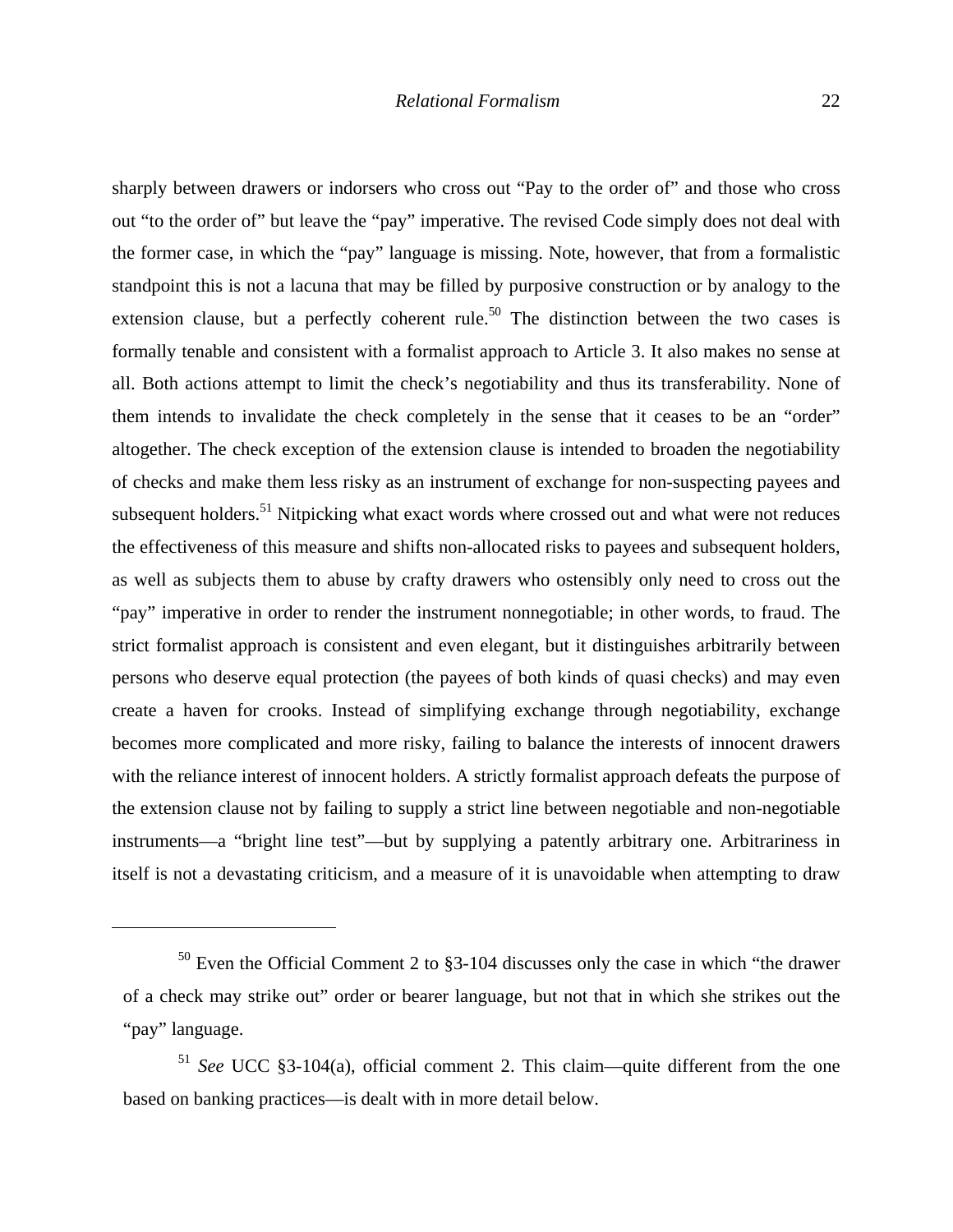sharply between drawers or indorsers who cross out "Pay to the order of" and those who cross out "to the order of" but leave the "pay" imperative. The revised Code simply does not deal with the former case, in which the "pay" language is missing. Note, however, that from a formalistic standpoint this is not a lacuna that may be filled by purposive construction or by analogy to the extension clause, but a perfectly coherent rule.[50] The distinction between the two cases is formally tenable and consistent with a formalist approach to Article 3. It also makes no sense at all. Both actions attempt to limit the check's negotiability and thus its transferability. None of them intends to invalidate the check completely in the sense that it ceases to be an "order" altogether. The check exception of the extension clause is intended to broaden the negotiability of checks and make them less risky as an instrument of exchange for non-suspecting payees and subsequent holders.[51] Nitpicking what exact words where crossed out and what were not reduces the effectiveness of this measure and shifts non-allocated risks to payees and subsequent holders, as well as subjects them to abuse by crafty drawers who ostensibly only need to cross out the "pay" imperative in order to render the instrument nonnegotiable; in other words, to fraud. The strict formalist approach is consistent and even elegant, but it distinguishes arbitrarily between persons who deserve equal protection (the payees of both kinds of quasi checks) and may even create a haven for crooks. Instead of simplifying exchange through negotiability, exchange becomes more complicated and more risky, failing to balance the interests of innocent drawers with the reliance interest of innocent holders. A strictly formalist approach defeats the purpose of the extension clause not by failing to supply a strict line between negotiable and non-negotiable instruments—a "bright line test"—but by supplying a patently arbitrary one. Arbitrariness in itself is not a devastating criticism, and a measure of it is unavoidable when attempting to draw

---

[50] Even the Official Comment 2 to §3-104 discusses only the case in which "the drawer of a check may strike out" order or bearer language, but not that in which she strikes out the "pay" language.

[51] *See* UCC §3-104(a), official comment 2. This claim—quite different from the one based on banking practices—is dealt with in more detail below.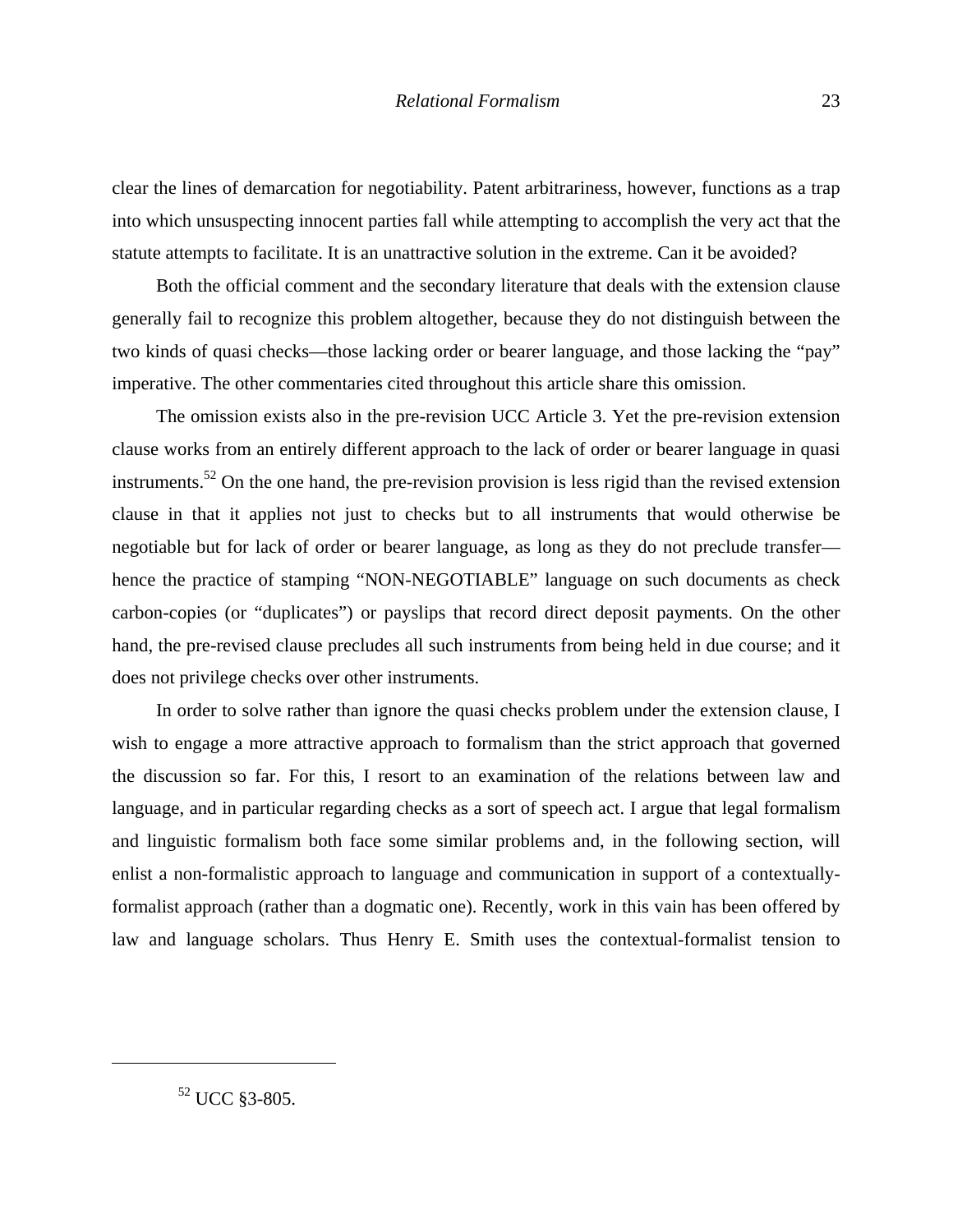clear the lines of demarcation for negotiability. Patent arbitrariness, however, functions as a trap into which unsuspecting innocent parties fall while attempting to accomplish the very act that the statute attempts to facilitate. It is an unattractive solution in the extreme. Can it be avoided?

Both the official comment and the secondary literature that deals with the extension clause generally fail to recognize this problem altogether, because they do not distinguish between the two kinds of quasi checks—those lacking order or bearer language, and those lacking the "pay" imperative. The other commentaries cited throughout this article share this omission.

The omission exists also in the pre-revision UCC Article 3. Yet the pre-revision extension clause works from an entirely different approach to the lack of order or bearer language in quasi instruments.[52] On the one hand, the pre-revision provision is less rigid than the revised extension clause in that it applies not just to checks but to all instruments that would otherwise be negotiable but for lack of order or bearer language, as long as they do not preclude transfer—hence the practice of stamping "NON-NEGOTIABLE" language on such documents as check carbon-copies (or "duplicates") or payslips that record direct deposit payments. On the other hand, the pre-revised clause precludes all such instruments from being held in due course; and it does not privilege checks over other instruments.

In order to solve rather than ignore the quasi checks problem under the extension clause, I wish to engage a more attractive approach to formalism than the strict approach that governed the discussion so far. For this, I resort to an examination of the relations between law and language, and in particular regarding checks as a sort of speech act. I argue that legal formalism and linguistic formalism both face some similar problems and, in the following section, will enlist a non-formalistic approach to language and communication in support of a contextually-formalist approach (rather than a dogmatic one). Recently, work in this vain has been offered by law and language scholars. Thus Henry E. Smith uses the contextual-formalist tension to

[52] UCC §3-805.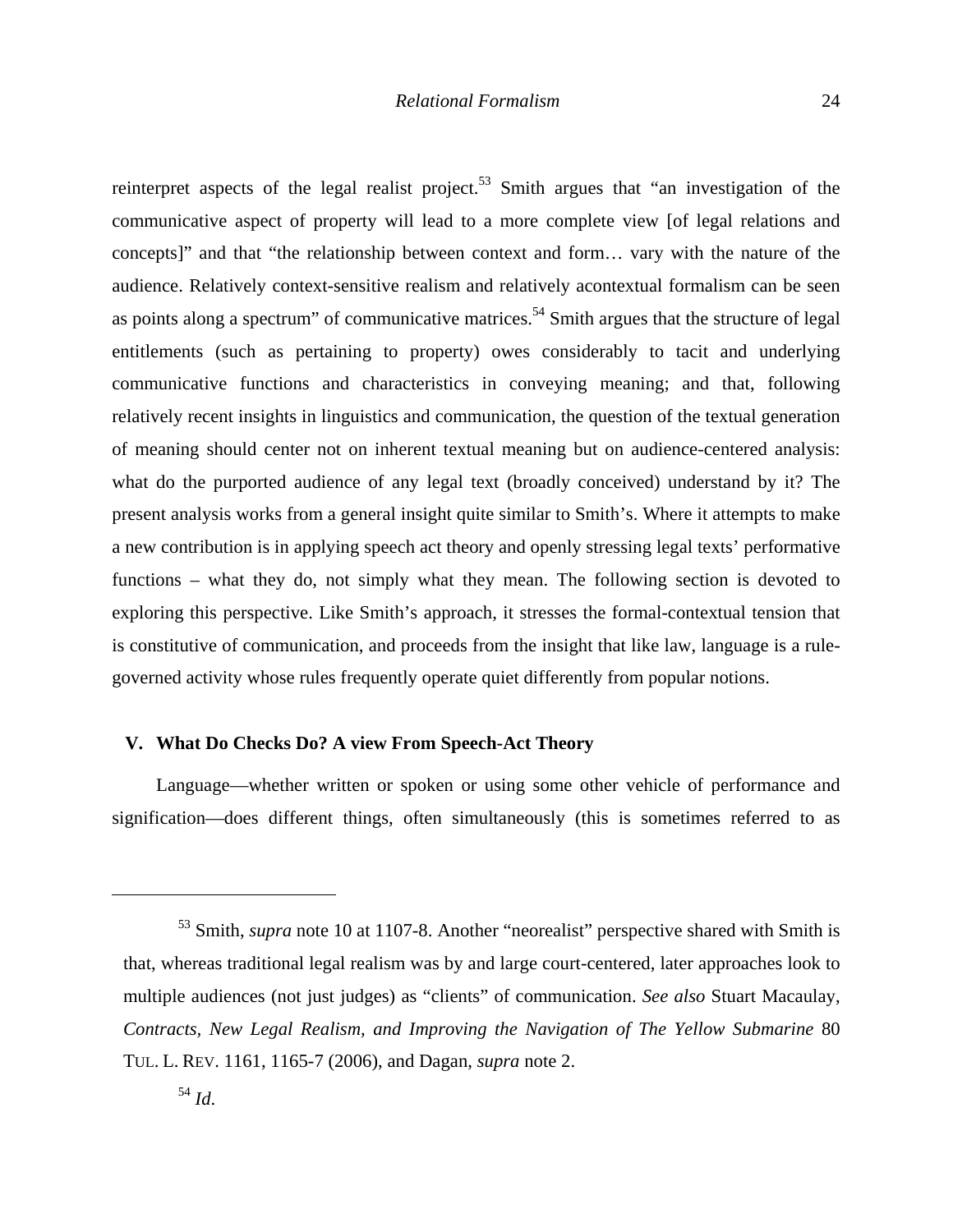reinterpret aspects of the legal realist project.[53] Smith argues that "an investigation of the communicative aspect of property will lead to a more complete view [of legal relations and concepts]" and that "the relationship between context and form… vary with the nature of the audience. Relatively context-sensitive realism and relatively acontextual formalism can be seen as points along a spectrum" of communicative matrices.[54] Smith argues that the structure of legal entitlements (such as pertaining to property) owes considerably to tacit and underlying communicative functions and characteristics in conveying meaning; and that, following relatively recent insights in linguistics and communication, the question of the textual generation of meaning should center not on inherent textual meaning but on audience-centered analysis: what do the purported audience of any legal text (broadly conceived) understand by it? The present analysis works from a general insight quite similar to Smith's. Where it attempts to make a new contribution is in applying speech act theory and openly stressing legal texts' performative functions – what they do, not simply what they mean. The following section is devoted to exploring this perspective. Like Smith's approach, it stresses the formal-contextual tension that is constitutive of communication, and proceeds from the insight that like law, language is a rule-governed activity whose rules frequently operate quiet differently from popular notions.

## V. What Do Checks Do? A view From Speech-Act Theory

Language—whether written or spoken or using some other vehicle of performance and signification—does different things, often simultaneously (this is sometimes referred to as

---

[53] Smith, *supra* note 10 at 1107-8. Another "neorealist" perspective shared with Smith is that, whereas traditional legal realism was by and large court-centered, later approaches look to multiple audiences (not just judges) as "clients" of communication. *See also* Stuart Macaulay, *Contracts, New Legal Realism, and Improving the Navigation of The Yellow Submarine* 80 TUL. L. REV. 1161, 1165-7 (2006), and Dagan, *supra* note 2.

[54] *Id.*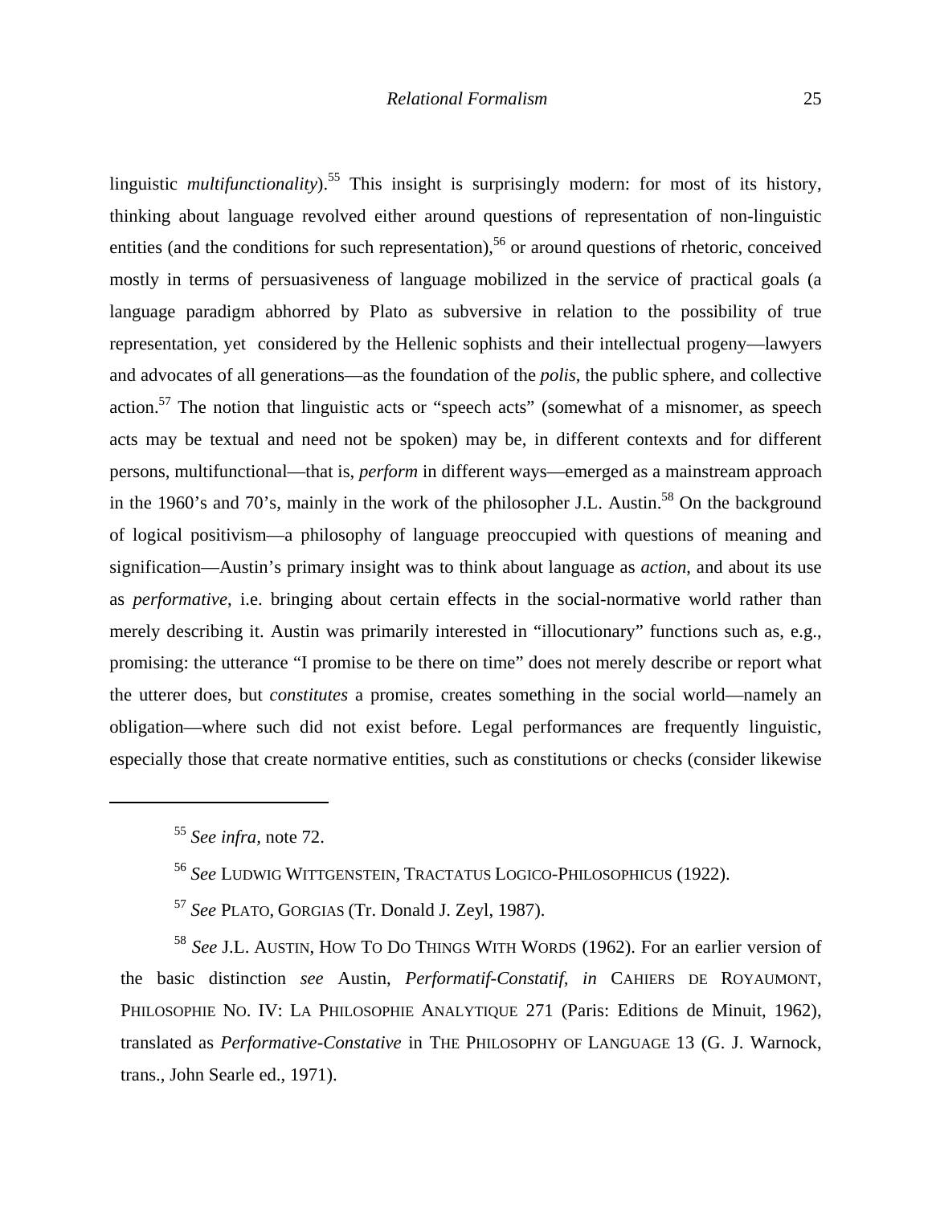linguistic *multifunctionality*).[55] This insight is surprisingly modern: for most of its history, thinking about language revolved either around questions of representation of non-linguistic entities (and the conditions for such representation),[56] or around questions of rhetoric, conceived mostly in terms of persuasiveness of language mobilized in the service of practical goals (a language paradigm abhorred by Plato as subversive in relation to the possibility of true representation, yet considered by the Hellenic sophists and their intellectual progeny—lawyers and advocates of all generations—as the foundation of the *polis*, the public sphere, and collective action.[57] The notion that linguistic acts or "speech acts" (somewhat of a misnomer, as speech acts may be textual and need not be spoken) may be, in different contexts and for different persons, multifunctional—that is, *perform* in different ways—emerged as a mainstream approach in the 1960's and 70's, mainly in the work of the philosopher J.L. Austin.[58] On the background of logical positivism—a philosophy of language preoccupied with questions of meaning and signification—Austin's primary insight was to think about language as *action*, and about its use as *performative*, i.e. bringing about certain effects in the social-normative world rather than merely describing it. Austin was primarily interested in "illocutionary" functions such as, e.g., promising: the utterance "I promise to be there on time" does not merely describe or report what the utterer does, but *constitutes* a promise, creates something in the social world—namely an obligation—where such did not exist before. Legal performances are frequently linguistic, especially those that create normative entities, such as constitutions or checks (consider likewise

---

[55] *See infra*, note 72.

[56] *See* LUDWIG WITTGENSTEIN, TRACTATUS LOGICO-PHILOSOPHICUS (1922).

[57] *See* PLATO, GORGIAS (Tr. Donald J. Zeyl, 1987).

[58] *See* J.L. AUSTIN, HOW TO DO THINGS WITH WORDS (1962). For an earlier version of the basic distinction *see* Austin, *Performatif-Constatif, in* CAHIERS DE ROYAUMONT, PHILOSOPHIE NO. IV: LA PHILOSOPHIE ANALYTIQUE 271 (Paris: Editions de Minuit, 1962), translated as *Performative-Constative* in THE PHILOSOPHY OF LANGUAGE 13 (G. J. Warnock, trans., John Searle ed., 1971).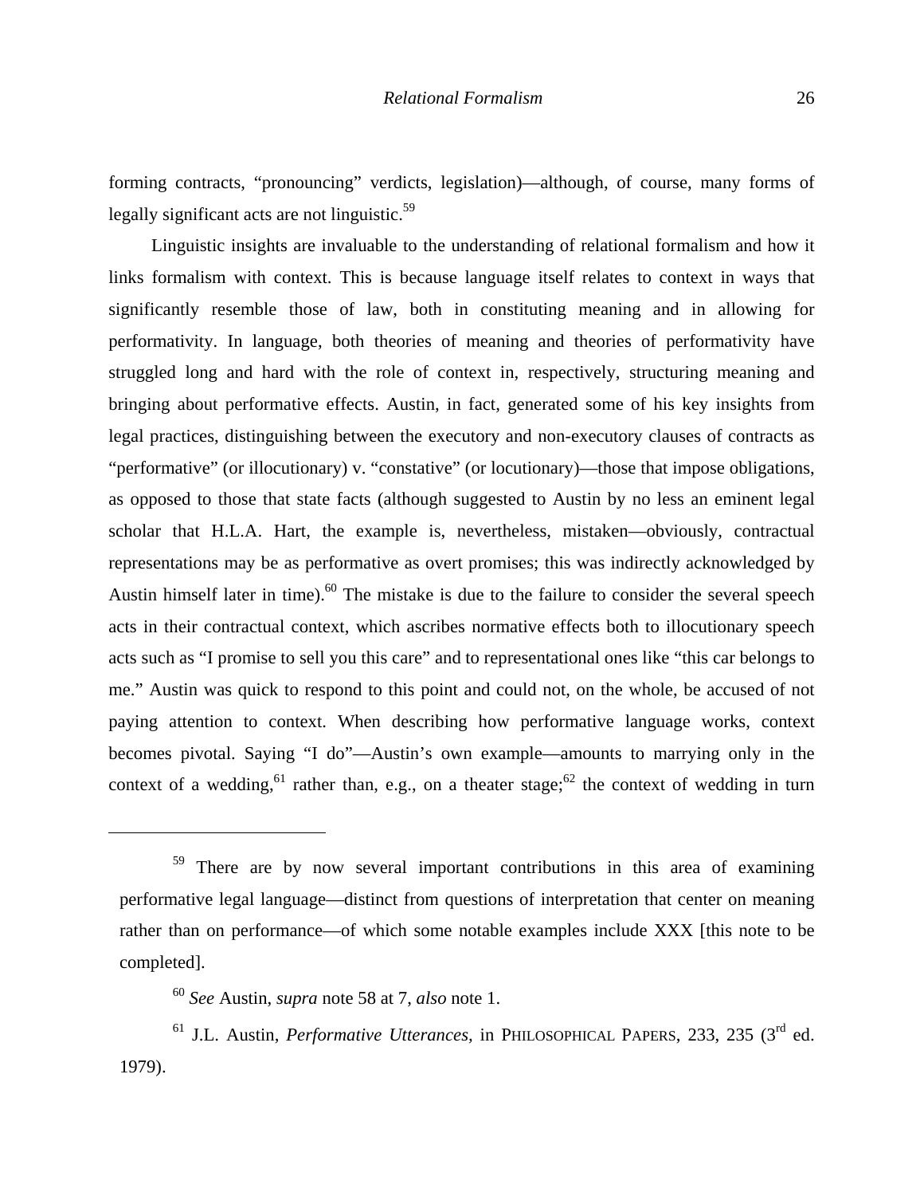forming contracts, "pronouncing" verdicts, legislation)—although, of course, many forms of legally significant acts are not linguistic.[59]

Linguistic insights are invaluable to the understanding of relational formalism and how it links formalism with context. This is because language itself relates to context in ways that significantly resemble those of law, both in constituting meaning and in allowing for performativity. In language, both theories of meaning and theories of performativity have struggled long and hard with the role of context in, respectively, structuring meaning and bringing about performative effects. Austin, in fact, generated some of his key insights from legal practices, distinguishing between the executory and non-executory clauses of contracts as "performative" (or illocutionary) v. "constative" (or locutionary)—those that impose obligations, as opposed to those that state facts (although suggested to Austin by no less an eminent legal scholar that H.L.A. Hart, the example is, nevertheless, mistaken—obviously, contractual representations may be as performative as overt promises; this was indirectly acknowledged by Austin himself later in time).[60] The mistake is due to the failure to consider the several speech acts in their contractual context, which ascribes normative effects both to illocutionary speech acts such as "I promise to sell you this care" and to representational ones like "this car belongs to me." Austin was quick to respond to this point and could not, on the whole, be accused of not paying attention to context. When describing how performative language works, context becomes pivotal. Saying "I do"—Austin's own example—amounts to marrying only in the context of a wedding,[61] rather than, e.g., on a theater stage;[62] the context of wedding in turn

---

[59] There are by now several important contributions in this area of examining performative legal language—distinct from questions of interpretation that center on meaning rather than on performance—of which some notable examples include XXX [this note to be completed].

[60] *See* Austin, *supra* note 58 at 7, *also* note 1.

[61] J.L. Austin, *Performative Utterances,* in PHILOSOPHICAL PAPERS, 233, 235 (3rd ed. 1979).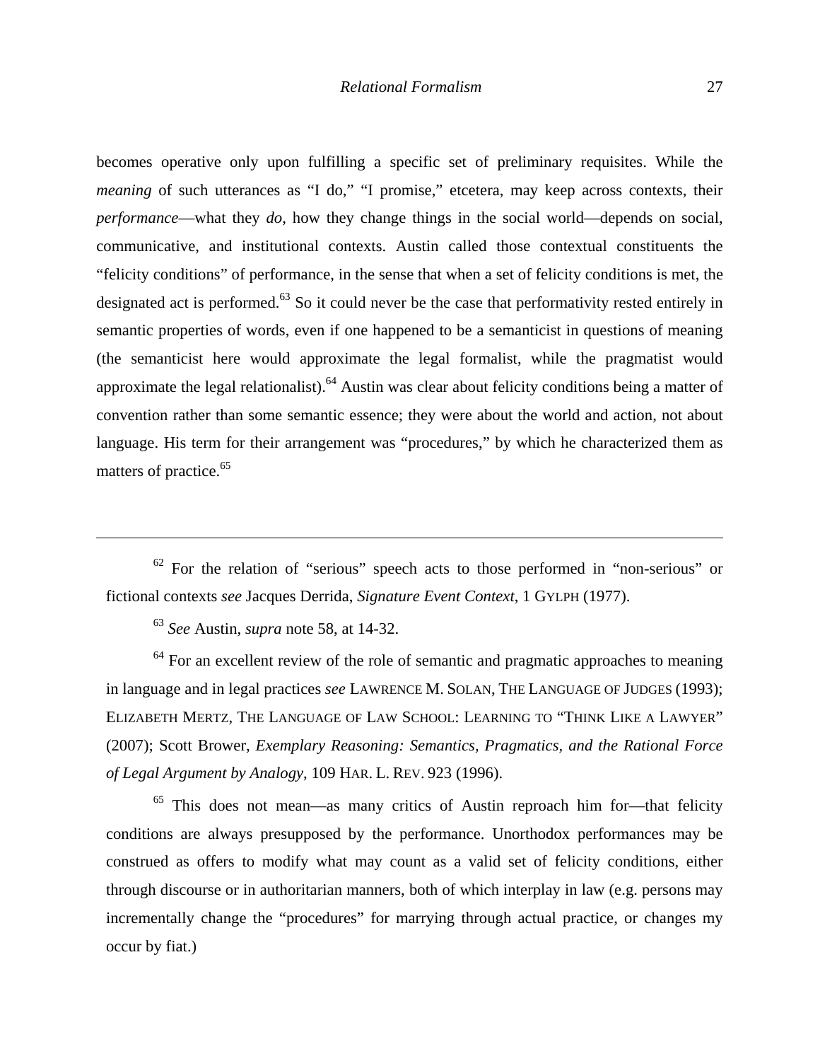becomes operative only upon fulfilling a specific set of preliminary requisites. While the *meaning* of such utterances as "I do," "I promise," etcetera, may keep across contexts, their *performance*—what they *do*, how they change things in the social world—depends on social, communicative, and institutional contexts. Austin called those contextual constituents the "felicity conditions" of performance, in the sense that when a set of felicity conditions is met, the designated act is performed.[63] So it could never be the case that performativity rested entirely in semantic properties of words, even if one happened to be a semanticist in questions of meaning (the semanticist here would approximate the legal formalist, while the pragmatist would approximate the legal relationalist).[64] Austin was clear about felicity conditions being a matter of convention rather than some semantic essence; they were about the world and action, not about language. His term for their arrangement was "procedures," by which he characterized them as matters of practice.[65]

---

[62] For the relation of "serious" speech acts to those performed in "non-serious" or fictional contexts *see* Jacques Derrida, *Signature Event Context*, 1 GYLPH (1977).

[63] *See* Austin, *supra* note 58, at 14-32.

[64] For an excellent review of the role of semantic and pragmatic approaches to meaning in language and in legal practices *see* LAWRENCE M. SOLAN, THE LANGUAGE OF JUDGES (1993); ELIZABETH MERTZ, THE LANGUAGE OF LAW SCHOOL: LEARNING TO "THINK LIKE A LAWYER" (2007); Scott Brower, *Exemplary Reasoning: Semantics, Pragmatics, and the Rational Force of Legal Argument by Analogy*, 109 HAR. L. REV. 923 (1996).

[65] This does not mean—as many critics of Austin reproach him for—that felicity conditions are always presupposed by the performance. Unorthodox performances may be construed as offers to modify what may count as a valid set of felicity conditions, either through discourse or in authoritarian manners, both of which interplay in law (e.g. persons may incrementally change the "procedures" for marrying through actual practice, or changes my occur by fiat.)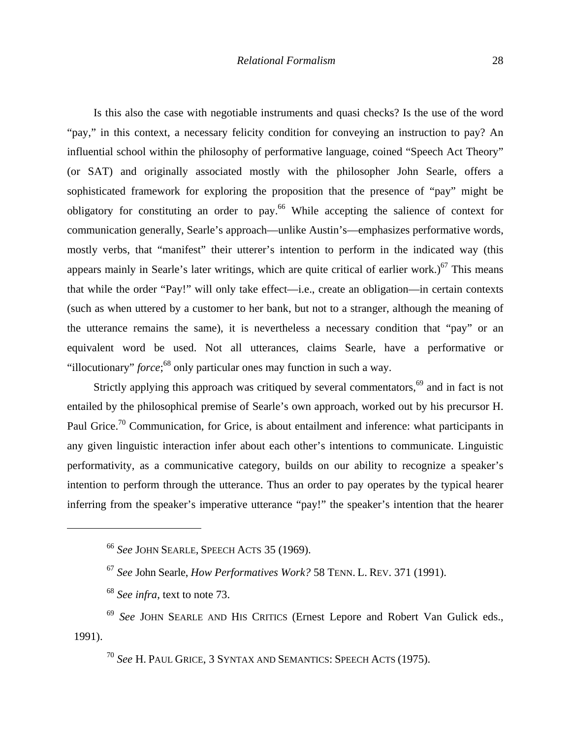Is this also the case with negotiable instruments and quasi checks? Is the use of the word "pay," in this context, a necessary felicity condition for conveying an instruction to pay? An influential school within the philosophy of performative language, coined "Speech Act Theory" (or SAT) and originally associated mostly with the philosopher John Searle, offers a sophisticated framework for exploring the proposition that the presence of "pay" might be obligatory for constituting an order to pay.[66] While accepting the salience of context for communication generally, Searle's approach—unlike Austin's—emphasizes performative words, mostly verbs, that "manifest" their utterer's intention to perform in the indicated way (this appears mainly in Searle's later writings, which are quite critical of earlier work.)[67] This means that while the order "Pay!" will only take effect—i.e., create an obligation—in certain contexts (such as when uttered by a customer to her bank, but not to a stranger, although the meaning of the utterance remains the same), it is nevertheless a necessary condition that "pay" or an equivalent word be used. Not all utterances, claims Searle, have a performative or "illocutionary" *force*;[68] only particular ones may function in such a way.

Strictly applying this approach was critiqued by several commentators,[69] and in fact is not entailed by the philosophical premise of Searle's own approach, worked out by his precursor H. Paul Grice.[70] Communication, for Grice, is about entailment and inference: what participants in any given linguistic interaction infer about each other's intentions to communicate. Linguistic performativity, as a communicative category, builds on our ability to recognize a speaker's intention to perform through the utterance. Thus an order to pay operates by the typical hearer inferring from the speaker's imperative utterance "pay!" the speaker's intention that the hearer

---

[66] *See* JOHN SEARLE, SPEECH ACTS 35 (1969).

[67] *See* John Searle, *How Performatives Work?* 58 TENN. L. REV. 371 (1991).

[68] *See infra*, text to note 73.

[69] *See* JOHN SEARLE AND HIS CRITICS (Ernest Lepore and Robert Van Gulick eds., 1991).

[70] *See* H. PAUL GRICE, 3 SYNTAX AND SEMANTICS: SPEECH ACTS (1975).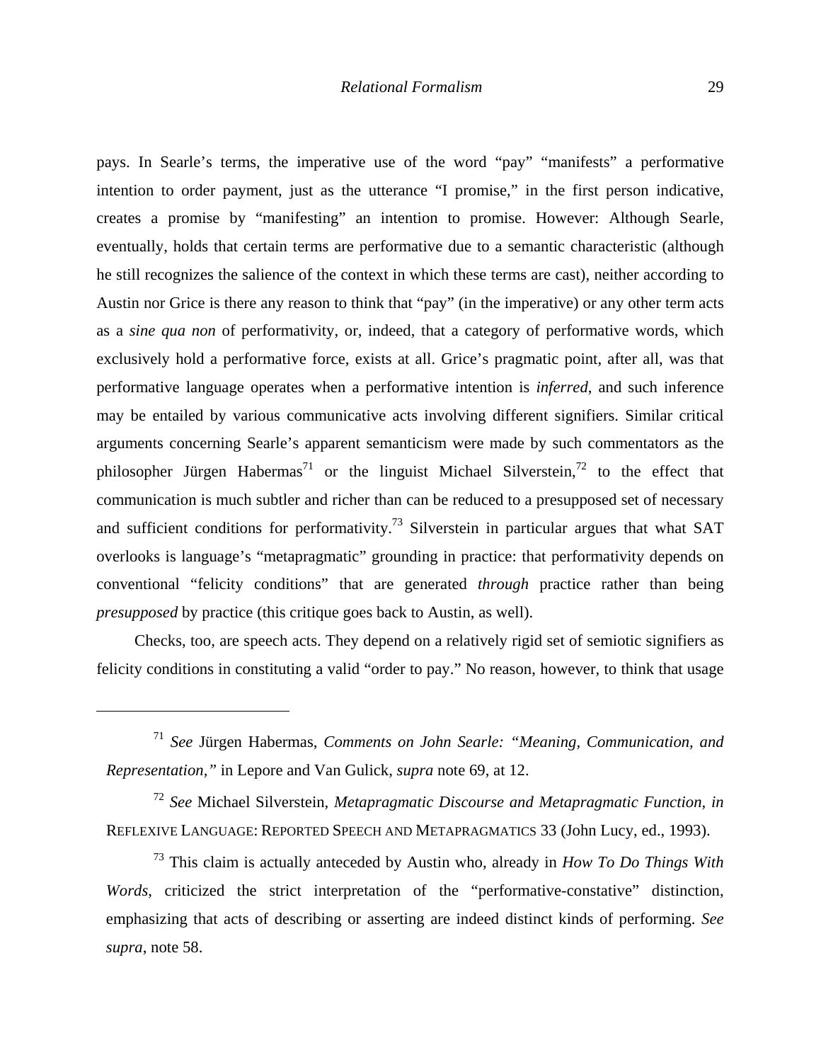pays. In Searle's terms, the imperative use of the word "pay" "manifests" a performative intention to order payment, just as the utterance "I promise," in the first person indicative, creates a promise by "manifesting" an intention to promise. However: Although Searle, eventually, holds that certain terms are performative due to a semantic characteristic (although he still recognizes the salience of the context in which these terms are cast), neither according to Austin nor Grice is there any reason to think that "pay" (in the imperative) or any other term acts as a *sine qua non* of performativity, or, indeed, that a category of performative words, which exclusively hold a performative force, exists at all. Grice's pragmatic point, after all, was that performative language operates when a performative intention is *inferred*, and such inference may be entailed by various communicative acts involving different signifiers. Similar critical arguments concerning Searle's apparent semanticism were made by such commentators as the philosopher Jürgen Habermas[71] or the linguist Michael Silverstein,[72] to the effect that communication is much subtler and richer than can be reduced to a presupposed set of necessary and sufficient conditions for performativity.[73] Silverstein in particular argues that what SAT overlooks is language's "metapragmatic" grounding in practice: that performativity depends on conventional "felicity conditions" that are generated *through* practice rather than being *presupposed* by practice (this critique goes back to Austin, as well).

Checks, too, are speech acts. They depend on a relatively rigid set of semiotic signifiers as felicity conditions in constituting a valid "order to pay." No reason, however, to think that usage

---

[71] *See* Jürgen Habermas, *Comments on John Searle: "Meaning, Communication, and Representation,"* in Lepore and Van Gulick, *supra* note 69, at 12.

[72] *See* Michael Silverstein, *Metapragmatic Discourse and Metapragmatic Function, in* REFLEXIVE LANGUAGE: REPORTED SPEECH AND METAPRAGMATICS 33 (John Lucy, ed., 1993).

[73] This claim is actually anteceded by Austin who, already in *How To Do Things With Words*, criticized the strict interpretation of the "performative-constative" distinction, emphasizing that acts of describing or asserting are indeed distinct kinds of performing. *See supra*, note 58.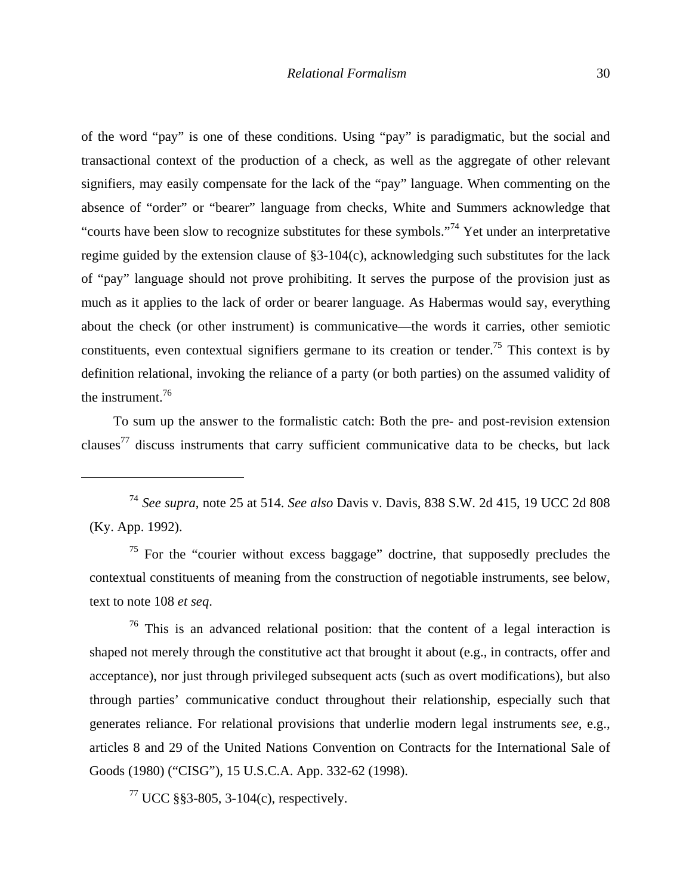of the word "pay" is one of these conditions. Using "pay" is paradigmatic, but the social and transactional context of the production of a check, as well as the aggregate of other relevant signifiers, may easily compensate for the lack of the "pay" language. When commenting on the absence of "order" or "bearer" language from checks, White and Summers acknowledge that "courts have been slow to recognize substitutes for these symbols."[74] Yet under an interpretative regime guided by the extension clause of §3-104(c), acknowledging such substitutes for the lack of "pay" language should not prove prohibiting. It serves the purpose of the provision just as much as it applies to the lack of order or bearer language. As Habermas would say, everything about the check (or other instrument) is communicative—the words it carries, other semiotic constituents, even contextual signifiers germane to its creation or tender.[75] This context is by definition relational, invoking the reliance of a party (or both parties) on the assumed validity of the instrument.[76]

To sum up the answer to the formalistic catch: Both the pre- and post-revision extension clauses[77] discuss instruments that carry sufficient communicative data to be checks, but lack

---

[74] *See supra*, note 25 at 514. *See also* Davis v. Davis, 838 S.W. 2d 415, 19 UCC 2d 808 (Ky. App. 1992).

[75] For the "courier without excess baggage" doctrine, that supposedly precludes the contextual constituents of meaning from the construction of negotiable instruments, see below, text to note 108 *et seq*.

[76] This is an advanced relational position: that the content of a legal interaction is shaped not merely through the constitutive act that brought it about (e.g., in contracts, offer and acceptance), nor just through privileged subsequent acts (such as overt modifications), but also through parties' communicative conduct throughout their relationship, especially such that generates reliance. For relational provisions that underlie modern legal instruments s*ee*, e.g., articles 8 and 29 of the United Nations Convention on Contracts for the International Sale of Goods (1980) ("CISG"), 15 U.S.C.A. App. 332-62 (1998).

[77] UCC §§3-805, 3-104(c), respectively.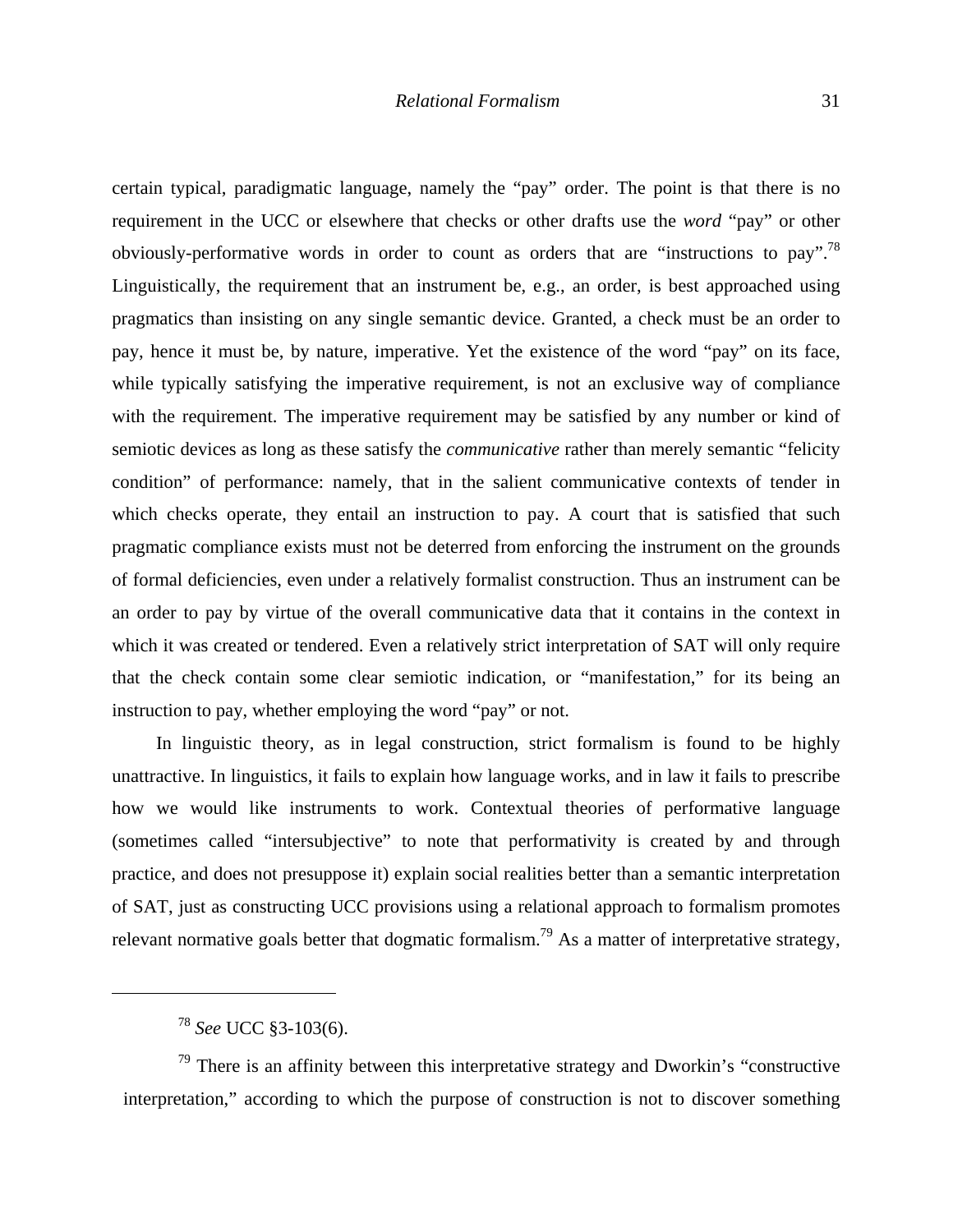certain typical, paradigmatic language, namely the "pay" order. The point is that there is no requirement in the UCC or elsewhere that checks or other drafts use the *word* "pay" or other obviously-performative words in order to count as orders that are "instructions to pay".[78] Linguistically, the requirement that an instrument be, e.g., an order, is best approached using pragmatics than insisting on any single semantic device. Granted, a check must be an order to pay, hence it must be, by nature, imperative. Yet the existence of the word "pay" on its face, while typically satisfying the imperative requirement, is not an exclusive way of compliance with the requirement. The imperative requirement may be satisfied by any number or kind of semiotic devices as long as these satisfy the *communicative* rather than merely semantic "felicity condition" of performance: namely, that in the salient communicative contexts of tender in which checks operate, they entail an instruction to pay. A court that is satisfied that such pragmatic compliance exists must not be deterred from enforcing the instrument on the grounds of formal deficiencies, even under a relatively formalist construction. Thus an instrument can be an order to pay by virtue of the overall communicative data that it contains in the context in which it was created or tendered. Even a relatively strict interpretation of SAT will only require that the check contain some clear semiotic indication, or "manifestation," for its being an instruction to pay, whether employing the word "pay" or not.

In linguistic theory, as in legal construction, strict formalism is found to be highly unattractive. In linguistics, it fails to explain how language works, and in law it fails to prescribe how we would like instruments to work. Contextual theories of performative language (sometimes called "intersubjective" to note that performativity is created by and through practice, and does not presuppose it) explain social realities better than a semantic interpretation of SAT, just as constructing UCC provisions using a relational approach to formalism promotes relevant normative goals better that dogmatic formalism.[79] As a matter of interpretative strategy,

---

[78] *See* UCC §3-103(6).

[79] There is an affinity between this interpretative strategy and Dworkin's "constructive interpretation," according to which the purpose of construction is not to discover something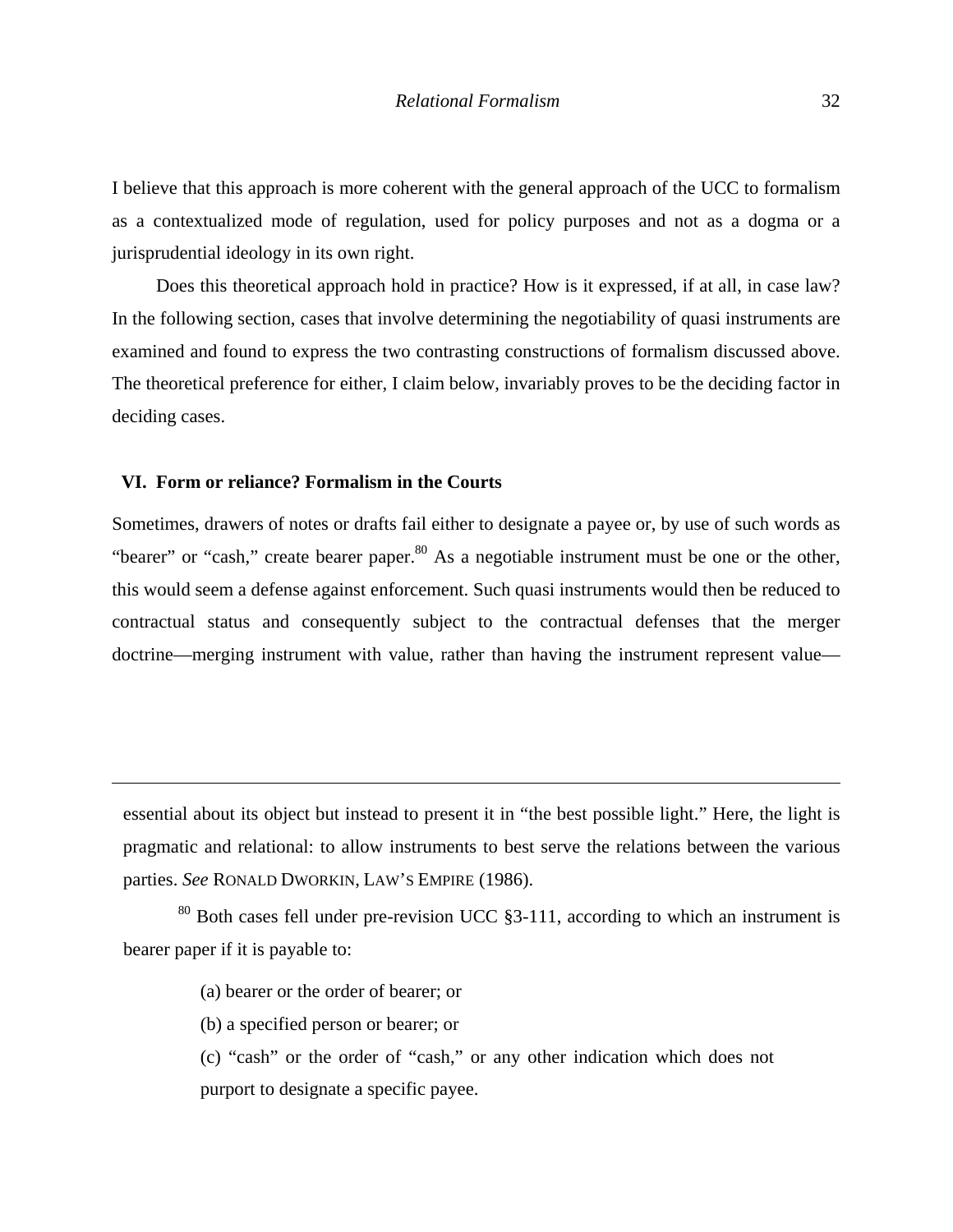I believe that this approach is more coherent with the general approach of the UCC to formalism as a contextualized mode of regulation, used for policy purposes and not as a dogma or a jurisprudential ideology in its own right.

Does this theoretical approach hold in practice? How is it expressed, if at all, in case law? In the following section, cases that involve determining the negotiability of quasi instruments are examined and found to express the two contrasting constructions of formalism discussed above. The theoretical preference for either, I claim below, invariably proves to be the deciding factor in deciding cases.

## VI. Form or reliance? Formalism in the Courts

Sometimes, drawers of notes or drafts fail either to designate a payee or, by use of such words as "bearer" or "cash," create bearer paper.[80] As a negotiable instrument must be one or the other, this would seem a defense against enforcement. Such quasi instruments would then be reduced to contractual status and consequently subject to the contractual defenses that the merger doctrine—merging instrument with value, rather than having the instrument represent value—

---

essential about its object but instead to present it in "the best possible light." Here, the light is pragmatic and relational: to allow instruments to best serve the relations between the various parties. *See* RONALD DWORKIN, LAW'S EMPIRE (1986).

[80] Both cases fell under pre-revision UCC §3-111, according to which an instrument is bearer paper if it is payable to:

> (a) bearer or the order of bearer; or
>
> (b) a specified person or bearer; or
>
> (c) "cash" or the order of "cash," or any other indication which does not purport to designate a specific payee.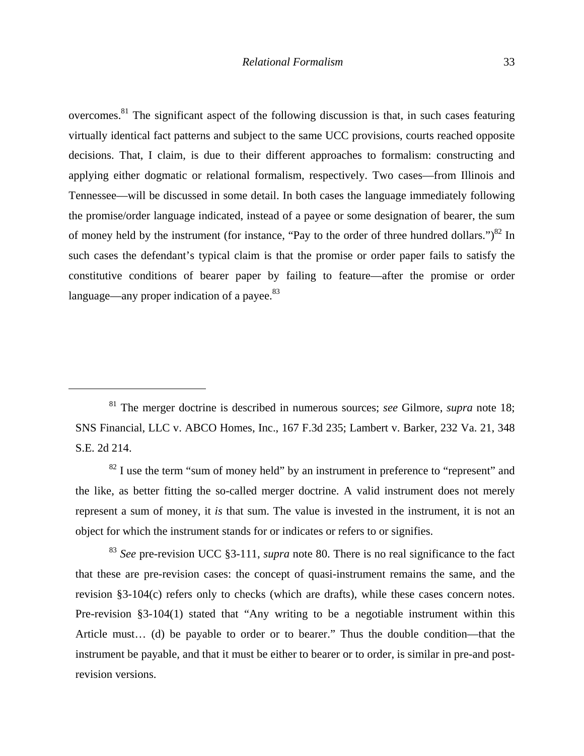overcomes.[81] The significant aspect of the following discussion is that, in such cases featuring virtually identical fact patterns and subject to the same UCC provisions, courts reached opposite decisions. That, I claim, is due to their different approaches to formalism: constructing and applying either dogmatic or relational formalism, respectively. Two cases—from Illinois and Tennessee—will be discussed in some detail. In both cases the language immediately following the promise/order language indicated, instead of a payee or some designation of bearer, the sum of money held by the instrument (for instance, "Pay to the order of three hundred dollars.")[82] In such cases the defendant's typical claim is that the promise or order paper fails to satisfy the constitutive conditions of bearer paper by failing to feature—after the promise or order language—any proper indication of a payee.[83]

---

[81] The merger doctrine is described in numerous sources; *see* Gilmore, *supra* note 18; SNS Financial, LLC v. ABCO Homes, Inc., 167 F.3d 235; Lambert v. Barker, 232 Va. 21, 348 S.E. 2d 214.

[82] I use the term "sum of money held" by an instrument in preference to "represent" and the like, as better fitting the so-called merger doctrine. A valid instrument does not merely represent a sum of money, it *is* that sum. The value is invested in the instrument, it is not an object for which the instrument stands for or indicates or refers to or signifies.

[83] *See* pre-revision UCC §3-111, *supra* note 80. There is no real significance to the fact that these are pre-revision cases: the concept of quasi-instrument remains the same, and the revision §3-104(c) refers only to checks (which are drafts), while these cases concern notes. Pre-revision §3-104(1) stated that "Any writing to be a negotiable instrument within this Article must… (d) be payable to order or to bearer." Thus the double condition—that the instrument be payable, and that it must be either to bearer or to order, is similar in pre-and post-revision versions.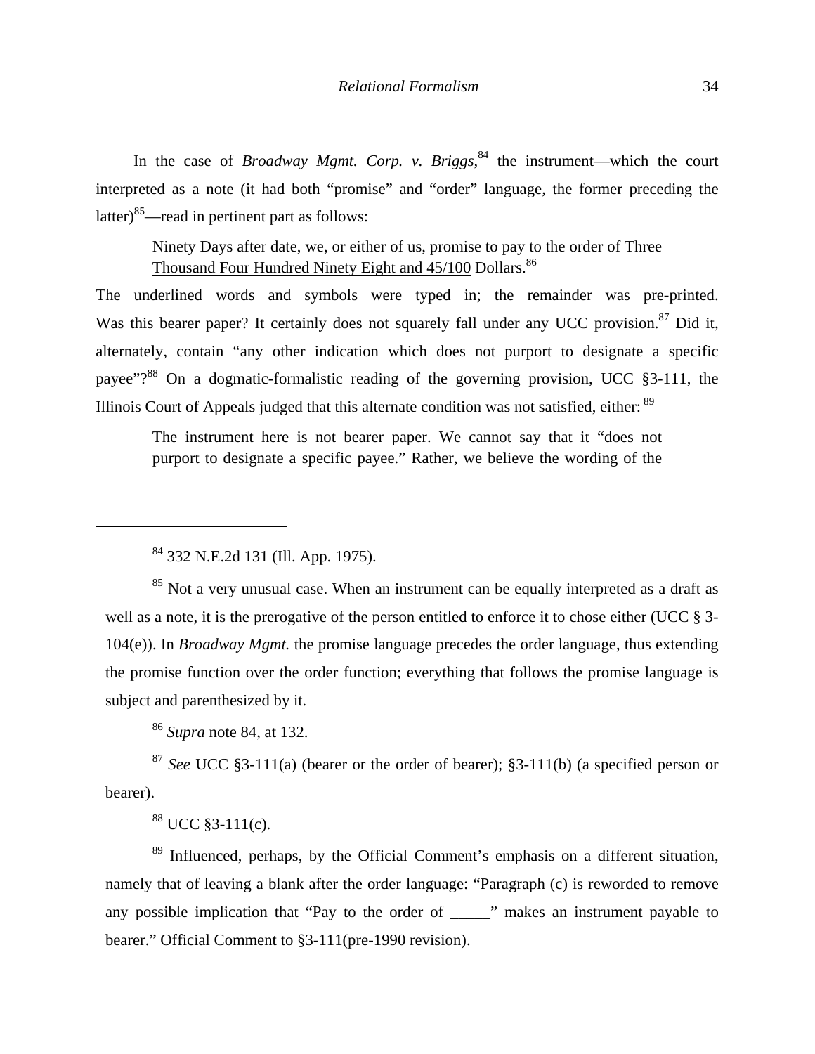In the case of *Broadway Mgmt. Corp. v. Briggs*,[84] the instrument—which the court interpreted as a note (it had both "promise" and "order" language, the former preceding the latter)[85]—read in pertinent part as follows:

> <u>Ninety Days</u> after date, we, or either of us, promise to pay to the order of <u>Three Thousand Four Hundred Ninety Eight and 45/100</u> Dollars.[86]

The underlined words and symbols were typed in; the remainder was pre-printed. Was this bearer paper? It certainly does not squarely fall under any UCC provision.[87] Did it, alternately, contain "any other indication which does not purport to designate a specific payee"?[88] On a dogmatic-formalistic reading of the governing provision, UCC §3-111, the Illinois Court of Appeals judged that this alternate condition was not satisfied, either: [89]

> The instrument here is not bearer paper. We cannot say that it "does not purport to designate a specific payee." Rather, we believe the wording of the

---

[84] 332 N.E.2d 131 (Ill. App. 1975).

[85] Not a very unusual case. When an instrument can be equally interpreted as a draft as well as a note, it is the prerogative of the person entitled to enforce it to chose either (UCC § 3-104(e)). In *Broadway Mgmt.* the promise language precedes the order language, thus extending the promise function over the order function; everything that follows the promise language is subject and parenthesized by it.

[86] *Supra* note 84, at 132.

[87] *See* UCC §3-111(a) (bearer or the order of bearer); §3-111(b) (a specified person or bearer).

[88] UCC §3-111(c).

[89] Influenced, perhaps, by the Official Comment's emphasis on a different situation, namely that of leaving a blank after the order language: "Paragraph (c) is reworded to remove any possible implication that "Pay to the order of _____" makes an instrument payable to bearer." Official Comment to §3-111(pre-1990 revision).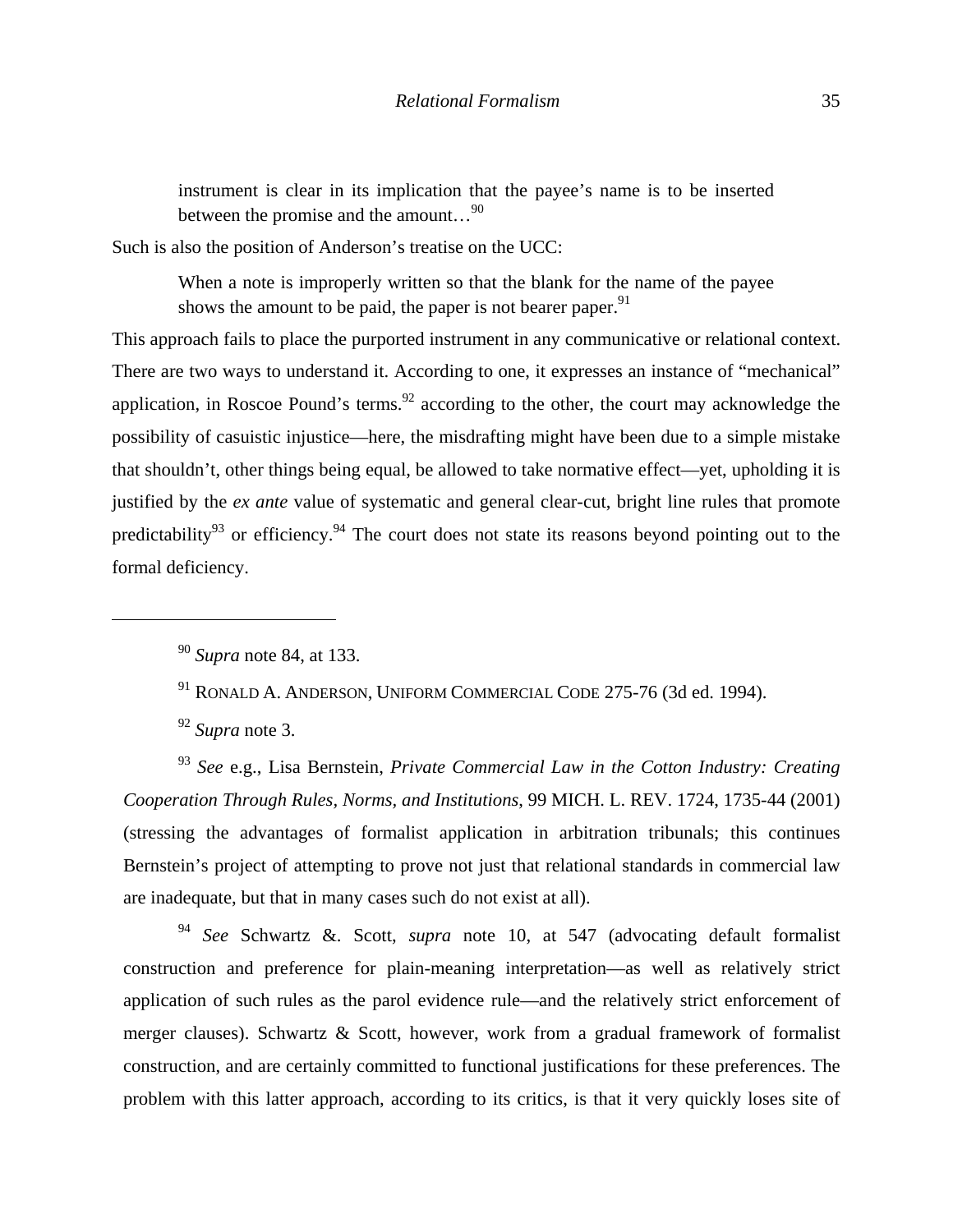> instrument is clear in its implication that the payee's name is to be inserted between the promise and the amount…[90]

Such is also the position of Anderson's treatise on the UCC:

> When a note is improperly written so that the blank for the name of the payee shows the amount to be paid, the paper is not bearer paper.[91]

This approach fails to place the purported instrument in any communicative or relational context. There are two ways to understand it. According to one, it expresses an instance of "mechanical" application, in Roscoe Pound's terms.[92] according to the other, the court may acknowledge the possibility of casuistic injustice—here, the misdrafting might have been due to a simple mistake that shouldn't, other things being equal, be allowed to take normative effect—yet, upholding it is justified by the *ex ante* value of systematic and general clear-cut, bright line rules that promote predictability[93] or efficiency.[94] The court does not state its reasons beyond pointing out to the formal deficiency.

---

[90] *Supra* note 84, at 133.

[91] RONALD A. ANDERSON, UNIFORM COMMERCIAL CODE 275-76 (3d ed. 1994).

[92] *Supra* note 3.

[93] *See* e.g., Lisa Bernstein, *Private Commercial Law in the Cotton Industry: Creating Cooperation Through Rules, Norms, and Institutions*, 99 MICH. L. REV. 1724, 1735-44 (2001) (stressing the advantages of formalist application in arbitration tribunals; this continues Bernstein's project of attempting to prove not just that relational standards in commercial law are inadequate, but that in many cases such do not exist at all).

[94] *See* Schwartz &. Scott, *supra* note 10, at 547 (advocating default formalist construction and preference for plain-meaning interpretation—as well as relatively strict application of such rules as the parol evidence rule—and the relatively strict enforcement of merger clauses). Schwartz & Scott, however, work from a gradual framework of formalist construction, and are certainly committed to functional justifications for these preferences. The problem with this latter approach, according to its critics, is that it very quickly loses site of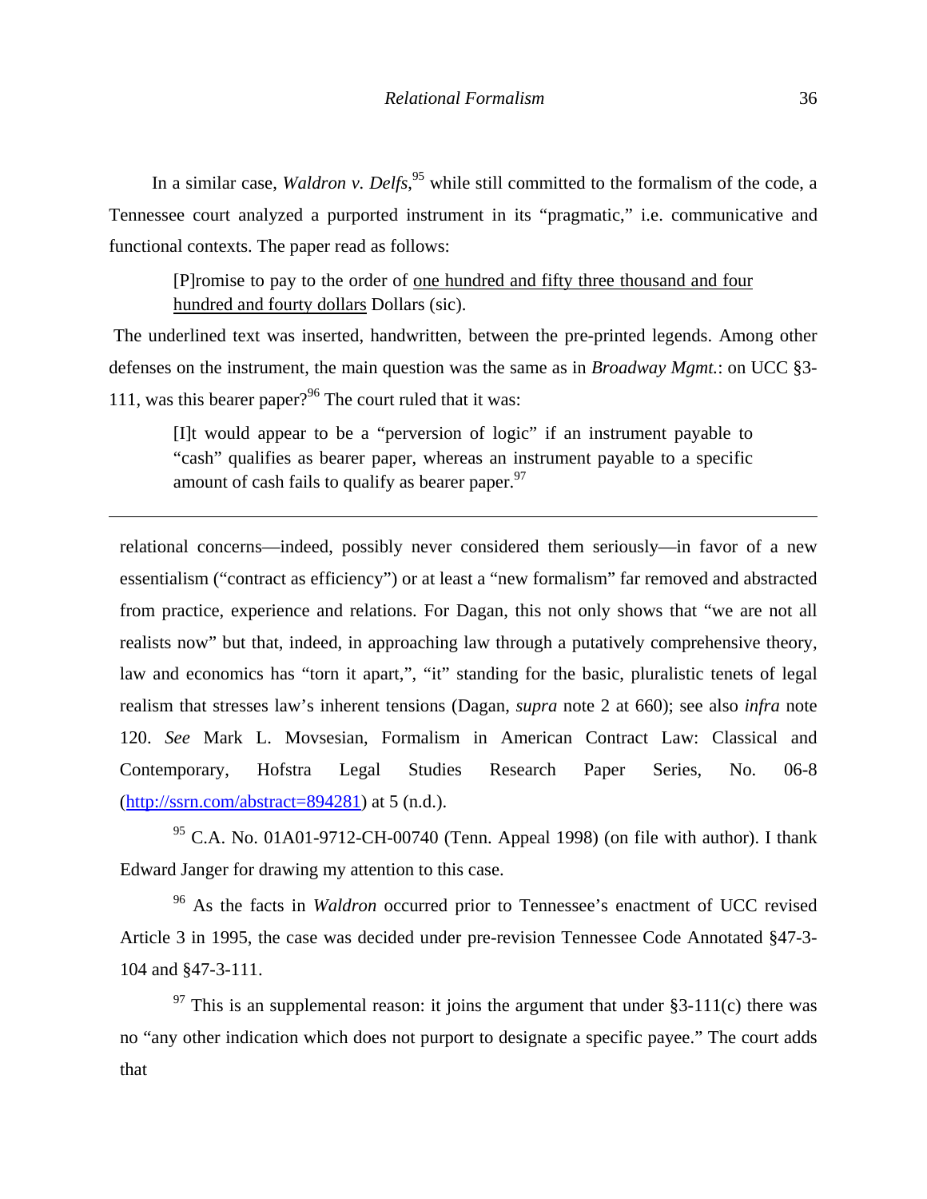In a similar case, *Waldron v. Delfs*,[95] while still committed to the formalism of the code, a Tennessee court analyzed a purported instrument in its "pragmatic," i.e. communicative and functional contexts. The paper read as follows:

> [P]romise to pay to the order of <u>one hundred and fifty three thousand and four hundred and fourty dollars</u> Dollars (sic).

The underlined text was inserted, handwritten, between the pre-printed legends. Among other defenses on the instrument, the main question was the same as in *Broadway Mgmt.*: on UCC §3-111, was this bearer paper?[96] The court ruled that it was:

> [I]t would appear to be a "perversion of logic" if an instrument payable to "cash" qualifies as bearer paper, whereas an instrument payable to a specific amount of cash fails to qualify as bearer paper.[97]

---

relational concerns—indeed, possibly never considered them seriously—in favor of a new essentialism ("contract as efficiency") or at least a "new formalism" far removed and abstracted from practice, experience and relations. For Dagan, this not only shows that "we are not all realists now" but that, indeed, in approaching law through a putatively comprehensive theory, law and economics has "torn it apart,", "it" standing for the basic, pluralistic tenets of legal realism that stresses law's inherent tensions (Dagan, *supra* note 2 at 660); see also *infra* note 120. *See* Mark L. Movsesian, Formalism in American Contract Law: Classical and Contemporary, Hofstra Legal Studies Research Paper Series, No. 06-8 (http://ssrn.com/abstract=894281) at 5 (n.d.).

[95] C.A. No. 01A01-9712-CH-00740 (Tenn. Appeal 1998) (on file with author). I thank Edward Janger for drawing my attention to this case.

[96] As the facts in *Waldron* occurred prior to Tennessee's enactment of UCC revised Article 3 in 1995, the case was decided under pre-revision Tennessee Code Annotated §47-3-104 and §47-3-111.

[97] This is an supplemental reason: it joins the argument that under §3-111(c) there was no "any other indication which does not purport to designate a specific payee." The court adds that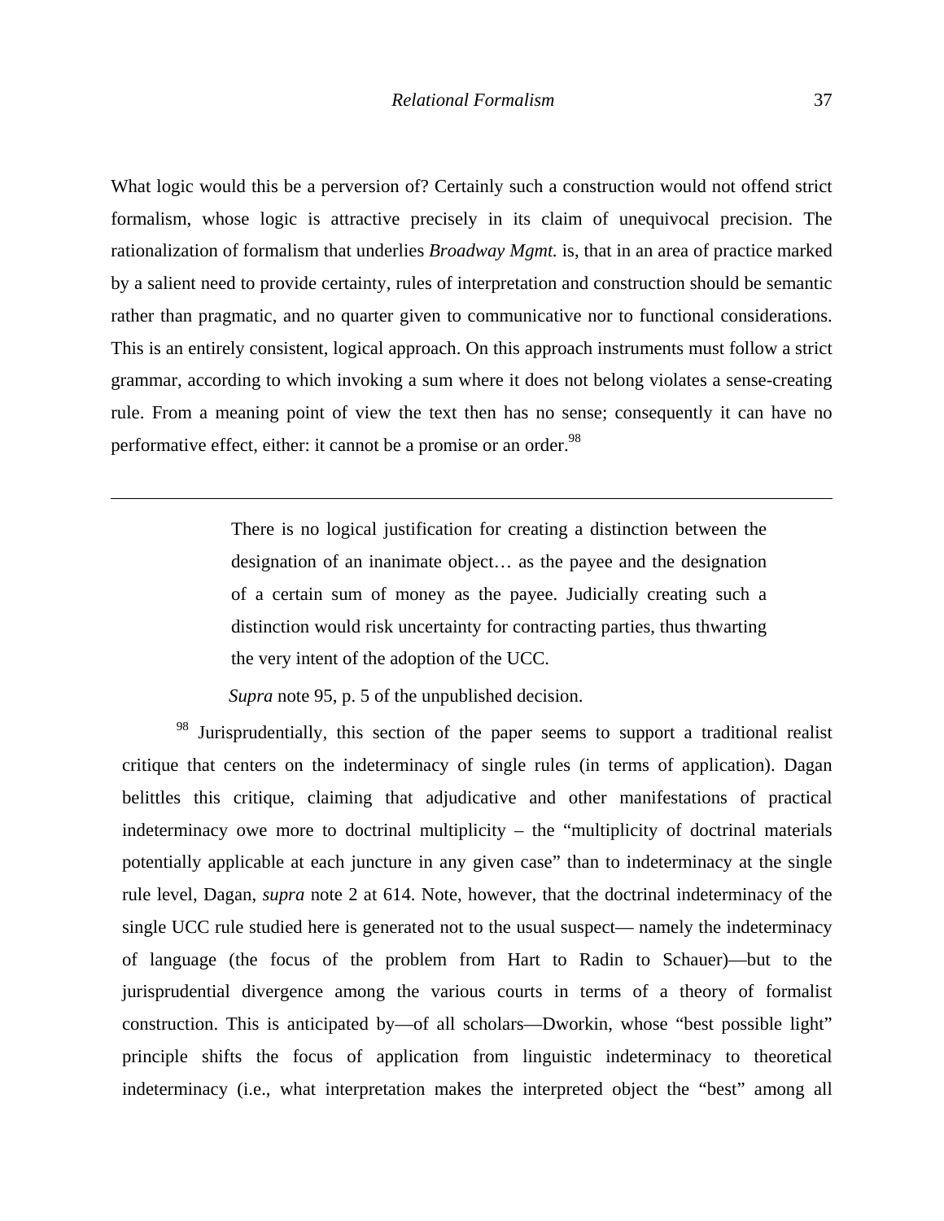What logic would this be a perversion of? Certainly such a construction would not offend strict formalism, whose logic is attractive precisely in its claim of unequivocal precision. The rationalization of formalism that underlies *Broadway Mgmt.* is, that in an area of practice marked by a salient need to provide certainty, rules of interpretation and construction should be semantic rather than pragmatic, and no quarter given to communicative nor to functional considerations. This is an entirely consistent, logical approach. On this approach instruments must follow a strict grammar, according to which invoking a sum where it does not belong violates a sense-creating rule. From a meaning point of view the text then has no sense; consequently it can have no performative effect, either: it cannot be a promise or an order.[98]

---

> There is no logical justification for creating a distinction between the designation of an inanimate object… as the payee and the designation of a certain sum of money as the payee. Judicially creating such a distinction would risk uncertainty for contracting parties, thus thwarting the very intent of the adoption of the UCC.

*Supra* note 95, p. 5 of the unpublished decision.

[98] Jurisprudentially, this section of the paper seems to support a traditional realist critique that centers on the indeterminacy of single rules (in terms of application). Dagan belittles this critique, claiming that adjudicative and other manifestations of practical indeterminacy owe more to doctrinal multiplicity – the "multiplicity of doctrinal materials potentially applicable at each juncture in any given case" than to indeterminacy at the single rule level, Dagan, *supra* note 2 at 614. Note, however, that the doctrinal indeterminacy of the single UCC rule studied here is generated not to the usual suspect— namely the indeterminacy of language (the focus of the problem from Hart to Radin to Schauer)—but to the jurisprudential divergence among the various courts in terms of a theory of formalist construction. This is anticipated by—of all scholars—Dworkin, whose "best possible light" principle shifts the focus of application from linguistic indeterminacy to theoretical indeterminacy (i.e., what interpretation makes the interpreted object the "best" among all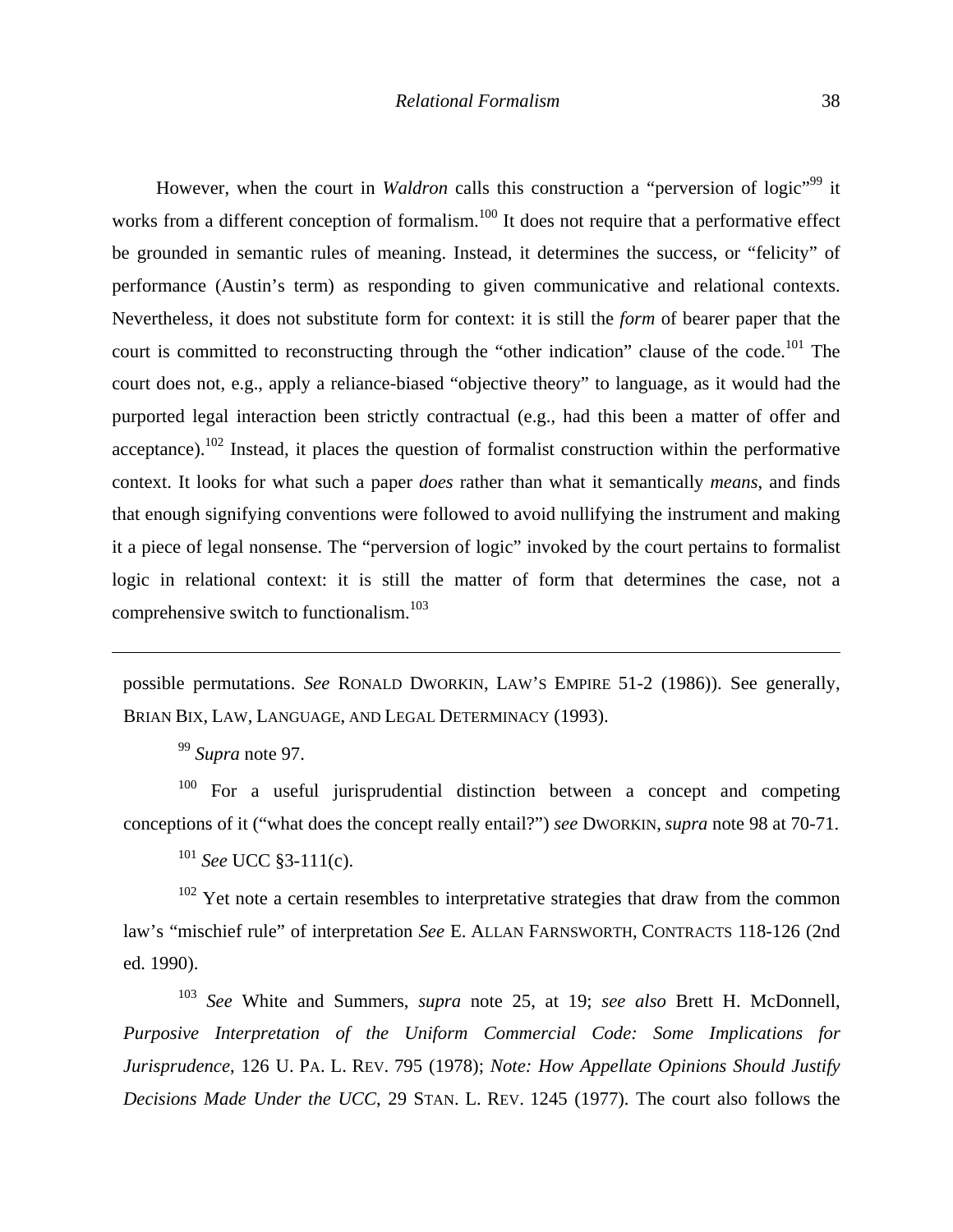However, when the court in *Waldron* calls this construction a "perversion of logic"[99] it works from a different conception of formalism.[100] It does not require that a performative effect be grounded in semantic rules of meaning. Instead, it determines the success, or "felicity" of performance (Austin's term) as responding to given communicative and relational contexts. Nevertheless, it does not substitute form for context: it is still the *form* of bearer paper that the court is committed to reconstructing through the "other indication" clause of the code.[101] The court does not, e.g., apply a reliance-biased "objective theory" to language, as it would had the purported legal interaction been strictly contractual (e.g., had this been a matter of offer and acceptance).[102] Instead, it places the question of formalist construction within the performative context. It looks for what such a paper *does* rather than what it semantically *means*, and finds that enough signifying conventions were followed to avoid nullifying the instrument and making it a piece of legal nonsense. The "perversion of logic" invoked by the court pertains to formalist logic in relational context: it is still the matter of form that determines the case, not a comprehensive switch to functionalism.[103]

---

possible permutations. *See* RONALD DWORKIN, LAW'S EMPIRE 51-2 (1986)). See generally, BRIAN BIX, LAW, LANGUAGE, AND LEGAL DETERMINACY (1993).

[99] *Supra* note 97.

[100] For a useful jurisprudential distinction between a concept and competing conceptions of it ("what does the concept really entail?") *see* DWORKIN, *supra* note 98 at 70-71.

[101] *See* UCC §3-111(c).

[102] Yet note a certain resembles to interpretative strategies that draw from the common law's "mischief rule" of interpretation *See* E. ALLAN FARNSWORTH, CONTRACTS 118-126 (2nd ed. 1990).

[103] *See* White and Summers, *supra* note 25, at 19; *see also* Brett H. McDonnell, *Purposive Interpretation of the Uniform Commercial Code: Some Implications for Jurisprudence*, 126 U. PA. L. REV. 795 (1978); *Note: How Appellate Opinions Should Justify Decisions Made Under the UCC*, 29 STAN. L. REV. 1245 (1977). The court also follows the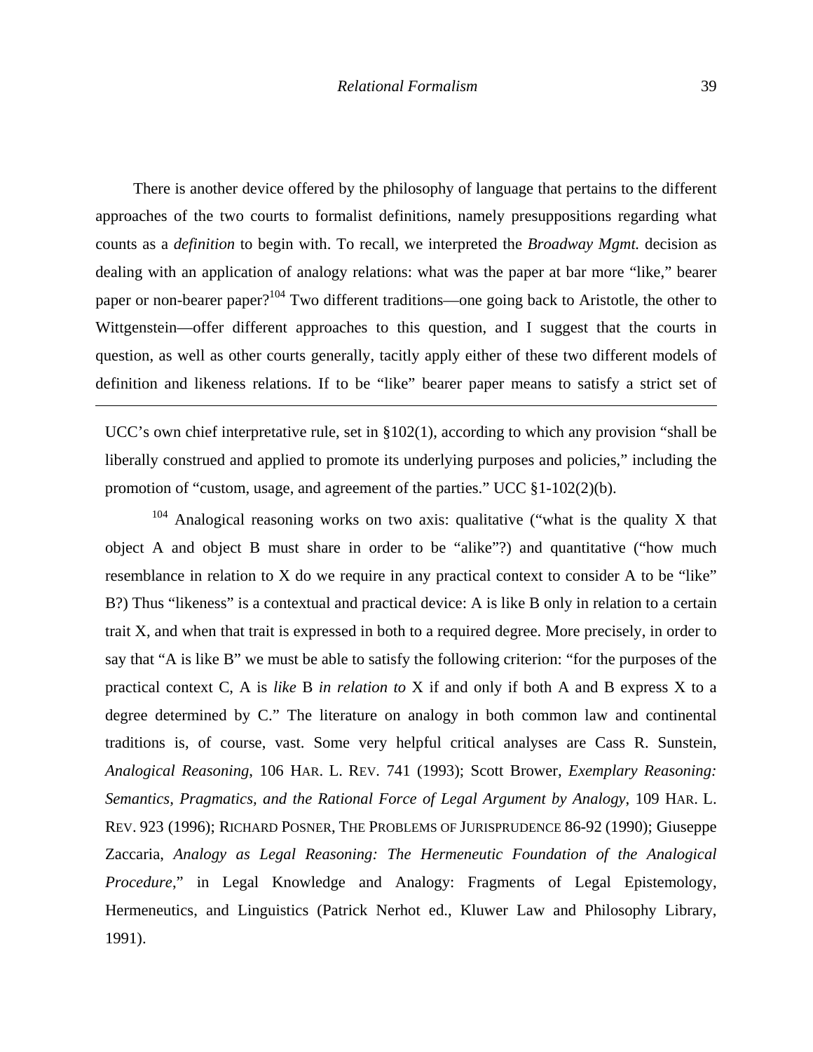There is another device offered by the philosophy of language that pertains to the different approaches of the two courts to formalist definitions, namely presuppositions regarding what counts as a *definition* to begin with. To recall, we interpreted the *Broadway Mgmt.* decision as dealing with an application of analogy relations: what was the paper at bar more "like," bearer paper or non-bearer paper?[104] Two different traditions—one going back to Aristotle, the other to Wittgenstein—offer different approaches to this question, and I suggest that the courts in question, as well as other courts generally, tacitly apply either of these two different models of definition and likeness relations. If to be "like" bearer paper means to satisfy a strict set of

---

UCC's own chief interpretative rule, set in §102(1), according to which any provision "shall be liberally construed and applied to promote its underlying purposes and policies," including the promotion of "custom, usage, and agreement of the parties." UCC §1-102(2)(b).

[104] Analogical reasoning works on two axis: qualitative ("what is the quality X that object A and object B must share in order to be "alike"?) and quantitative ("how much resemblance in relation to X do we require in any practical context to consider A to be "like" B?) Thus "likeness" is a contextual and practical device: A is like B only in relation to a certain trait X, and when that trait is expressed in both to a required degree. More precisely, in order to say that "A is like B" we must be able to satisfy the following criterion: "for the purposes of the practical context C, A is *like* B *in relation to* X if and only if both A and B express X to a degree determined by C." The literature on analogy in both common law and continental traditions is, of course, vast. Some very helpful critical analyses are Cass R. Sunstein, *Analogical Reasoning*, 106 HAR. L. REV. 741 (1993); Scott Brower, *Exemplary Reasoning: Semantics, Pragmatics, and the Rational Force of Legal Argument by Analogy*, 109 HAR. L. REV. 923 (1996); RICHARD POSNER, THE PROBLEMS OF JURISPRUDENCE 86-92 (1990); Giuseppe Zaccaria, *Analogy as Legal Reasoning: The Hermeneutic Foundation of the Analogical Procedure*," in Legal Knowledge and Analogy: Fragments of Legal Epistemology, Hermeneutics, and Linguistics (Patrick Nerhot ed., Kluwer Law and Philosophy Library, 1991).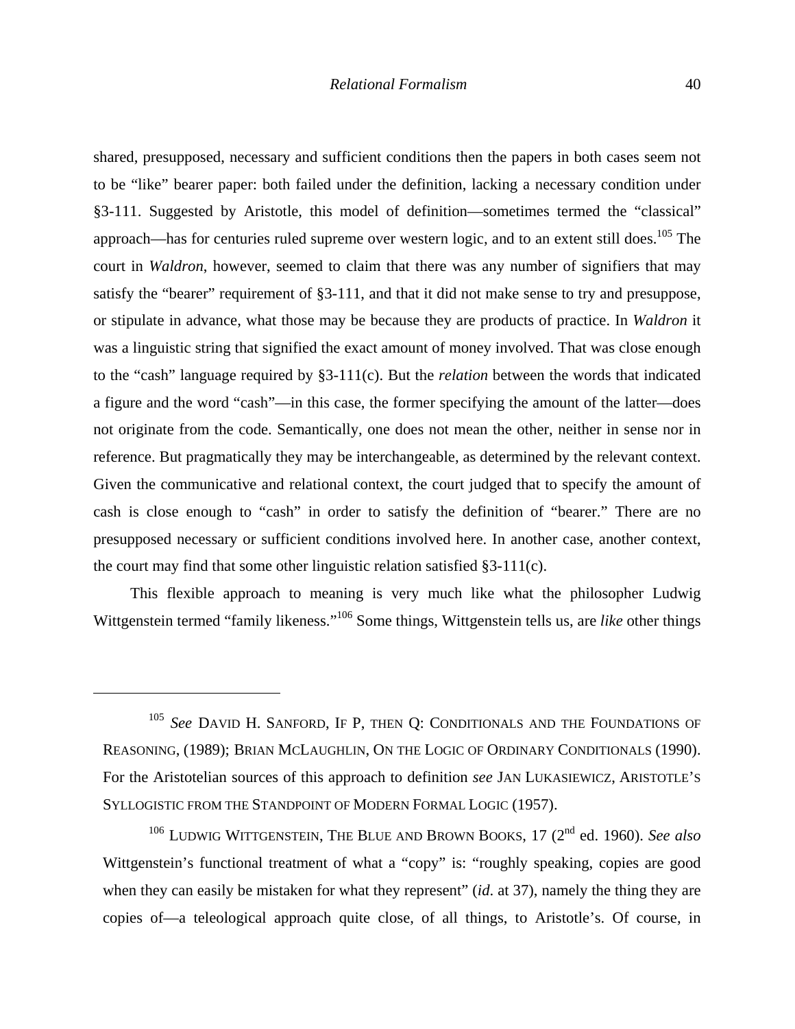shared, presupposed, necessary and sufficient conditions then the papers in both cases seem not to be "like" bearer paper: both failed under the definition, lacking a necessary condition under §3-111. Suggested by Aristotle, this model of definition—sometimes termed the "classical" approach—has for centuries ruled supreme over western logic, and to an extent still does.[105] The court in *Waldron*, however, seemed to claim that there was any number of signifiers that may satisfy the "bearer" requirement of §3-111, and that it did not make sense to try and presuppose, or stipulate in advance, what those may be because they are products of practice. In *Waldron* it was a linguistic string that signified the exact amount of money involved. That was close enough to the "cash" language required by §3-111(c). But the *relation* between the words that indicated a figure and the word "cash"—in this case, the former specifying the amount of the latter—does not originate from the code. Semantically, one does not mean the other, neither in sense nor in reference. But pragmatically they may be interchangeable, as determined by the relevant context. Given the communicative and relational context, the court judged that to specify the amount of cash is close enough to "cash" in order to satisfy the definition of "bearer." There are no presupposed necessary or sufficient conditions involved here. In another case, another context, the court may find that some other linguistic relation satisfied §3-111(c).

This flexible approach to meaning is very much like what the philosopher Ludwig Wittgenstein termed "family likeness."[106] Some things, Wittgenstein tells us, are *like* other things

---

[105] *See* DAVID H. SANFORD, IF P, THEN Q: CONDITIONALS AND THE FOUNDATIONS OF REASONING, (1989); BRIAN MCLAUGHLIN, ON THE LOGIC OF ORDINARY CONDITIONALS (1990). For the Aristotelian sources of this approach to definition *see* JAN LUKASIEWICZ, ARISTOTLE'S SYLLOGISTIC FROM THE STANDPOINT OF MODERN FORMAL LOGIC (1957).

[106] LUDWIG WITTGENSTEIN, THE BLUE AND BROWN BOOKS, 17 (2nd ed. 1960). *See also* Wittgenstein's functional treatment of what a "copy" is: "roughly speaking, copies are good when they can easily be mistaken for what they represent" (*id*. at 37), namely the thing they are copies of—a teleological approach quite close, of all things, to Aristotle's. Of course, in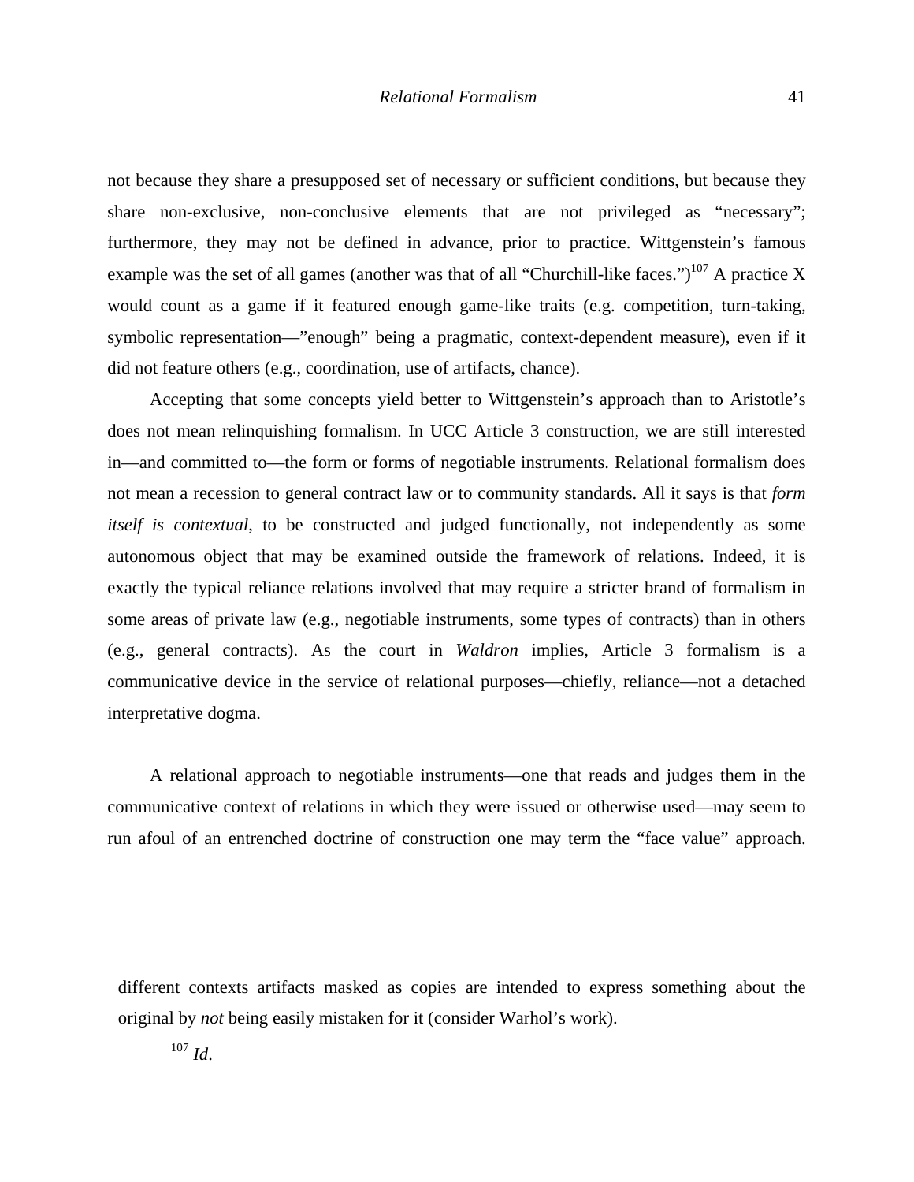not because they share a presupposed set of necessary or sufficient conditions, but because they share non-exclusive, non-conclusive elements that are not privileged as "necessary"; furthermore, they may not be defined in advance, prior to practice. Wittgenstein's famous example was the set of all games (another was that of all "Churchill-like faces.")[107] A practice X would count as a game if it featured enough game-like traits (e.g. competition, turn-taking, symbolic representation—"enough" being a pragmatic, context-dependent measure), even if it did not feature others (e.g., coordination, use of artifacts, chance).

Accepting that some concepts yield better to Wittgenstein's approach than to Aristotle's does not mean relinquishing formalism. In UCC Article 3 construction, we are still interested in—and committed to—the form or forms of negotiable instruments. Relational formalism does not mean a recession to general contract law or to community standards. All it says is that *form itself is contextual*, to be constructed and judged functionally, not independently as some autonomous object that may be examined outside the framework of relations. Indeed, it is exactly the typical reliance relations involved that may require a stricter brand of formalism in some areas of private law (e.g., negotiable instruments, some types of contracts) than in others (e.g., general contracts). As the court in *Waldron* implies, Article 3 formalism is a communicative device in the service of relational purposes—chiefly, reliance—not a detached interpretative dogma.

A relational approach to negotiable instruments—one that reads and judges them in the communicative context of relations in which they were issued or otherwise used—may seem to run afoul of an entrenched doctrine of construction one may term the "face value" approach.

---

different contexts artifacts masked as copies are intended to express something about the original by *not* being easily mistaken for it (consider Warhol's work).

[107] *Id*.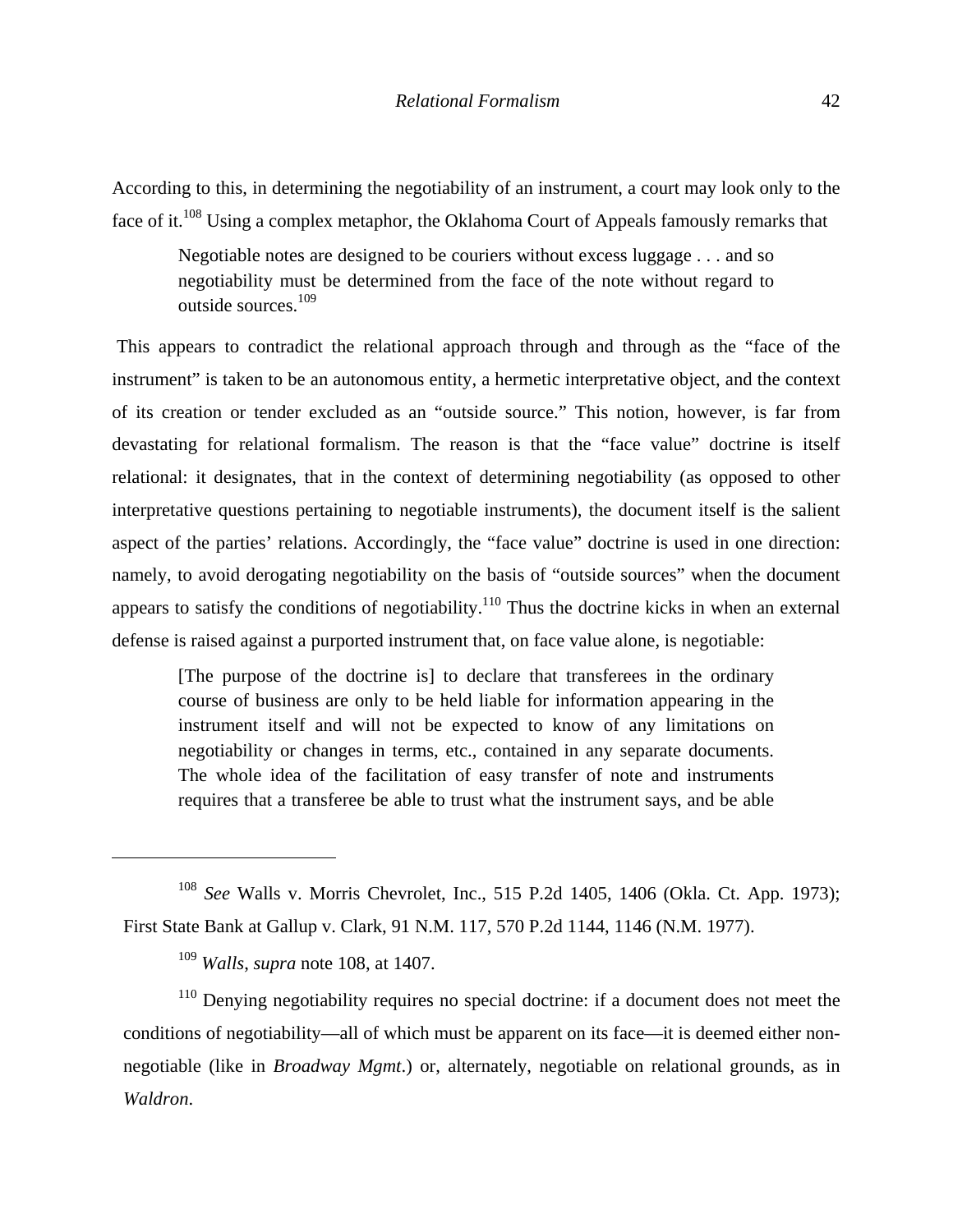According to this, in determining the negotiability of an instrument, a court may look only to the face of it.[108] Using a complex metaphor, the Oklahoma Court of Appeals famously remarks that

> Negotiable notes are designed to be couriers without excess luggage . . . and so negotiability must be determined from the face of the note without regard to outside sources.[109]

This appears to contradict the relational approach through and through as the "face of the instrument" is taken to be an autonomous entity, a hermetic interpretative object, and the context of its creation or tender excluded as an "outside source." This notion, however, is far from devastating for relational formalism. The reason is that the "face value" doctrine is itself relational: it designates, that in the context of determining negotiability (as opposed to other interpretative questions pertaining to negotiable instruments), the document itself is the salient aspect of the parties' relations. Accordingly, the "face value" doctrine is used in one direction: namely, to avoid derogating negotiability on the basis of "outside sources" when the document appears to satisfy the conditions of negotiability.[110] Thus the doctrine kicks in when an external defense is raised against a purported instrument that, on face value alone, is negotiable:

> [The purpose of the doctrine is] to declare that transferees in the ordinary course of business are only to be held liable for information appearing in the instrument itself and will not be expected to know of any limitations on negotiability or changes in terms, etc., contained in any separate documents. The whole idea of the facilitation of easy transfer of note and instruments requires that a transferee be able to trust what the instrument says, and be able

---

[108] *See* Walls v. Morris Chevrolet, Inc., 515 P.2d 1405, 1406 (Okla. Ct. App. 1973); First State Bank at Gallup v. Clark, 91 N.M. 117, 570 P.2d 1144, 1146 (N.M. 1977).

[109] *Walls*, *supra* note 108, at 1407.

[110] Denying negotiability requires no special doctrine: if a document does not meet the conditions of negotiability—all of which must be apparent on its face—it is deemed either non-negotiable (like in *Broadway Mgmt*.) or, alternately, negotiable on relational grounds, as in *Waldron*.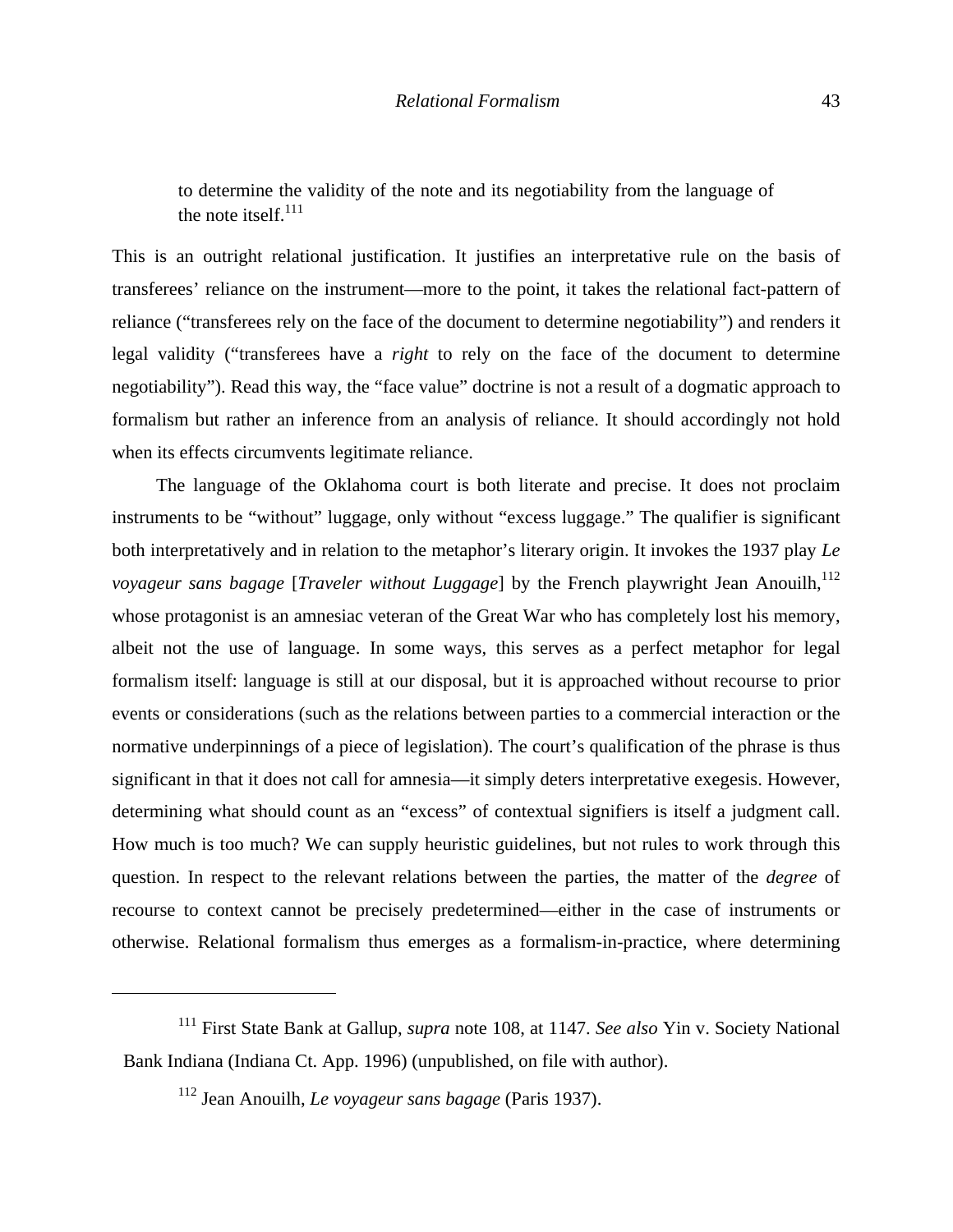> to determine the validity of the note and its negotiability from the language of the note itself.[111]

This is an outright relational justification. It justifies an interpretative rule on the basis of transferees' reliance on the instrument—more to the point, it takes the relational fact-pattern of reliance ("transferees rely on the face of the document to determine negotiability") and renders it legal validity ("transferees have a *right* to rely on the face of the document to determine negotiability"). Read this way, the "face value" doctrine is not a result of a dogmatic approach to formalism but rather an inference from an analysis of reliance. It should accordingly not hold when its effects circumvents legitimate reliance.

The language of the Oklahoma court is both literate and precise. It does not proclaim instruments to be "without" luggage, only without "excess luggage." The qualifier is significant both interpretatively and in relation to the metaphor's literary origin. It invokes the 1937 play *Le voyageur sans bagage* [*Traveler without Luggage*] by the French playwright Jean Anouilh,[112] whose protagonist is an amnesiac veteran of the Great War who has completely lost his memory, albeit not the use of language. In some ways, this serves as a perfect metaphor for legal formalism itself: language is still at our disposal, but it is approached without recourse to prior events or considerations (such as the relations between parties to a commercial interaction or the normative underpinnings of a piece of legislation). The court's qualification of the phrase is thus significant in that it does not call for amnesia—it simply deters interpretative exegesis. However, determining what should count as an "excess" of contextual signifiers is itself a judgment call. How much is too much? We can supply heuristic guidelines, but not rules to work through this question. In respect to the relevant relations between the parties, the matter of the *degree* of recourse to context cannot be precisely predetermined—either in the case of instruments or otherwise. Relational formalism thus emerges as a formalism-in-practice, where determining

---

[111] First State Bank at Gallup, *supra* note 108, at 1147. *See also* Yin v. Society National Bank Indiana (Indiana Ct. App. 1996) (unpublished, on file with author).

[112] Jean Anouilh, *Le voyageur sans bagage* (Paris 1937).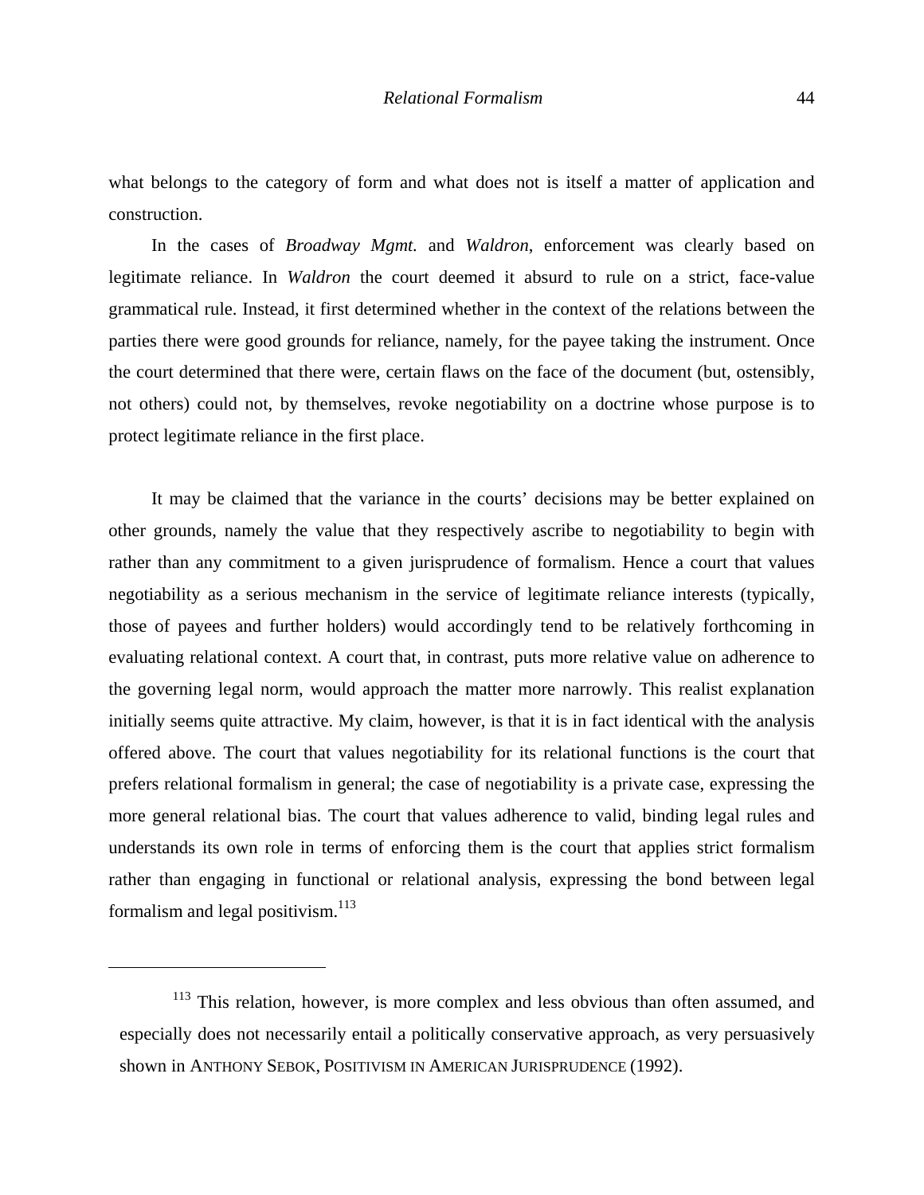what belongs to the category of form and what does not is itself a matter of application and construction.

In the cases of *Broadway Mgmt.* and *Waldron*, enforcement was clearly based on legitimate reliance. In *Waldron* the court deemed it absurd to rule on a strict, face-value grammatical rule. Instead, it first determined whether in the context of the relations between the parties there were good grounds for reliance, namely, for the payee taking the instrument. Once the court determined that there were, certain flaws on the face of the document (but, ostensibly, not others) could not, by themselves, revoke negotiability on a doctrine whose purpose is to protect legitimate reliance in the first place.

It may be claimed that the variance in the courts' decisions may be better explained on other grounds, namely the value that they respectively ascribe to negotiability to begin with rather than any commitment to a given jurisprudence of formalism. Hence a court that values negotiability as a serious mechanism in the service of legitimate reliance interests (typically, those of payees and further holders) would accordingly tend to be relatively forthcoming in evaluating relational context. A court that, in contrast, puts more relative value on adherence to the governing legal norm, would approach the matter more narrowly. This realist explanation initially seems quite attractive. My claim, however, is that it is in fact identical with the analysis offered above. The court that values negotiability for its relational functions is the court that prefers relational formalism in general; the case of negotiability is a private case, expressing the more general relational bias. The court that values adherence to valid, binding legal rules and understands its own role in terms of enforcing them is the court that applies strict formalism rather than engaging in functional or relational analysis, expressing the bond between legal formalism and legal positivism.[113]

---

[113] This relation, however, is more complex and less obvious than often assumed, and especially does not necessarily entail a politically conservative approach, as very persuasively shown in ANTHONY SEBOK, POSITIVISM IN AMERICAN JURISPRUDENCE (1992).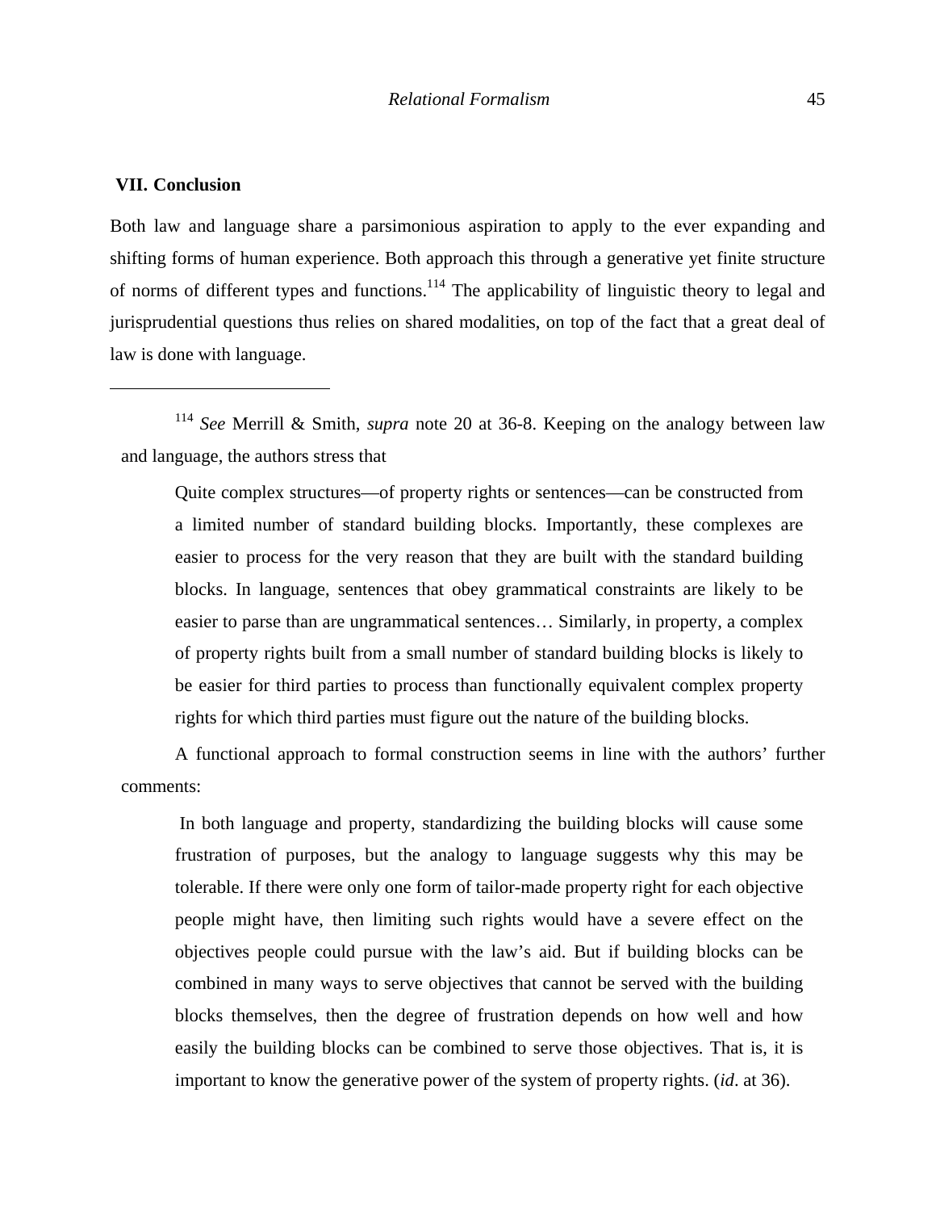## VII. Conclusion

Both law and language share a parsimonious aspiration to apply to the ever expanding and shifting forms of human experience. Both approach this through a generative yet finite structure of norms of different types and functions.[114] The applicability of linguistic theory to legal and jurisprudential questions thus relies on shared modalities, on top of the fact that a great deal of law is done with language.

---

[114] *See* Merrill & Smith, *supra* note 20 at 36-8. Keeping on the analogy between law and language, the authors stress that

> Quite complex structures—of property rights or sentences—can be constructed from a limited number of standard building blocks. Importantly, these complexes are easier to process for the very reason that they are built with the standard building blocks. In language, sentences that obey grammatical constraints are likely to be easier to parse than are ungrammatical sentences… Similarly, in property, a complex of property rights built from a small number of standard building blocks is likely to be easier for third parties to process than functionally equivalent complex property rights for which third parties must figure out the nature of the building blocks.

A functional approach to formal construction seems in line with the authors' further comments:

> In both language and property, standardizing the building blocks will cause some frustration of purposes, but the analogy to language suggests why this may be tolerable. If there were only one form of tailor-made property right for each objective people might have, then limiting such rights would have a severe effect on the objectives people could pursue with the law's aid. But if building blocks can be combined in many ways to serve objectives that cannot be served with the building blocks themselves, then the degree of frustration depends on how well and how easily the building blocks can be combined to serve those objectives. That is, it is important to know the generative power of the system of property rights. (*id*. at 36).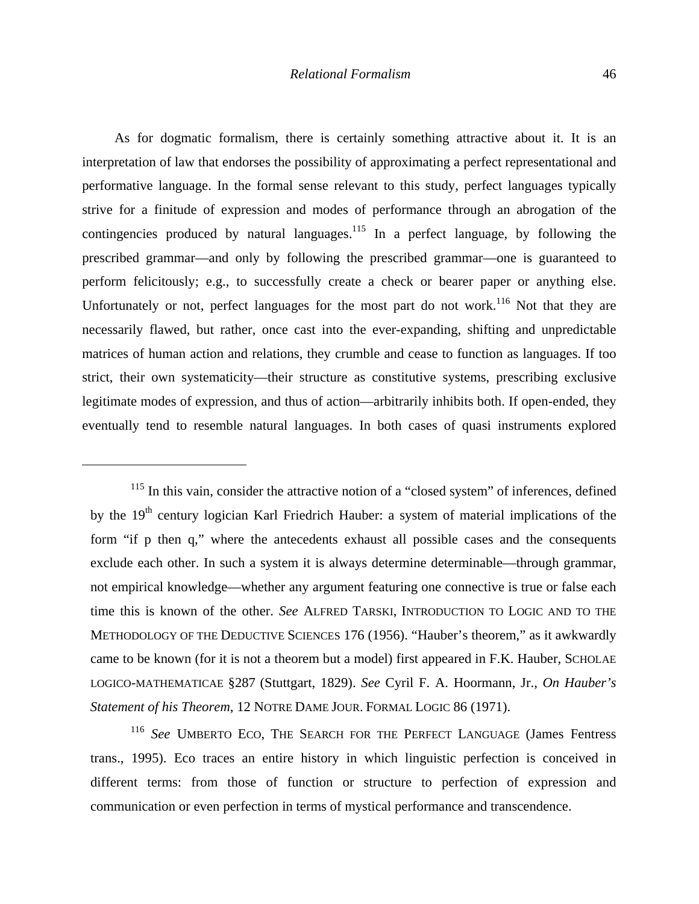As for dogmatic formalism, there is certainly something attractive about it. It is an interpretation of law that endorses the possibility of approximating a perfect representational and performative language. In the formal sense relevant to this study, perfect languages typically strive for a finitude of expression and modes of performance through an abrogation of the contingencies produced by natural languages.[115] In a perfect language, by following the prescribed grammar—and only by following the prescribed grammar—one is guaranteed to perform felicitously; e.g., to successfully create a check or bearer paper or anything else. Unfortunately or not, perfect languages for the most part do not work.[116] Not that they are necessarily flawed, but rather, once cast into the ever-expanding, shifting and unpredictable matrices of human action and relations, they crumble and cease to function as languages. If too strict, their own systematicity—their structure as constitutive systems, prescribing exclusive legitimate modes of expression, and thus of action—arbitrarily inhibits both. If open-ended, they eventually tend to resemble natural languages. In both cases of quasi instruments explored

---

[115] In this vain, consider the attractive notion of a "closed system" of inferences, defined by the 19th century logician Karl Friedrich Hauber: a system of material implications of the form "if p then q," where the antecedents exhaust all possible cases and the consequents exclude each other. In such a system it is always determine determinable—through grammar, not empirical knowledge—whether any argument featuring one connective is true or false each time this is known of the other. *See* ALFRED TARSKI, INTRODUCTION TO LOGIC AND TO THE METHODOLOGY OF THE DEDUCTIVE SCIENCES 176 (1956). "Hauber's theorem," as it awkwardly came to be known (for it is not a theorem but a model) first appeared in F.K. Hauber, SCHOLAE LOGICO-MATHEMATICAE §287 (Stuttgart, 1829). *See* Cyril F. A. Hoormann, Jr., *On Hauber's Statement of his Theorem*, 12 NOTRE DAME JOUR. FORMAL LOGIC 86 (1971).

[116] *See* UMBERTO ECO, THE SEARCH FOR THE PERFECT LANGUAGE (James Fentress trans., 1995). Eco traces an entire history in which linguistic perfection is conceived in different terms: from those of function or structure to perfection of expression and communication or even perfection in terms of mystical performance and transcendence.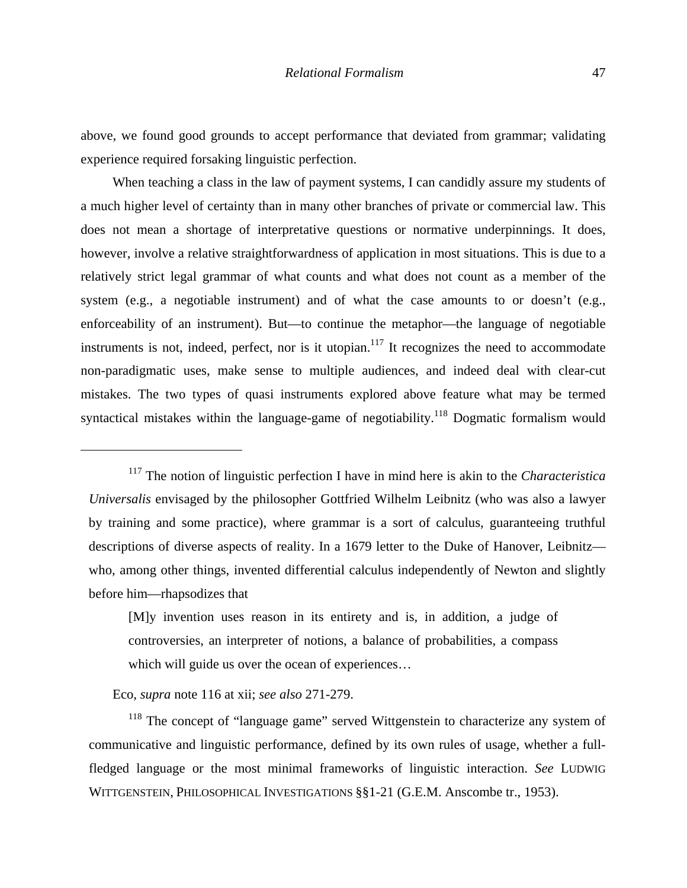above, we found good grounds to accept performance that deviated from grammar; validating experience required forsaking linguistic perfection.

When teaching a class in the law of payment systems, I can candidly assure my students of a much higher level of certainty than in many other branches of private or commercial law. This does not mean a shortage of interpretative questions or normative underpinnings. It does, however, involve a relative straightforwardness of application in most situations. This is due to a relatively strict legal grammar of what counts and what does not count as a member of the system (e.g., a negotiable instrument) and of what the case amounts to or doesn't (e.g., enforceability of an instrument). But—to continue the metaphor—the language of negotiable instruments is not, indeed, perfect, nor is it utopian.[117] It recognizes the need to accommodate non-paradigmatic uses, make sense to multiple audiences, and indeed deal with clear-cut mistakes. The two types of quasi instruments explored above feature what may be termed syntactical mistakes within the language-game of negotiability.[118] Dogmatic formalism would

---

[117] The notion of linguistic perfection I have in mind here is akin to the *Characteristica Universalis* envisaged by the philosopher Gottfried Wilhelm Leibnitz (who was also a lawyer by training and some practice), where grammar is a sort of calculus, guaranteeing truthful descriptions of diverse aspects of reality. In a 1679 letter to the Duke of Hanover, Leibnitz—who, among other things, invented differential calculus independently of Newton and slightly before him—rhapsodizes that

> [M]y invention uses reason in its entirety and is, in addition, a judge of controversies, an interpreter of notions, a balance of probabilities, a compass which will guide us over the ocean of experiences…

Eco, *supra* note 116 at xii; *see also* 271-279.

[118] The concept of "language game" served Wittgenstein to characterize any system of communicative and linguistic performance, defined by its own rules of usage, whether a full-fledged language or the most minimal frameworks of linguistic interaction. *See* LUDWIG WITTGENSTEIN, PHILOSOPHICAL INVESTIGATIONS §§1-21 (G.E.M. Anscombe tr., 1953).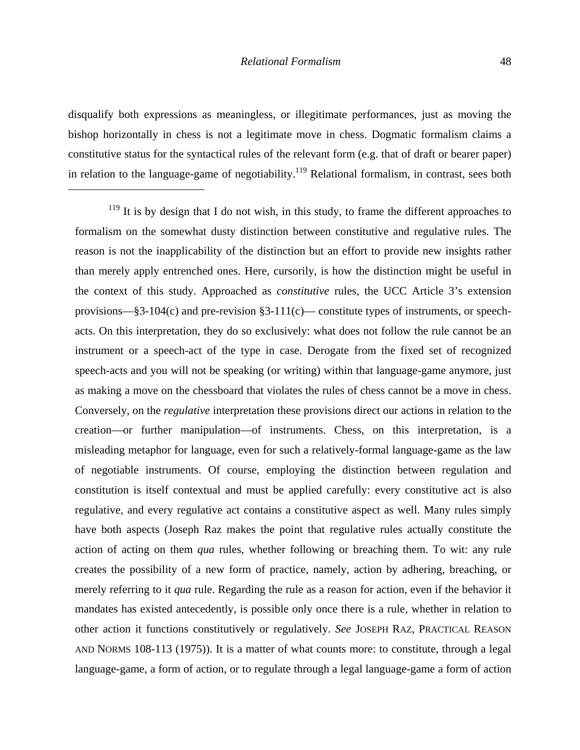disqualify both expressions as meaningless, or illegitimate performances, just as moving the bishop horizontally in chess is not a legitimate move in chess. Dogmatic formalism claims a constitutive status for the syntactical rules of the relevant form (e.g. that of draft or bearer paper) in relation to the language-game of negotiability.[119] Relational formalism, in contrast, sees both

---

[119] It is by design that I do not wish, in this study, to frame the different approaches to formalism on the somewhat dusty distinction between constitutive and regulative rules. The reason is not the inapplicability of the distinction but an effort to provide new insights rather than merely apply entrenched ones. Here, cursorily, is how the distinction might be useful in the context of this study. Approached as *constitutive* rules, the UCC Article 3's extension provisions—§3-104(c) and pre-revision §3-111(c)— constitute types of instruments, or speech-acts. On this interpretation, they do so exclusively: what does not follow the rule cannot be an instrument or a speech-act of the type in case. Derogate from the fixed set of recognized speech-acts and you will not be speaking (or writing) within that language-game anymore, just as making a move on the chessboard that violates the rules of chess cannot be a move in chess. Conversely, on the *regulative* interpretation these provisions direct our actions in relation to the creation—or further manipulation—of instruments. Chess, on this interpretation, is a misleading metaphor for language, even for such a relatively-formal language-game as the law of negotiable instruments. Of course, employing the distinction between regulation and constitution is itself contextual and must be applied carefully: every constitutive act is also regulative, and every regulative act contains a constitutive aspect as well. Many rules simply have both aspects (Joseph Raz makes the point that regulative rules actually constitute the action of acting on them *qua* rules, whether following or breaching them. To wit: any rule creates the possibility of a new form of practice, namely, action by adhering, breaching, or merely referring to it *qua* rule. Regarding the rule as a reason for action, even if the behavior it mandates has existed antecedently, is possible only once there is a rule, whether in relation to other action it functions constitutively or regulatively. *See* JOSEPH RAZ, PRACTICAL REASON AND NORMS 108-113 (1975)). It is a matter of what counts more: to constitute, through a legal language-game, a form of action, or to regulate through a legal language-game a form of action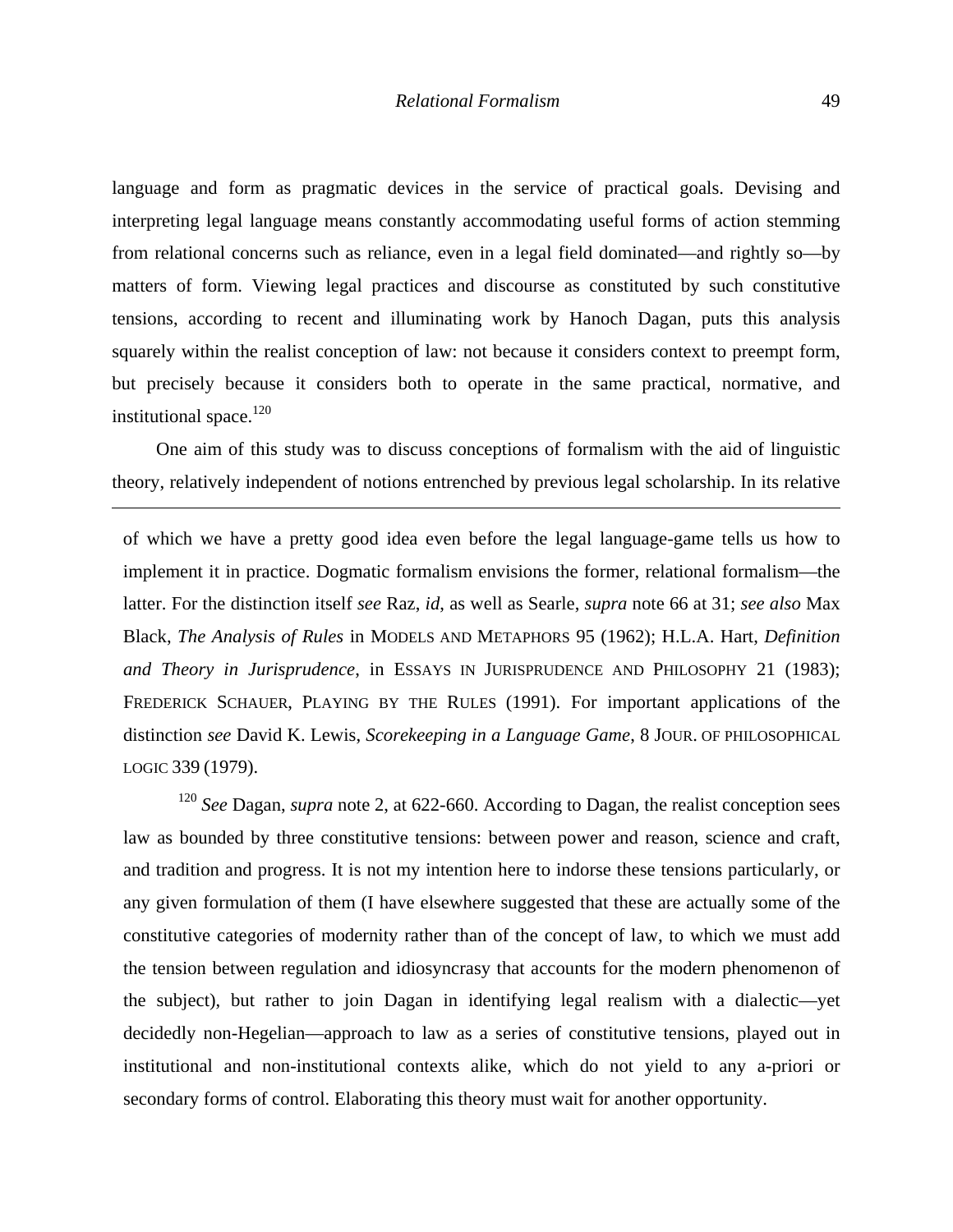language and form as pragmatic devices in the service of practical goals. Devising and interpreting legal language means constantly accommodating useful forms of action stemming from relational concerns such as reliance, even in a legal field dominated—and rightly so—by matters of form. Viewing legal practices and discourse as constituted by such constitutive tensions, according to recent and illuminating work by Hanoch Dagan, puts this analysis squarely within the realist conception of law: not because it considers context to preempt form, but precisely because it considers both to operate in the same practical, normative, and institutional space.[120]

One aim of this study was to discuss conceptions of formalism with the aid of linguistic theory, relatively independent of notions entrenched by previous legal scholarship. In its relative

---

of which we have a pretty good idea even before the legal language-game tells us how to implement it in practice. Dogmatic formalism envisions the former, relational formalism—the latter. For the distinction itself *see* Raz, *id*, as well as Searle, *supra* note 66 at 31; *see also* Max Black, *The Analysis of Rules* in MODELS AND METAPHORS 95 (1962); H.L.A. Hart, *Definition and Theory in Jurisprudence*, in ESSAYS IN JURISPRUDENCE AND PHILOSOPHY 21 (1983); FREDERICK SCHAUER, PLAYING BY THE RULES (1991). For important applications of the distinction *see* David K. Lewis, *Scorekeeping in a Language Game*, 8 JOUR. OF PHILOSOPHICAL LOGIC 339 (1979).

[120] *See* Dagan, *supra* note 2, at 622-660. According to Dagan, the realist conception sees law as bounded by three constitutive tensions: between power and reason, science and craft, and tradition and progress. It is not my intention here to indorse these tensions particularly, or any given formulation of them (I have elsewhere suggested that these are actually some of the constitutive categories of modernity rather than of the concept of law, to which we must add the tension between regulation and idiosyncrasy that accounts for the modern phenomenon of the subject), but rather to join Dagan in identifying legal realism with a dialectic—yet decidedly non-Hegelian—approach to law as a series of constitutive tensions, played out in institutional and non-institutional contexts alike, which do not yield to any a-priori or secondary forms of control. Elaborating this theory must wait for another opportunity.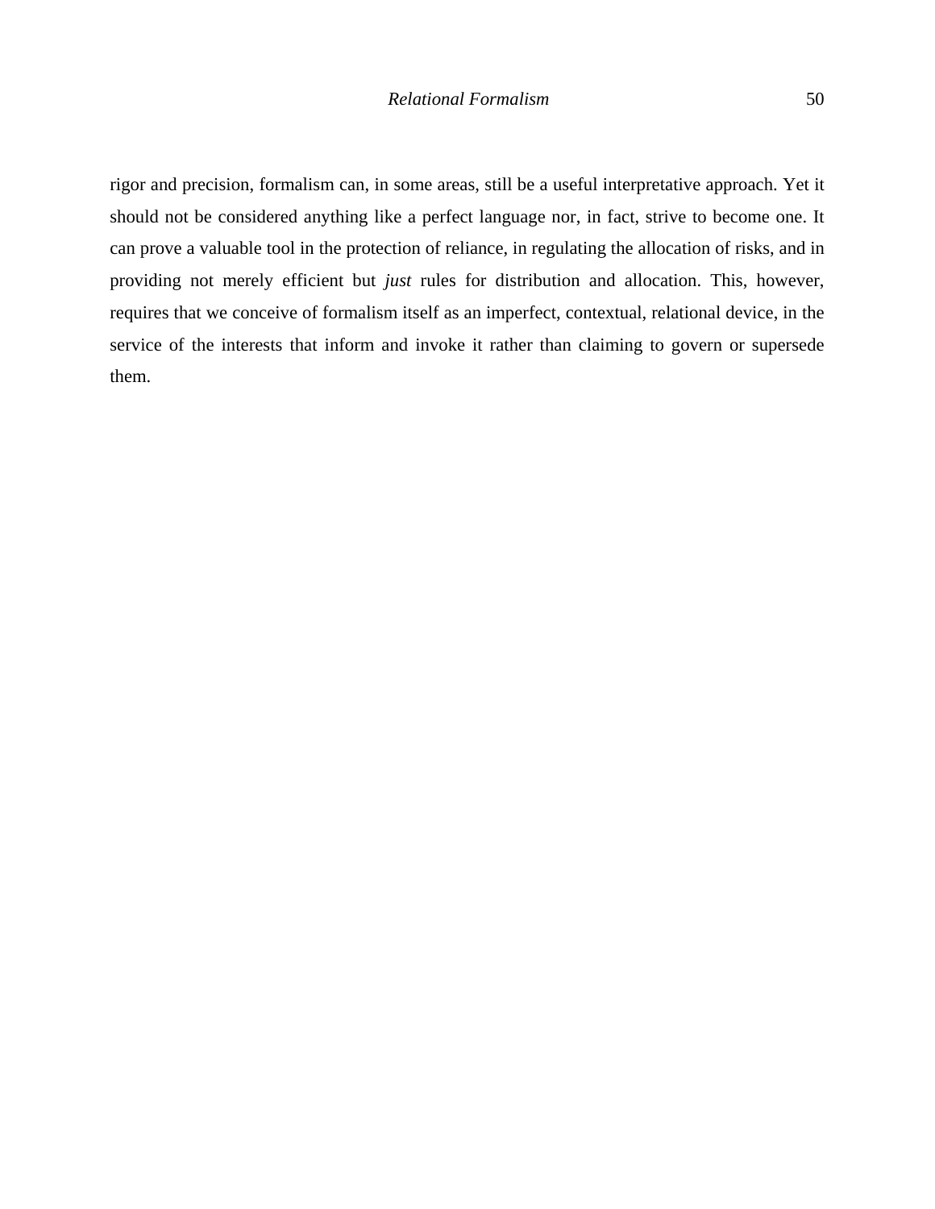rigor and precision, formalism can, in some areas, still be a useful interpretative approach. Yet it should not be considered anything like a perfect language nor, in fact, strive to become one. It can prove a valuable tool in the protection of reliance, in regulating the allocation of risks, and in providing not merely efficient but *just* rules for distribution and allocation. This, however, requires that we conceive of formalism itself as an imperfect, contextual, relational device, in the service of the interests that inform and invoke it rather than claiming to govern or supersede them.